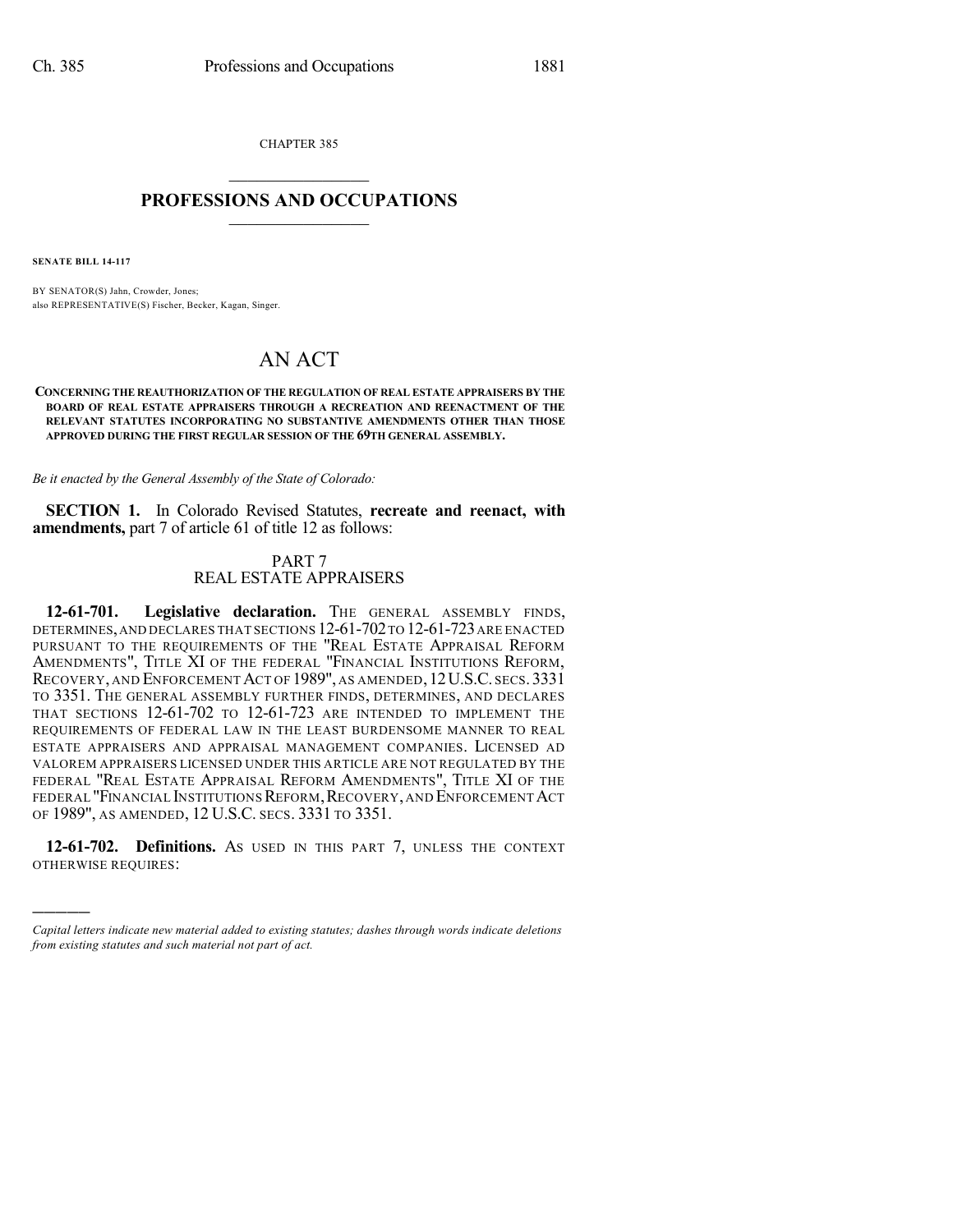CHAPTER 385

# PROFESSIONS AND OCCUPATIONS

**SENATE BILL 14-117**

BY SENATOR(S) Jahn, Crowder, Jones;
also REPRESENTATIVE(S) Fischer, Becker, Kagan, Singer.

# AN ACT

**CONCERNING THE REAUTHORIZATION OF THE REGULATION OF REAL ESTATE APPRAISERS BY THE BOARD OF REAL ESTATE APPRAISERS THROUGH A RECREATION AND REENACTMENT OF THE RELEVANT STATUTES INCORPORATING NO SUBSTANTIVE AMENDMENTS OTHER THAN THOSE APPROVED DURING THE FIRST REGULAR SESSION OF THE 69TH GENERAL ASSEMBLY.**

*Be it enacted by the General Assembly of the State of Colorado:*

**SECTION 1.** In Colorado Revised Statutes, **recreate and reenact, with amendments,** part 7 of article 61 of title 12 as follows:

## PART 7
## REAL ESTATE APPRAISERS

**12-61-701. Legislative declaration.** THE GENERAL ASSEMBLY FINDS, DETERMINES, AND DECLARES THAT SECTIONS 12-61-702 TO 12-61-723 ARE ENACTED PURSUANT TO THE REQUIREMENTS OF THE "REAL ESTATE APPRAISAL REFORM AMENDMENTS", TITLE XI OF THE FEDERAL "FINANCIAL INSTITUTIONS REFORM, RECOVERY, AND ENFORCEMENT ACT OF 1989", AS AMENDED, 12 U.S.C. SECS. 3331 TO 3351. THE GENERAL ASSEMBLY FURTHER FINDS, DETERMINES, AND DECLARES THAT SECTIONS 12-61-702 TO 12-61-723 ARE INTENDED TO IMPLEMENT THE REQUIREMENTS OF FEDERAL LAW IN THE LEAST BURDENSOME MANNER TO REAL ESTATE APPRAISERS AND APPRAISAL MANAGEMENT COMPANIES. LICENSED AD VALOREM APPRAISERS LICENSED UNDER THIS ARTICLE ARE NOT REGULATED BY THE FEDERAL "REAL ESTATE APPRAISAL REFORM AMENDMENTS", TITLE XI OF THE FEDERAL "FINANCIAL INSTITUTIONS REFORM, RECOVERY, AND ENFORCEMENT ACT OF 1989", AS AMENDED, 12 U.S.C. SECS. 3331 TO 3351.

**12-61-702. Definitions.** AS USED IN THIS PART 7, UNLESS THE CONTEXT OTHERWISE REQUIRES:

*Capital letters indicate new material added to existing statutes; dashes through words indicate deletions from existing statutes and such material not part of act.*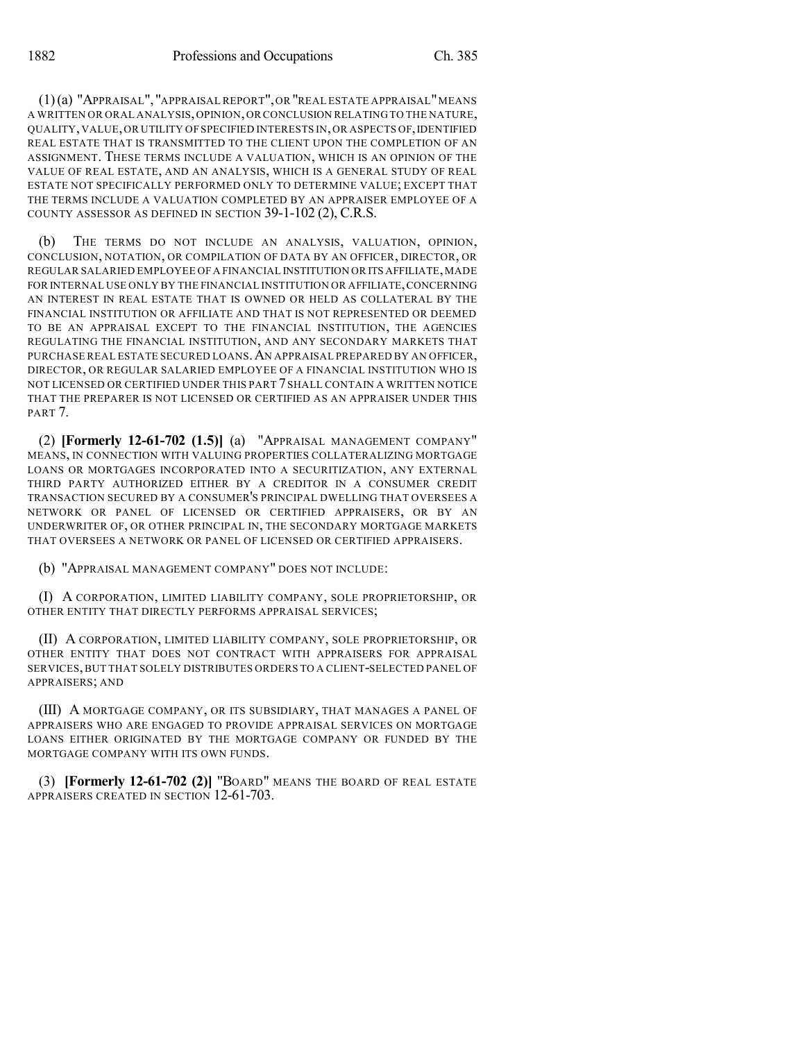(1) (a) "APPRAISAL", "APPRAISAL REPORT", OR "REAL ESTATE APPRAISAL" MEANS A WRITTEN OR ORAL ANALYSIS, OPINION, OR CONCLUSION RELATING TO THE NATURE, QUALITY, VALUE, OR UTILITY OF SPECIFIED INTERESTS IN, OR ASPECTS OF, IDENTIFIED REAL ESTATE THAT IS TRANSMITTED TO THE CLIENT UPON THE COMPLETION OF AN ASSIGNMENT. THESE TERMS INCLUDE A VALUATION, WHICH IS AN OPINION OF THE VALUE OF REAL ESTATE, AND AN ANALYSIS, WHICH IS A GENERAL STUDY OF REAL ESTATE NOT SPECIFICALLY PERFORMED ONLY TO DETERMINE VALUE; EXCEPT THAT THE TERMS INCLUDE A VALUATION COMPLETED BY AN APPRAISER EMPLOYEE OF A COUNTY ASSESSOR AS DEFINED IN SECTION 39-1-102 (2), C.R.S.

(b) THE TERMS DO NOT INCLUDE AN ANALYSIS, VALUATION, OPINION, CONCLUSION, NOTATION, OR COMPILATION OF DATA BY AN OFFICER, DIRECTOR, OR REGULAR SALARIED EMPLOYEE OF A FINANCIAL INSTITUTION OR ITS AFFILIATE, MADE FOR INTERNAL USE ONLY BY THE FINANCIAL INSTITUTION OR AFFILIATE, CONCERNING AN INTEREST IN REAL ESTATE THAT IS OWNED OR HELD AS COLLATERAL BY THE FINANCIAL INSTITUTION OR AFFILIATE AND THAT IS NOT REPRESENTED OR DEEMED TO BE AN APPRAISAL EXCEPT TO THE FINANCIAL INSTITUTION, THE AGENCIES REGULATING THE FINANCIAL INSTITUTION, AND ANY SECONDARY MARKETS THAT PURCHASE REAL ESTATE SECURED LOANS. AN APPRAISAL PREPARED BY AN OFFICER, DIRECTOR, OR REGULAR SALARIED EMPLOYEE OF A FINANCIAL INSTITUTION WHO IS NOT LICENSED OR CERTIFIED UNDER THIS PART 7 SHALL CONTAIN A WRITTEN NOTICE THAT THE PREPARER IS NOT LICENSED OR CERTIFIED AS AN APPRAISER UNDER THIS PART 7.

(2) **[Formerly 12-61-702 (1.5)]** (a) "APPRAISAL MANAGEMENT COMPANY" MEANS, IN CONNECTION WITH VALUING PROPERTIES COLLATERALIZING MORTGAGE LOANS OR MORTGAGES INCORPORATED INTO A SECURITIZATION, ANY EXTERNAL THIRD PARTY AUTHORIZED EITHER BY A CREDITOR IN A CONSUMER CREDIT TRANSACTION SECURED BY A CONSUMER'S PRINCIPAL DWELLING THAT OVERSEES A NETWORK OR PANEL OF LICENSED OR CERTIFIED APPRAISERS, OR BY AN UNDERWRITER OF, OR OTHER PRINCIPAL IN, THE SECONDARY MORTGAGE MARKETS THAT OVERSEES A NETWORK OR PANEL OF LICENSED OR CERTIFIED APPRAISERS.

(b) "APPRAISAL MANAGEMENT COMPANY" DOES NOT INCLUDE:

(I) A CORPORATION, LIMITED LIABILITY COMPANY, SOLE PROPRIETORSHIP, OR OTHER ENTITY THAT DIRECTLY PERFORMS APPRAISAL SERVICES;

(II) A CORPORATION, LIMITED LIABILITY COMPANY, SOLE PROPRIETORSHIP, OR OTHER ENTITY THAT DOES NOT CONTRACT WITH APPRAISERS FOR APPRAISAL SERVICES, BUT THAT SOLELY DISTRIBUTES ORDERS TO A CLIENT-SELECTED PANEL OF APPRAISERS; AND

(III) A MORTGAGE COMPANY, OR ITS SUBSIDIARY, THAT MANAGES A PANEL OF APPRAISERS WHO ARE ENGAGED TO PROVIDE APPRAISAL SERVICES ON MORTGAGE LOANS EITHER ORIGINATED BY THE MORTGAGE COMPANY OR FUNDED BY THE MORTGAGE COMPANY WITH ITS OWN FUNDS.

(3) **[Formerly 12-61-702 (2)]** "BOARD" MEANS THE BOARD OF REAL ESTATE APPRAISERS CREATED IN SECTION 12-61-703.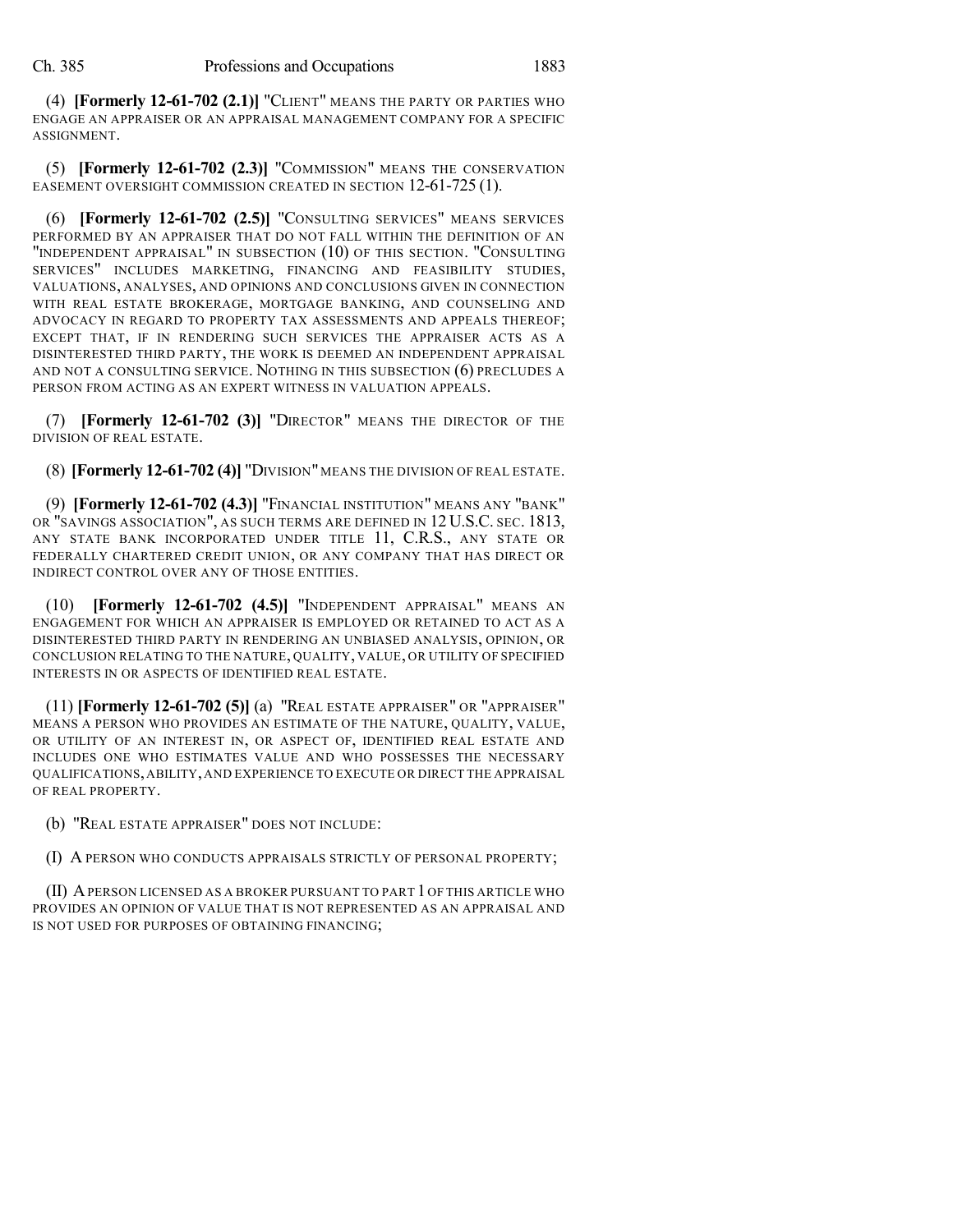(4) **[Formerly 12-61-702 (2.1)]** "CLIENT" MEANS THE PARTY OR PARTIES WHO ENGAGE AN APPRAISER OR AN APPRAISAL MANAGEMENT COMPANY FOR A SPECIFIC ASSIGNMENT.

(5) **[Formerly 12-61-702 (2.3)]** "COMMISSION" MEANS THE CONSERVATION EASEMENT OVERSIGHT COMMISSION CREATED IN SECTION 12-61-725 (1).

(6) **[Formerly 12-61-702 (2.5)]** "CONSULTING SERVICES" MEANS SERVICES PERFORMED BY AN APPRAISER THAT DO NOT FALL WITHIN THE DEFINITION OF AN "INDEPENDENT APPRAISAL" IN SUBSECTION (10) OF THIS SECTION. "CONSULTING SERVICES" INCLUDES MARKETING, FINANCING AND FEASIBILITY STUDIES, VALUATIONS, ANALYSES, AND OPINIONS AND CONCLUSIONS GIVEN IN CONNECTION WITH REAL ESTATE BROKERAGE, MORTGAGE BANKING, AND COUNSELING AND ADVOCACY IN REGARD TO PROPERTY TAX ASSESSMENTS AND APPEALS THEREOF; EXCEPT THAT, IF IN RENDERING SUCH SERVICES THE APPRAISER ACTS AS A DISINTERESTED THIRD PARTY, THE WORK IS DEEMED AN INDEPENDENT APPRAISAL AND NOT A CONSULTING SERVICE. NOTHING IN THIS SUBSECTION (6) PRECLUDES A PERSON FROM ACTING AS AN EXPERT WITNESS IN VALUATION APPEALS.

(7) **[Formerly 12-61-702 (3)]** "DIRECTOR" MEANS THE DIRECTOR OF THE DIVISION OF REAL ESTATE.

(8) **[Formerly 12-61-702 (4)]** "DIVISION" MEANS THE DIVISION OF REAL ESTATE.

(9) **[Formerly 12-61-702 (4.3)]** "FINANCIAL INSTITUTION" MEANS ANY "BANK" OR "SAVINGS ASSOCIATION", AS SUCH TERMS ARE DEFINED IN 12 U.S.C. SEC. 1813, ANY STATE BANK INCORPORATED UNDER TITLE 11, C.R.S., ANY STATE OR FEDERALLY CHARTERED CREDIT UNION, OR ANY COMPANY THAT HAS DIRECT OR INDIRECT CONTROL OVER ANY OF THOSE ENTITIES.

(10) **[Formerly 12-61-702 (4.5)]** "INDEPENDENT APPRAISAL" MEANS AN ENGAGEMENT FOR WHICH AN APPRAISER IS EMPLOYED OR RETAINED TO ACT AS A DISINTERESTED THIRD PARTY IN RENDERING AN UNBIASED ANALYSIS, OPINION, OR CONCLUSION RELATING TO THE NATURE, QUALITY, VALUE, OR UTILITY OF SPECIFIED INTERESTS IN OR ASPECTS OF IDENTIFIED REAL ESTATE.

(11) **[Formerly 12-61-702 (5)]** (a) "REAL ESTATE APPRAISER" OR "APPRAISER" MEANS A PERSON WHO PROVIDES AN ESTIMATE OF THE NATURE, QUALITY, VALUE, OR UTILITY OF AN INTEREST IN, OR ASPECT OF, IDENTIFIED REAL ESTATE AND INCLUDES ONE WHO ESTIMATES VALUE AND WHO POSSESSES THE NECESSARY QUALIFICATIONS, ABILITY, AND EXPERIENCE TO EXECUTE OR DIRECT THE APPRAISAL OF REAL PROPERTY.

(b) "REAL ESTATE APPRAISER" DOES NOT INCLUDE:

(I) A PERSON WHO CONDUCTS APPRAISALS STRICTLY OF PERSONAL PROPERTY;

(II) A PERSON LICENSED AS A BROKER PURSUANT TO PART 1 OF THIS ARTICLE WHO PROVIDES AN OPINION OF VALUE THAT IS NOT REPRESENTED AS AN APPRAISAL AND IS NOT USED FOR PURPOSES OF OBTAINING FINANCING;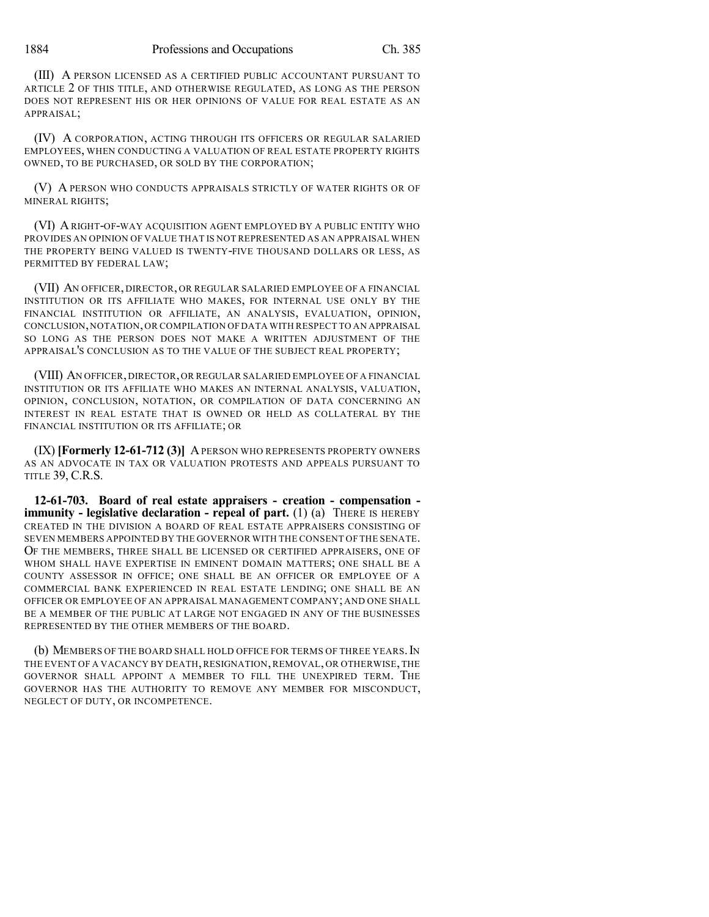(III) A PERSON LICENSED AS A CERTIFIED PUBLIC ACCOUNTANT PURSUANT TO ARTICLE 2 OF THIS TITLE, AND OTHERWISE REGULATED, AS LONG AS THE PERSON DOES NOT REPRESENT HIS OR HER OPINIONS OF VALUE FOR REAL ESTATE AS AN APPRAISAL;

(IV) A CORPORATION, ACTING THROUGH ITS OFFICERS OR REGULAR SALARIED EMPLOYEES, WHEN CONDUCTING A VALUATION OF REAL ESTATE PROPERTY RIGHTS OWNED, TO BE PURCHASED, OR SOLD BY THE CORPORATION;

(V) A PERSON WHO CONDUCTS APPRAISALS STRICTLY OF WATER RIGHTS OR OF MINERAL RIGHTS;

(VI) A RIGHT-OF-WAY ACQUISITION AGENT EMPLOYED BY A PUBLIC ENTITY WHO PROVIDES AN OPINION OF VALUE THAT IS NOT REPRESENTED AS AN APPRAISAL WHEN THE PROPERTY BEING VALUED IS TWENTY-FIVE THOUSAND DOLLARS OR LESS, AS PERMITTED BY FEDERAL LAW;

(VII) AN OFFICER, DIRECTOR, OR REGULAR SALARIED EMPLOYEE OF A FINANCIAL INSTITUTION OR ITS AFFILIATE WHO MAKES, FOR INTERNAL USE ONLY BY THE FINANCIAL INSTITUTION OR AFFILIATE, AN ANALYSIS, EVALUATION, OPINION, CONCLUSION, NOTATION, OR COMPILATION OF DATA WITH RESPECT TO AN APPRAISAL SO LONG AS THE PERSON DOES NOT MAKE A WRITTEN ADJUSTMENT OF THE APPRAISAL'S CONCLUSION AS TO THE VALUE OF THE SUBJECT REAL PROPERTY;

(VIII) AN OFFICER, DIRECTOR, OR REGULAR SALARIED EMPLOYEE OF A FINANCIAL INSTITUTION OR ITS AFFILIATE WHO MAKES AN INTERNAL ANALYSIS, VALUATION, OPINION, CONCLUSION, NOTATION, OR COMPILATION OF DATA CONCERNING AN INTEREST IN REAL ESTATE THAT IS OWNED OR HELD AS COLLATERAL BY THE FINANCIAL INSTITUTION OR ITS AFFILIATE; OR

(IX) **[Formerly 12-61-712 (3)]** A PERSON WHO REPRESENTS PROPERTY OWNERS AS AN ADVOCATE IN TAX OR VALUATION PROTESTS AND APPEALS PURSUANT TO TITLE 39, C.R.S.

**12-61-703. Board of real estate appraisers - creation - compensation - immunity - legislative declaration - repeal of part.** (1) (a) THERE IS HEREBY CREATED IN THE DIVISION A BOARD OF REAL ESTATE APPRAISERS CONSISTING OF SEVEN MEMBERS APPOINTED BY THE GOVERNOR WITH THE CONSENT OF THE SENATE. OF THE MEMBERS, THREE SHALL BE LICENSED OR CERTIFIED APPRAISERS, ONE OF WHOM SHALL HAVE EXPERTISE IN EMINENT DOMAIN MATTERS; ONE SHALL BE A COUNTY ASSESSOR IN OFFICE; ONE SHALL BE AN OFFICER OR EMPLOYEE OF A COMMERCIAL BANK EXPERIENCED IN REAL ESTATE LENDING; ONE SHALL BE AN OFFICER OR EMPLOYEE OF AN APPRAISAL MANAGEMENT COMPANY; AND ONE SHALL BE A MEMBER OF THE PUBLIC AT LARGE NOT ENGAGED IN ANY OF THE BUSINESSES REPRESENTED BY THE OTHER MEMBERS OF THE BOARD.

(b) MEMBERS OF THE BOARD SHALL HOLD OFFICE FOR TERMS OF THREE YEARS. IN THE EVENT OF A VACANCY BY DEATH, RESIGNATION, REMOVAL, OR OTHERWISE, THE GOVERNOR SHALL APPOINT A MEMBER TO FILL THE UNEXPIRED TERM. THE GOVERNOR HAS THE AUTHORITY TO REMOVE ANY MEMBER FOR MISCONDUCT, NEGLECT OF DUTY, OR INCOMPETENCE.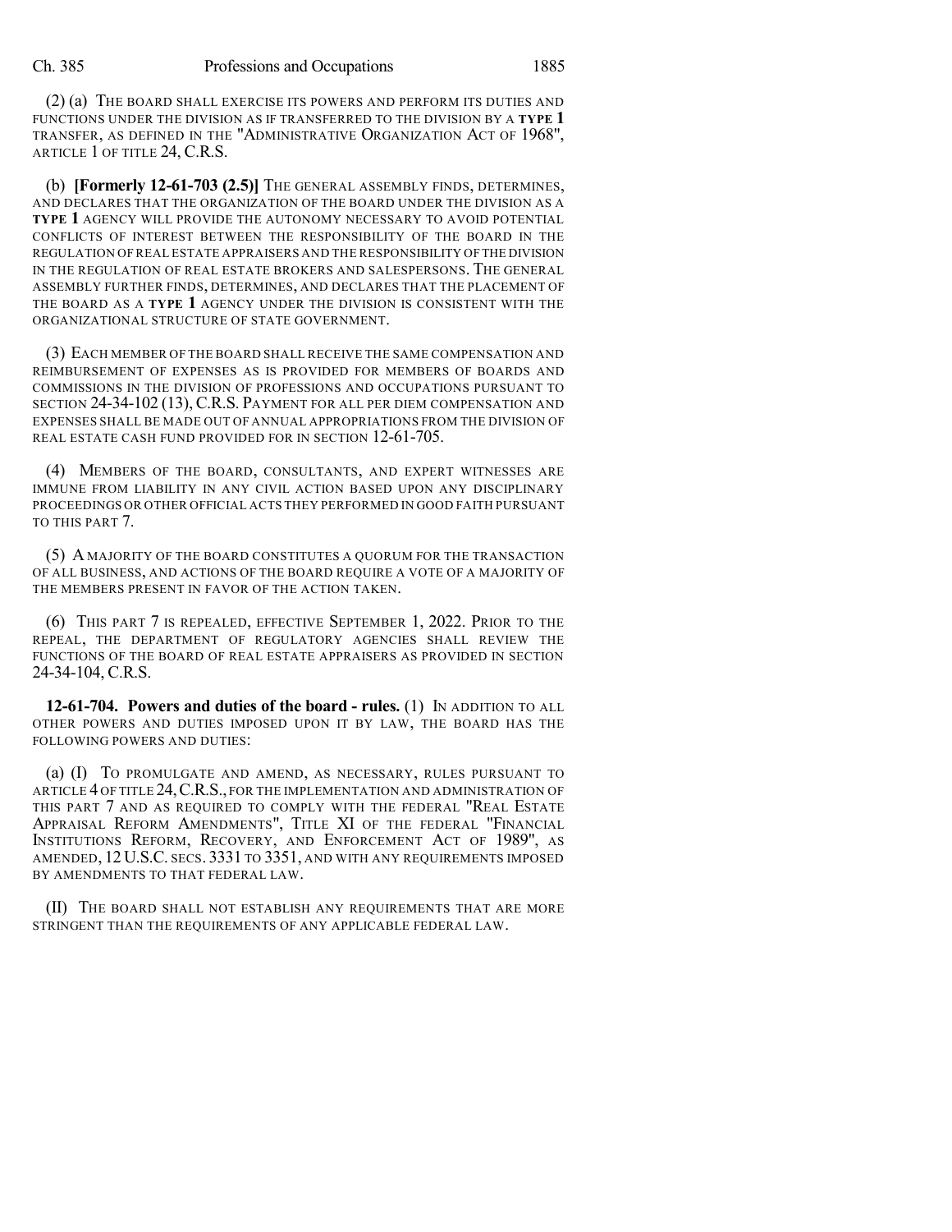(2) (a) THE BOARD SHALL EXERCISE ITS POWERS AND PERFORM ITS DUTIES AND FUNCTIONS UNDER THE DIVISION AS IF TRANSFERRED TO THE DIVISION BY A **TYPE 1** TRANSFER, AS DEFINED IN THE "ADMINISTRATIVE ORGANIZATION ACT OF 1968", ARTICLE 1 OF TITLE 24, C.R.S.

(b) **[Formerly 12-61-703 (2.5)]** THE GENERAL ASSEMBLY FINDS, DETERMINES, AND DECLARES THAT THE ORGANIZATION OF THE BOARD UNDER THE DIVISION AS A **TYPE 1** AGENCY WILL PROVIDE THE AUTONOMY NECESSARY TO AVOID POTENTIAL CONFLICTS OF INTEREST BETWEEN THE RESPONSIBILITY OF THE BOARD IN THE REGULATION OF REAL ESTATE APPRAISERS AND THE RESPONSIBILITY OF THE DIVISION IN THE REGULATION OF REAL ESTATE BROKERS AND SALESPERSONS. THE GENERAL ASSEMBLY FURTHER FINDS, DETERMINES, AND DECLARES THAT THE PLACEMENT OF THE BOARD AS A **TYPE 1** AGENCY UNDER THE DIVISION IS CONSISTENT WITH THE ORGANIZATIONAL STRUCTURE OF STATE GOVERNMENT.

(3) EACH MEMBER OF THE BOARD SHALL RECEIVE THE SAME COMPENSATION AND REIMBURSEMENT OF EXPENSES AS IS PROVIDED FOR MEMBERS OF BOARDS AND COMMISSIONS IN THE DIVISION OF PROFESSIONS AND OCCUPATIONS PURSUANT TO SECTION 24-34-102 (13), C.R.S. PAYMENT FOR ALL PER DIEM COMPENSATION AND EXPENSES SHALL BE MADE OUT OF ANNUAL APPROPRIATIONS FROM THE DIVISION OF REAL ESTATE CASH FUND PROVIDED FOR IN SECTION 12-61-705.

(4) MEMBERS OF THE BOARD, CONSULTANTS, AND EXPERT WITNESSES ARE IMMUNE FROM LIABILITY IN ANY CIVIL ACTION BASED UPON ANY DISCIPLINARY PROCEEDINGS OR OTHER OFFICIAL ACTS THEY PERFORMED IN GOOD FAITH PURSUANT TO THIS PART 7.

(5) A MAJORITY OF THE BOARD CONSTITUTES A QUORUM FOR THE TRANSACTION OF ALL BUSINESS, AND ACTIONS OF THE BOARD REQUIRE A VOTE OF A MAJORITY OF THE MEMBERS PRESENT IN FAVOR OF THE ACTION TAKEN.

(6) THIS PART 7 IS REPEALED, EFFECTIVE SEPTEMBER 1, 2022. PRIOR TO THE REPEAL, THE DEPARTMENT OF REGULATORY AGENCIES SHALL REVIEW THE FUNCTIONS OF THE BOARD OF REAL ESTATE APPRAISERS AS PROVIDED IN SECTION 24-34-104, C.R.S.

**12-61-704. Powers and duties of the board - rules.** (1) IN ADDITION TO ALL OTHER POWERS AND DUTIES IMPOSED UPON IT BY LAW, THE BOARD HAS THE FOLLOWING POWERS AND DUTIES:

(a) (I) TO PROMULGATE AND AMEND, AS NECESSARY, RULES PURSUANT TO ARTICLE 4 OF TITLE 24, C.R.S., FOR THE IMPLEMENTATION AND ADMINISTRATION OF THIS PART 7 AND AS REQUIRED TO COMPLY WITH THE FEDERAL "REAL ESTATE APPRAISAL REFORM AMENDMENTS", TITLE XI OF THE FEDERAL "FINANCIAL INSTITUTIONS REFORM, RECOVERY, AND ENFORCEMENT ACT OF 1989", AS AMENDED, 12 U.S.C. SECS. 3331 TO 3351, AND WITH ANY REQUIREMENTS IMPOSED BY AMENDMENTS TO THAT FEDERAL LAW.

(II) THE BOARD SHALL NOT ESTABLISH ANY REQUIREMENTS THAT ARE MORE STRINGENT THAN THE REQUIREMENTS OF ANY APPLICABLE FEDERAL LAW.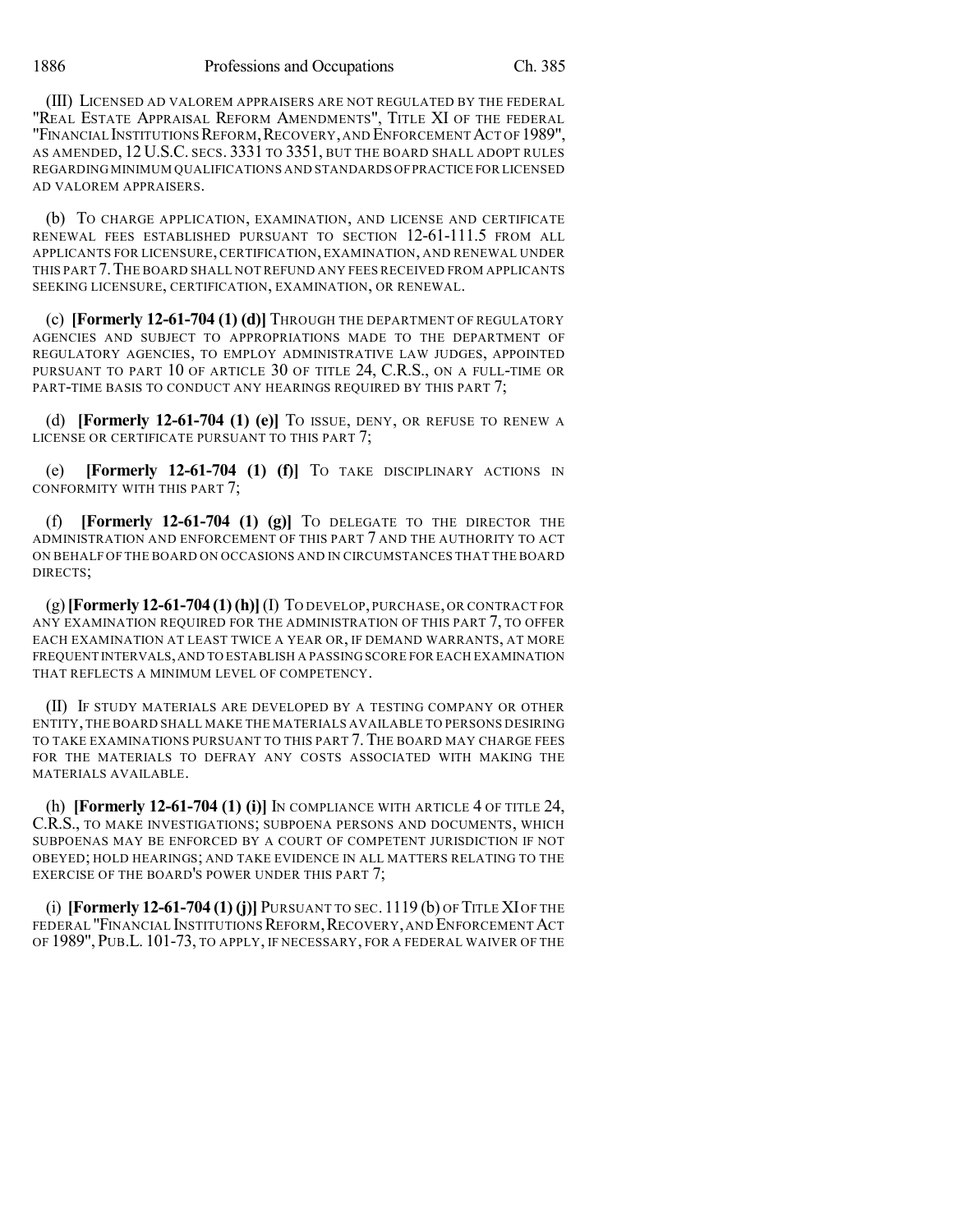(III) LICENSED AD VALOREM APPRAISERS ARE NOT REGULATED BY THE FEDERAL "REAL ESTATE APPRAISAL REFORM AMENDMENTS", TITLE XI OF THE FEDERAL "FINANCIAL INSTITUTIONS REFORM, RECOVERY, AND ENFORCEMENT ACT OF 1989", AS AMENDED, 12 U.S.C. SECS. 3331 TO 3351, BUT THE BOARD SHALL ADOPT RULES REGARDING MINIMUM QUALIFICATIONS AND STANDARDS OF PRACTICE FOR LICENSED AD VALOREM APPRAISERS.

(b) TO CHARGE APPLICATION, EXAMINATION, AND LICENSE AND CERTIFICATE RENEWAL FEES ESTABLISHED PURSUANT TO SECTION 12-61-111.5 FROM ALL APPLICANTS FOR LICENSURE, CERTIFICATION, EXAMINATION, AND RENEWAL UNDER THIS PART 7. THE BOARD SHALL NOT REFUND ANY FEES RECEIVED FROM APPLICANTS SEEKING LICENSURE, CERTIFICATION, EXAMINATION, OR RENEWAL.

(c) **[Formerly 12-61-704 (1) (d)]** THROUGH THE DEPARTMENT OF REGULATORY AGENCIES AND SUBJECT TO APPROPRIATIONS MADE TO THE DEPARTMENT OF REGULATORY AGENCIES, TO EMPLOY ADMINISTRATIVE LAW JUDGES, APPOINTED PURSUANT TO PART 10 OF ARTICLE 30 OF TITLE 24, C.R.S., ON A FULL-TIME OR PART-TIME BASIS TO CONDUCT ANY HEARINGS REQUIRED BY THIS PART 7;

(d) **[Formerly 12-61-704 (1) (e)]** TO ISSUE, DENY, OR REFUSE TO RENEW A LICENSE OR CERTIFICATE PURSUANT TO THIS PART 7;

(e) **[Formerly 12-61-704 (1) (f)]** TO TAKE DISCIPLINARY ACTIONS IN CONFORMITY WITH THIS PART 7;

(f) **[Formerly 12-61-704 (1) (g)]** TO DELEGATE TO THE DIRECTOR THE ADMINISTRATION AND ENFORCEMENT OF THIS PART 7 AND THE AUTHORITY TO ACT ON BEHALF OF THE BOARD ON OCCASIONS AND IN CIRCUMSTANCES THAT THE BOARD DIRECTS;

(g) **[Formerly 12-61-704 (1) (h)]** (I) TO DEVELOP, PURCHASE, OR CONTRACT FOR ANY EXAMINATION REQUIRED FOR THE ADMINISTRATION OF THIS PART 7, TO OFFER EACH EXAMINATION AT LEAST TWICE A YEAR OR, IF DEMAND WARRANTS, AT MORE FREQUENT INTERVALS, AND TO ESTABLISH A PASSING SCORE FOR EACH EXAMINATION THAT REFLECTS A MINIMUM LEVEL OF COMPETENCY.

(II) IF STUDY MATERIALS ARE DEVELOPED BY A TESTING COMPANY OR OTHER ENTITY, THE BOARD SHALL MAKE THE MATERIALS AVAILABLE TO PERSONS DESIRING TO TAKE EXAMINATIONS PURSUANT TO THIS PART 7. THE BOARD MAY CHARGE FEES FOR THE MATERIALS TO DEFRAY ANY COSTS ASSOCIATED WITH MAKING THE MATERIALS AVAILABLE.

(h) **[Formerly 12-61-704 (1) (i)]** IN COMPLIANCE WITH ARTICLE 4 OF TITLE 24, C.R.S., TO MAKE INVESTIGATIONS; SUBPOENA PERSONS AND DOCUMENTS, WHICH SUBPOENAS MAY BE ENFORCED BY A COURT OF COMPETENT JURISDICTION IF NOT OBEYED; HOLD HEARINGS; AND TAKE EVIDENCE IN ALL MATTERS RELATING TO THE EXERCISE OF THE BOARD'S POWER UNDER THIS PART 7;

(i) **[Formerly 12-61-704 (1) (j)]** PURSUANT TO SEC. 1119 (b) OF TITLE XI OF THE FEDERAL "FINANCIAL INSTITUTIONS REFORM, RECOVERY, AND ENFORCEMENT ACT OF 1989", PUB.L. 101-73, TO APPLY, IF NECESSARY, FOR A FEDERAL WAIVER OF THE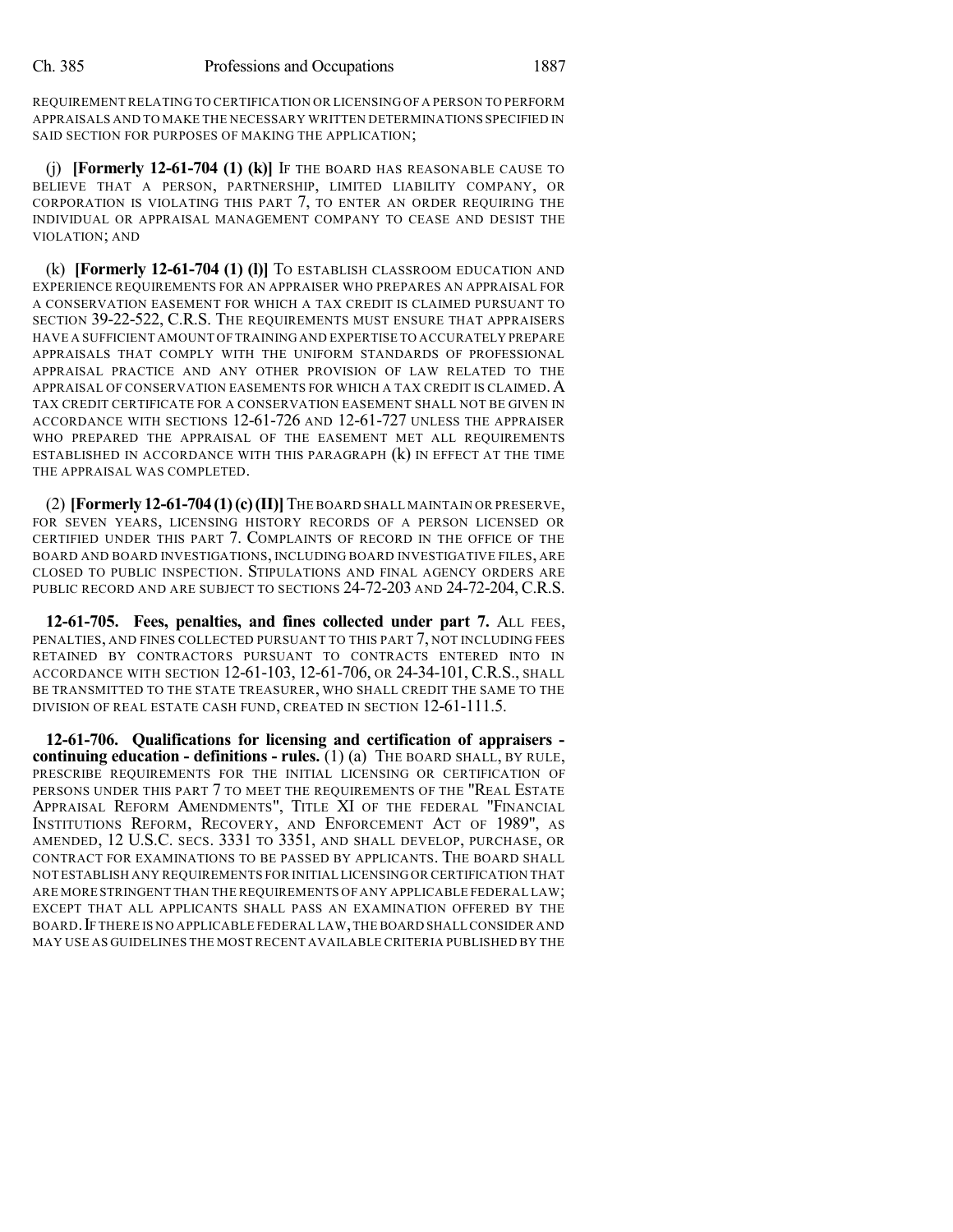REQUIREMENT RELATING TO CERTIFICATION OR LICENSING OF A PERSON TO PERFORM APPRAISALS AND TO MAKE THE NECESSARY WRITTEN DETERMINATIONS SPECIFIED IN SAID SECTION FOR PURPOSES OF MAKING THE APPLICATION;

(j) **[Formerly 12-61-704 (1) (k)]** IF THE BOARD HAS REASONABLE CAUSE TO BELIEVE THAT A PERSON, PARTNERSHIP, LIMITED LIABILITY COMPANY, OR CORPORATION IS VIOLATING THIS PART 7, TO ENTER AN ORDER REQUIRING THE INDIVIDUAL OR APPRAISAL MANAGEMENT COMPANY TO CEASE AND DESIST THE VIOLATION; AND

(k) **[Formerly 12-61-704 (1) (l)]** TO ESTABLISH CLASSROOM EDUCATION AND EXPERIENCE REQUIREMENTS FOR AN APPRAISER WHO PREPARES AN APPRAISAL FOR A CONSERVATION EASEMENT FOR WHICH A TAX CREDIT IS CLAIMED PURSUANT TO SECTION 39-22-522, C.R.S. THE REQUIREMENTS MUST ENSURE THAT APPRAISERS HAVE A SUFFICIENT AMOUNT OF TRAINING AND EXPERTISE TO ACCURATELY PREPARE APPRAISALS THAT COMPLY WITH THE UNIFORM STANDARDS OF PROFESSIONAL APPRAISAL PRACTICE AND ANY OTHER PROVISION OF LAW RELATED TO THE APPRAISAL OF CONSERVATION EASEMENTS FOR WHICH A TAX CREDIT IS CLAIMED. A TAX CREDIT CERTIFICATE FOR A CONSERVATION EASEMENT SHALL NOT BE GIVEN IN ACCORDANCE WITH SECTIONS 12-61-726 AND 12-61-727 UNLESS THE APPRAISER WHO PREPARED THE APPRAISAL OF THE EASEMENT MET ALL REQUIREMENTS ESTABLISHED IN ACCORDANCE WITH THIS PARAGRAPH (k) IN EFFECT AT THE TIME THE APPRAISAL WAS COMPLETED.

(2) **[Formerly 12-61-704 (1) (c) (II)]** THE BOARD SHALL MAINTAIN OR PRESERVE, FOR SEVEN YEARS, LICENSING HISTORY RECORDS OF A PERSON LICENSED OR CERTIFIED UNDER THIS PART 7. COMPLAINTS OF RECORD IN THE OFFICE OF THE BOARD AND BOARD INVESTIGATIONS, INCLUDING BOARD INVESTIGATIVE FILES, ARE CLOSED TO PUBLIC INSPECTION. STIPULATIONS AND FINAL AGENCY ORDERS ARE PUBLIC RECORD AND ARE SUBJECT TO SECTIONS 24-72-203 AND 24-72-204, C.R.S.

**12-61-705. Fees, penalties, and fines collected under part 7.** ALL FEES, PENALTIES, AND FINES COLLECTED PURSUANT TO THIS PART 7, NOT INCLUDING FEES RETAINED BY CONTRACTORS PURSUANT TO CONTRACTS ENTERED INTO IN ACCORDANCE WITH SECTION 12-61-103, 12-61-706, OR 24-34-101, C.R.S., SHALL BE TRANSMITTED TO THE STATE TREASURER, WHO SHALL CREDIT THE SAME TO THE DIVISION OF REAL ESTATE CASH FUND, CREATED IN SECTION 12-61-111.5.

**12-61-706. Qualifications for licensing and certification of appraisers - continuing education - definitions - rules.** (1) (a) THE BOARD SHALL, BY RULE, PRESCRIBE REQUIREMENTS FOR THE INITIAL LICENSING OR CERTIFICATION OF PERSONS UNDER THIS PART 7 TO MEET THE REQUIREMENTS OF THE "REAL ESTATE APPRAISAL REFORM AMENDMENTS", TITLE XI OF THE FEDERAL "FINANCIAL INSTITUTIONS REFORM, RECOVERY, AND ENFORCEMENT ACT OF 1989", AS AMENDED, 12 U.S.C. SECS. 3331 TO 3351, AND SHALL DEVELOP, PURCHASE, OR CONTRACT FOR EXAMINATIONS TO BE PASSED BY APPLICANTS. THE BOARD SHALL NOT ESTABLISH ANY REQUIREMENTS FOR INITIAL LICENSING OR CERTIFICATION THAT ARE MORE STRINGENT THAN THE REQUIREMENTS OF ANY APPLICABLE FEDERAL LAW; EXCEPT THAT ALL APPLICANTS SHALL PASS AN EXAMINATION OFFERED BY THE BOARD. IF THERE IS NO APPLICABLE FEDERAL LAW, THE BOARD SHALL CONSIDER AND MAY USE AS GUIDELINES THE MOST RECENT AVAILABLE CRITERIA PUBLISHED BY THE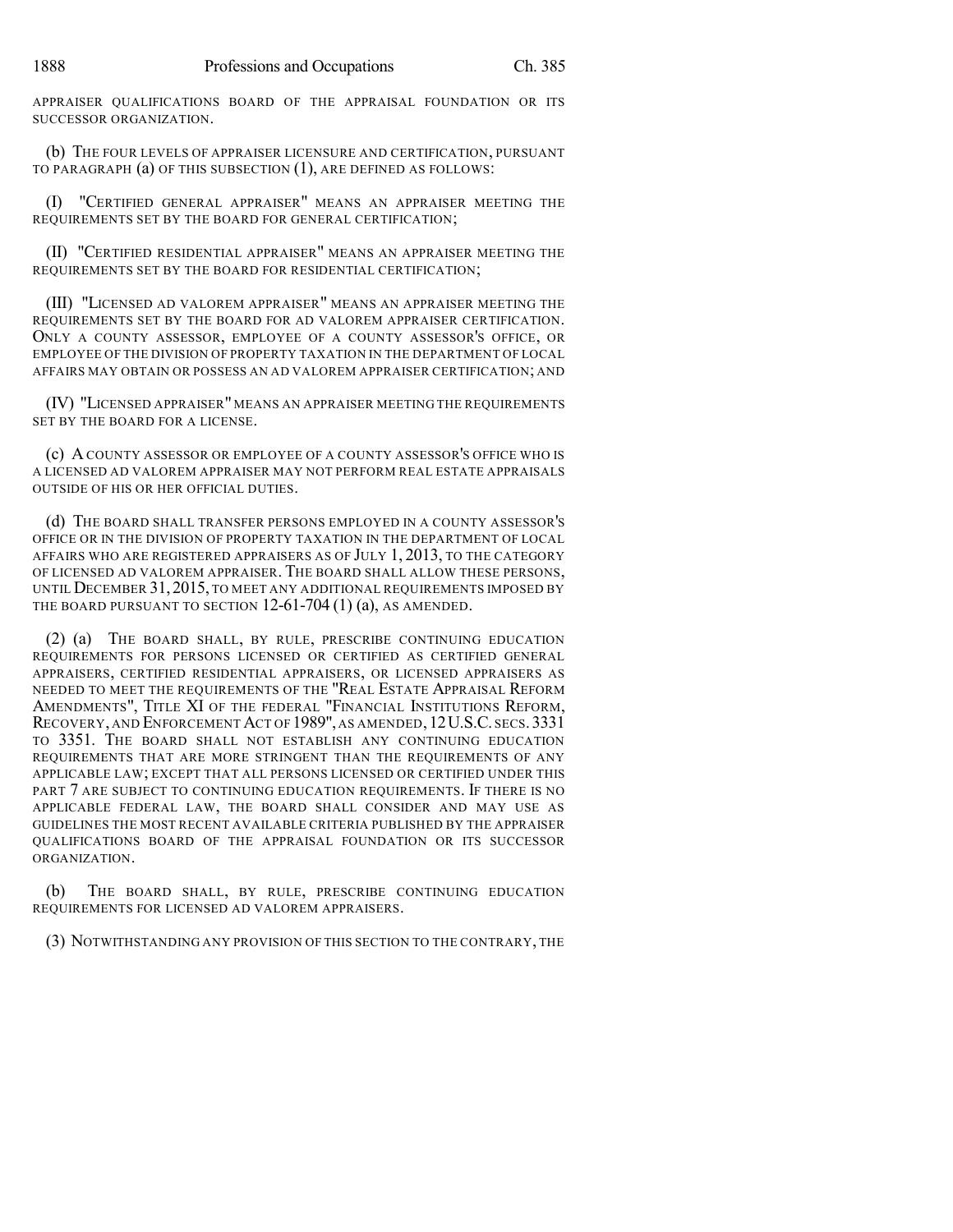APPRAISER QUALIFICATIONS BOARD OF THE APPRAISAL FOUNDATION OR ITS SUCCESSOR ORGANIZATION.

(b) THE FOUR LEVELS OF APPRAISER LICENSURE AND CERTIFICATION, PURSUANT TO PARAGRAPH (a) OF THIS SUBSECTION (1), ARE DEFINED AS FOLLOWS:

(I) "CERTIFIED GENERAL APPRAISER" MEANS AN APPRAISER MEETING THE REQUIREMENTS SET BY THE BOARD FOR GENERAL CERTIFICATION;

(II) "CERTIFIED RESIDENTIAL APPRAISER" MEANS AN APPRAISER MEETING THE REQUIREMENTS SET BY THE BOARD FOR RESIDENTIAL CERTIFICATION;

(III) "LICENSED AD VALOREM APPRAISER" MEANS AN APPRAISER MEETING THE REQUIREMENTS SET BY THE BOARD FOR AD VALOREM APPRAISER CERTIFICATION. ONLY A COUNTY ASSESSOR, EMPLOYEE OF A COUNTY ASSESSOR'S OFFICE, OR EMPLOYEE OF THE DIVISION OF PROPERTY TAXATION IN THE DEPARTMENT OF LOCAL AFFAIRS MAY OBTAIN OR POSSESS AN AD VALOREM APPRAISER CERTIFICATION; AND

(IV) "LICENSED APPRAISER" MEANS AN APPRAISER MEETING THE REQUIREMENTS SET BY THE BOARD FOR A LICENSE.

(c) A COUNTY ASSESSOR OR EMPLOYEE OF A COUNTY ASSESSOR'S OFFICE WHO IS A LICENSED AD VALOREM APPRAISER MAY NOT PERFORM REAL ESTATE APPRAISALS OUTSIDE OF HIS OR HER OFFICIAL DUTIES.

(d) THE BOARD SHALL TRANSFER PERSONS EMPLOYED IN A COUNTY ASSESSOR'S OFFICE OR IN THE DIVISION OF PROPERTY TAXATION IN THE DEPARTMENT OF LOCAL AFFAIRS WHO ARE REGISTERED APPRAISERS AS OF JULY 1, 2013, TO THE CATEGORY OF LICENSED AD VALOREM APPRAISER. THE BOARD SHALL ALLOW THESE PERSONS, UNTIL DECEMBER 31, 2015, TO MEET ANY ADDITIONAL REQUIREMENTS IMPOSED BY THE BOARD PURSUANT TO SECTION 12-61-704 (1) (a), AS AMENDED.

(2) (a) THE BOARD SHALL, BY RULE, PRESCRIBE CONTINUING EDUCATION REQUIREMENTS FOR PERSONS LICENSED OR CERTIFIED AS CERTIFIED GENERAL APPRAISERS, CERTIFIED RESIDENTIAL APPRAISERS, OR LICENSED APPRAISERS AS NEEDED TO MEET THE REQUIREMENTS OF THE "REAL ESTATE APPRAISAL REFORM AMENDMENTS", TITLE XI OF THE FEDERAL "FINANCIAL INSTITUTIONS REFORM, RECOVERY, AND ENFORCEMENT ACT OF 1989", AS AMENDED, 12 U.S.C. SECS. 3331 TO 3351. THE BOARD SHALL NOT ESTABLISH ANY CONTINUING EDUCATION REQUIREMENTS THAT ARE MORE STRINGENT THAN THE REQUIREMENTS OF ANY APPLICABLE LAW; EXCEPT THAT ALL PERSONS LICENSED OR CERTIFIED UNDER THIS PART 7 ARE SUBJECT TO CONTINUING EDUCATION REQUIREMENTS. IF THERE IS NO APPLICABLE FEDERAL LAW, THE BOARD SHALL CONSIDER AND MAY USE AS GUIDELINES THE MOST RECENT AVAILABLE CRITERIA PUBLISHED BY THE APPRAISER QUALIFICATIONS BOARD OF THE APPRAISAL FOUNDATION OR ITS SUCCESSOR ORGANIZATION.

(b) THE BOARD SHALL, BY RULE, PRESCRIBE CONTINUING EDUCATION REQUIREMENTS FOR LICENSED AD VALOREM APPRAISERS.

(3) NOTWITHSTANDING ANY PROVISION OF THIS SECTION TO THE CONTRARY, THE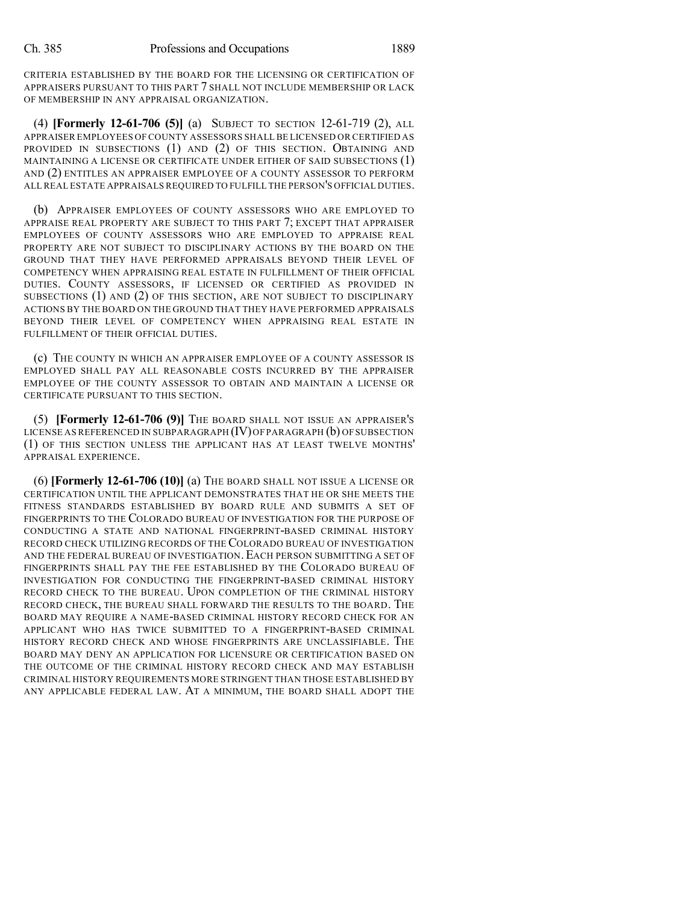CRITERIA ESTABLISHED BY THE BOARD FOR THE LICENSING OR CERTIFICATION OF APPRAISERS PURSUANT TO THIS PART 7 SHALL NOT INCLUDE MEMBERSHIP OR LACK OF MEMBERSHIP IN ANY APPRAISAL ORGANIZATION.

(4) **[Formerly 12-61-706 (5)]** (a) SUBJECT TO SECTION 12-61-719 (2), ALL APPRAISER EMPLOYEES OF COUNTY ASSESSORS SHALL BE LICENSED OR CERTIFIED AS PROVIDED IN SUBSECTIONS (1) AND (2) OF THIS SECTION. OBTAINING AND MAINTAINING A LICENSE OR CERTIFICATE UNDER EITHER OF SAID SUBSECTIONS (1) AND (2) ENTITLES AN APPRAISER EMPLOYEE OF A COUNTY ASSESSOR TO PERFORM ALL REAL ESTATE APPRAISALS REQUIRED TO FULFILL THE PERSON'S OFFICIAL DUTIES.

(b) APPRAISER EMPLOYEES OF COUNTY ASSESSORS WHO ARE EMPLOYED TO APPRAISE REAL PROPERTY ARE SUBJECT TO THIS PART 7; EXCEPT THAT APPRAISER EMPLOYEES OF COUNTY ASSESSORS WHO ARE EMPLOYED TO APPRAISE REAL PROPERTY ARE NOT SUBJECT TO DISCIPLINARY ACTIONS BY THE BOARD ON THE GROUND THAT THEY HAVE PERFORMED APPRAISALS BEYOND THEIR LEVEL OF COMPETENCY WHEN APPRAISING REAL ESTATE IN FULFILLMENT OF THEIR OFFICIAL DUTIES. COUNTY ASSESSORS, IF LICENSED OR CERTIFIED AS PROVIDED IN SUBSECTIONS (1) AND (2) OF THIS SECTION, ARE NOT SUBJECT TO DISCIPLINARY ACTIONS BY THE BOARD ON THE GROUND THAT THEY HAVE PERFORMED APPRAISALS BEYOND THEIR LEVEL OF COMPETENCY WHEN APPRAISING REAL ESTATE IN FULFILLMENT OF THEIR OFFICIAL DUTIES.

(c) THE COUNTY IN WHICH AN APPRAISER EMPLOYEE OF A COUNTY ASSESSOR IS EMPLOYED SHALL PAY ALL REASONABLE COSTS INCURRED BY THE APPRAISER EMPLOYEE OF THE COUNTY ASSESSOR TO OBTAIN AND MAINTAIN A LICENSE OR CERTIFICATE PURSUANT TO THIS SECTION.

(5) **[Formerly 12-61-706 (9)]** THE BOARD SHALL NOT ISSUE AN APPRAISER'S LICENSE AS REFERENCED IN SUBPARAGRAPH (IV) OF PARAGRAPH (b) OF SUBSECTION (1) OF THIS SECTION UNLESS THE APPLICANT HAS AT LEAST TWELVE MONTHS' APPRAISAL EXPERIENCE.

(6) **[Formerly 12-61-706 (10)]** (a) THE BOARD SHALL NOT ISSUE A LICENSE OR CERTIFICATION UNTIL THE APPLICANT DEMONSTRATES THAT HE OR SHE MEETS THE FITNESS STANDARDS ESTABLISHED BY BOARD RULE AND SUBMITS A SET OF FINGERPRINTS TO THE COLORADO BUREAU OF INVESTIGATION FOR THE PURPOSE OF CONDUCTING A STATE AND NATIONAL FINGERPRINT-BASED CRIMINAL HISTORY RECORD CHECK UTILIZING RECORDS OF THE COLORADO BUREAU OF INVESTIGATION AND THE FEDERAL BUREAU OF INVESTIGATION. EACH PERSON SUBMITTING A SET OF FINGERPRINTS SHALL PAY THE FEE ESTABLISHED BY THE COLORADO BUREAU OF INVESTIGATION FOR CONDUCTING THE FINGERPRINT-BASED CRIMINAL HISTORY RECORD CHECK TO THE BUREAU. UPON COMPLETION OF THE CRIMINAL HISTORY RECORD CHECK, THE BUREAU SHALL FORWARD THE RESULTS TO THE BOARD. THE BOARD MAY REQUIRE A NAME-BASED CRIMINAL HISTORY RECORD CHECK FOR AN APPLICANT WHO HAS TWICE SUBMITTED TO A FINGERPRINT-BASED CRIMINAL HISTORY RECORD CHECK AND WHOSE FINGERPRINTS ARE UNCLASSIFIABLE. THE BOARD MAY DENY AN APPLICATION FOR LICENSURE OR CERTIFICATION BASED ON THE OUTCOME OF THE CRIMINAL HISTORY RECORD CHECK AND MAY ESTABLISH CRIMINAL HISTORY REQUIREMENTS MORE STRINGENT THAN THOSE ESTABLISHED BY ANY APPLICABLE FEDERAL LAW. AT A MINIMUM, THE BOARD SHALL ADOPT THE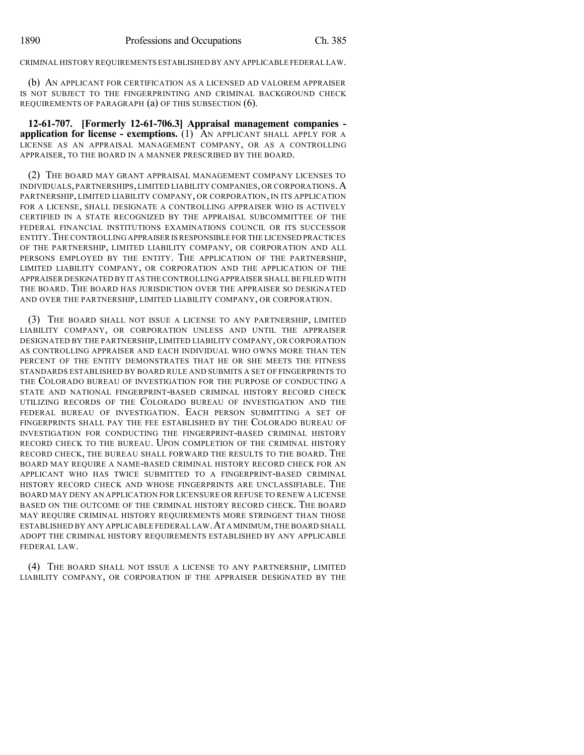CRIMINAL HISTORY REQUIREMENTS ESTABLISHED BY ANY APPLICABLE FEDERAL LAW.

(b) AN APPLICANT FOR CERTIFICATION AS A LICENSED AD VALOREM APPRAISER IS NOT SUBJECT TO THE FINGERPRINTING AND CRIMINAL BACKGROUND CHECK REQUIREMENTS OF PARAGRAPH (a) OF THIS SUBSECTION (6).

**12-61-707. [Formerly 12-61-706.3] Appraisal management companies - application for license - exemptions.** (1) AN APPLICANT SHALL APPLY FOR A LICENSE AS AN APPRAISAL MANAGEMENT COMPANY, OR AS A CONTROLLING APPRAISER, TO THE BOARD IN A MANNER PRESCRIBED BY THE BOARD.

(2) THE BOARD MAY GRANT APPRAISAL MANAGEMENT COMPANY LICENSES TO INDIVIDUALS, PARTNERSHIPS, LIMITED LIABILITY COMPANIES, OR CORPORATIONS. A PARTNERSHIP, LIMITED LIABILITY COMPANY, OR CORPORATION, IN ITS APPLICATION FOR A LICENSE, SHALL DESIGNATE A CONTROLLING APPRAISER WHO IS ACTIVELY CERTIFIED IN A STATE RECOGNIZED BY THE APPRAISAL SUBCOMMITTEE OF THE FEDERAL FINANCIAL INSTITUTIONS EXAMINATIONS COUNCIL OR ITS SUCCESSOR ENTITY. THE CONTROLLING APPRAISER IS RESPONSIBLE FOR THE LICENSED PRACTICES OF THE PARTNERSHIP, LIMITED LIABILITY COMPANY, OR CORPORATION AND ALL PERSONS EMPLOYED BY THE ENTITY. THE APPLICATION OF THE PARTNERSHIP, LIMITED LIABILITY COMPANY, OR CORPORATION AND THE APPLICATION OF THE APPRAISER DESIGNATED BY IT AS THE CONTROLLING APPRAISER SHALL BE FILED WITH THE BOARD. THE BOARD HAS JURISDICTION OVER THE APPRAISER SO DESIGNATED AND OVER THE PARTNERSHIP, LIMITED LIABILITY COMPANY, OR CORPORATION.

(3) THE BOARD SHALL NOT ISSUE A LICENSE TO ANY PARTNERSHIP, LIMITED LIABILITY COMPANY, OR CORPORATION UNLESS AND UNTIL THE APPRAISER DESIGNATED BY THE PARTNERSHIP, LIMITED LIABILITY COMPANY, OR CORPORATION AS CONTROLLING APPRAISER AND EACH INDIVIDUAL WHO OWNS MORE THAN TEN PERCENT OF THE ENTITY DEMONSTRATES THAT HE OR SHE MEETS THE FITNESS STANDARDS ESTABLISHED BY BOARD RULE AND SUBMITS A SET OF FINGERPRINTS TO THE COLORADO BUREAU OF INVESTIGATION FOR THE PURPOSE OF CONDUCTING A STATE AND NATIONAL FINGERPRINT-BASED CRIMINAL HISTORY RECORD CHECK UTILIZING RECORDS OF THE COLORADO BUREAU OF INVESTIGATION AND THE FEDERAL BUREAU OF INVESTIGATION. EACH PERSON SUBMITTING A SET OF FINGERPRINTS SHALL PAY THE FEE ESTABLISHED BY THE COLORADO BUREAU OF INVESTIGATION FOR CONDUCTING THE FINGERPRINT-BASED CRIMINAL HISTORY RECORD CHECK TO THE BUREAU. UPON COMPLETION OF THE CRIMINAL HISTORY RECORD CHECK, THE BUREAU SHALL FORWARD THE RESULTS TO THE BOARD. THE BOARD MAY REQUIRE A NAME-BASED CRIMINAL HISTORY RECORD CHECK FOR AN APPLICANT WHO HAS TWICE SUBMITTED TO A FINGERPRINT-BASED CRIMINAL HISTORY RECORD CHECK AND WHOSE FINGERPRINTS ARE UNCLASSIFIABLE. THE BOARD MAY DENY AN APPLICATION FOR LICENSURE OR REFUSE TO RENEW A LICENSE BASED ON THE OUTCOME OF THE CRIMINAL HISTORY RECORD CHECK. THE BOARD MAY REQUIRE CRIMINAL HISTORY REQUIREMENTS MORE STRINGENT THAN THOSE ESTABLISHED BY ANY APPLICABLE FEDERAL LAW. AT A MINIMUM, THE BOARD SHALL ADOPT THE CRIMINAL HISTORY REQUIREMENTS ESTABLISHED BY ANY APPLICABLE FEDERAL LAW.

(4) THE BOARD SHALL NOT ISSUE A LICENSE TO ANY PARTNERSHIP, LIMITED LIABILITY COMPANY, OR CORPORATION IF THE APPRAISER DESIGNATED BY THE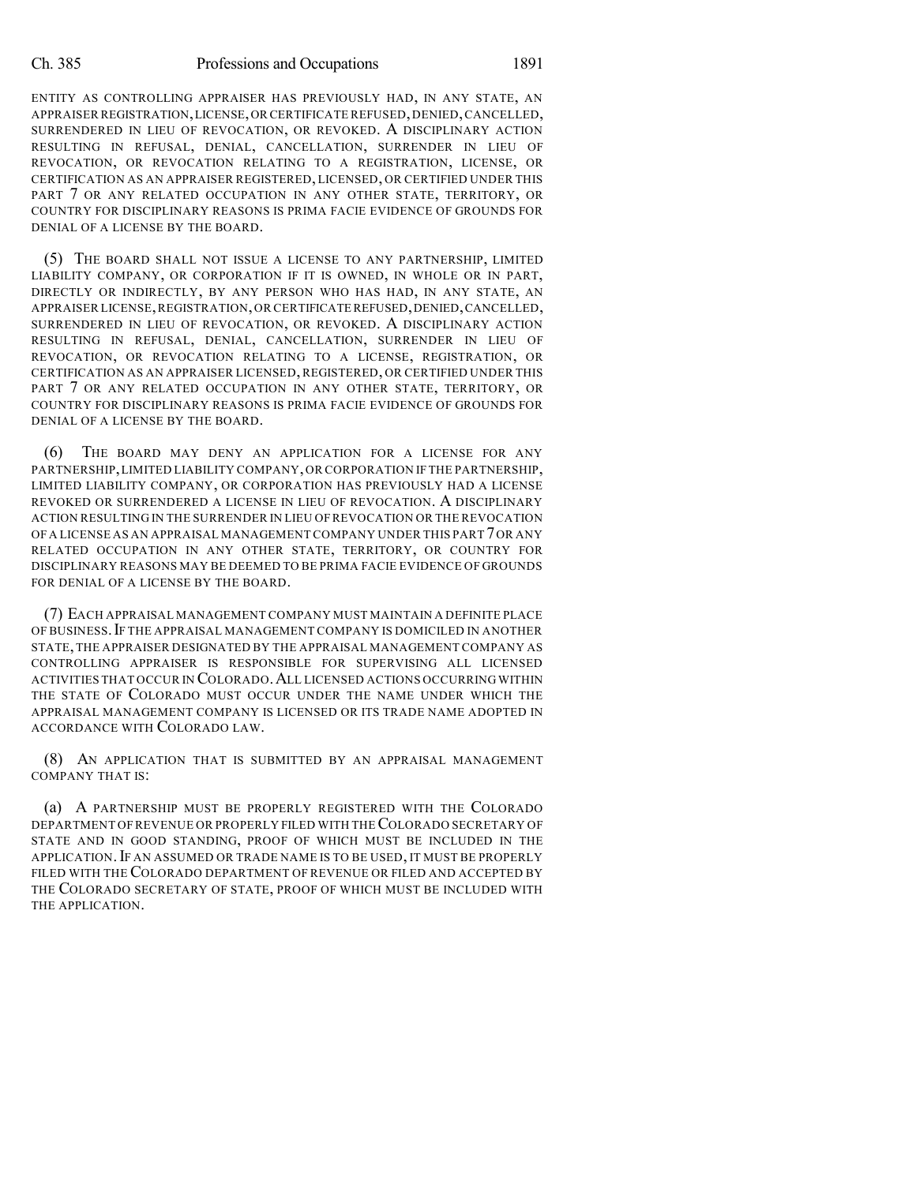ENTITY AS CONTROLLING APPRAISER HAS PREVIOUSLY HAD, IN ANY STATE, AN APPRAISER REGISTRATION, LICENSE, OR CERTIFICATE REFUSED, DENIED, CANCELLED, SURRENDERED IN LIEU OF REVOCATION, OR REVOKED. A DISCIPLINARY ACTION RESULTING IN REFUSAL, DENIAL, CANCELLATION, SURRENDER IN LIEU OF REVOCATION, OR REVOCATION RELATING TO A REGISTRATION, LICENSE, OR CERTIFICATION AS AN APPRAISER REGISTERED, LICENSED, OR CERTIFIED UNDER THIS PART 7 OR ANY RELATED OCCUPATION IN ANY OTHER STATE, TERRITORY, OR COUNTRY FOR DISCIPLINARY REASONS IS PRIMA FACIE EVIDENCE OF GROUNDS FOR DENIAL OF A LICENSE BY THE BOARD.

(5) THE BOARD SHALL NOT ISSUE A LICENSE TO ANY PARTNERSHIP, LIMITED LIABILITY COMPANY, OR CORPORATION IF IT IS OWNED, IN WHOLE OR IN PART, DIRECTLY OR INDIRECTLY, BY ANY PERSON WHO HAS HAD, IN ANY STATE, AN APPRAISER LICENSE, REGISTRATION, OR CERTIFICATE REFUSED, DENIED, CANCELLED, SURRENDERED IN LIEU OF REVOCATION, OR REVOKED. A DISCIPLINARY ACTION RESULTING IN REFUSAL, DENIAL, CANCELLATION, SURRENDER IN LIEU OF REVOCATION, OR REVOCATION RELATING TO A LICENSE, REGISTRATION, OR CERTIFICATION AS AN APPRAISER LICENSED, REGISTERED, OR CERTIFIED UNDER THIS PART 7 OR ANY RELATED OCCUPATION IN ANY OTHER STATE, TERRITORY, OR COUNTRY FOR DISCIPLINARY REASONS IS PRIMA FACIE EVIDENCE OF GROUNDS FOR DENIAL OF A LICENSE BY THE BOARD.

(6) THE BOARD MAY DENY AN APPLICATION FOR A LICENSE FOR ANY PARTNERSHIP, LIMITED LIABILITY COMPANY, OR CORPORATION IF THE PARTNERSHIP, LIMITED LIABILITY COMPANY, OR CORPORATION HAS PREVIOUSLY HAD A LICENSE REVOKED OR SURRENDERED A LICENSE IN LIEU OF REVOCATION. A DISCIPLINARY ACTION RESULTING IN THE SURRENDER IN LIEU OF REVOCATION OR THE REVOCATION OF A LICENSE AS AN APPRAISAL MANAGEMENT COMPANY UNDER THIS PART 7 OR ANY RELATED OCCUPATION IN ANY OTHER STATE, TERRITORY, OR COUNTRY FOR DISCIPLINARY REASONS MAY BE DEEMED TO BE PRIMA FACIE EVIDENCE OF GROUNDS FOR DENIAL OF A LICENSE BY THE BOARD.

(7) EACH APPRAISAL MANAGEMENT COMPANY MUST MAINTAIN A DEFINITE PLACE OF BUSINESS. IF THE APPRAISAL MANAGEMENT COMPANY IS DOMICILED IN ANOTHER STATE, THE APPRAISER DESIGNATED BY THE APPRAISAL MANAGEMENT COMPANY AS CONTROLLING APPRAISER IS RESPONSIBLE FOR SUPERVISING ALL LICENSED ACTIVITIES THAT OCCUR IN COLORADO. ALL LICENSED ACTIONS OCCURRING WITHIN THE STATE OF COLORADO MUST OCCUR UNDER THE NAME UNDER WHICH THE APPRAISAL MANAGEMENT COMPANY IS LICENSED OR ITS TRADE NAME ADOPTED IN ACCORDANCE WITH COLORADO LAW.

(8) AN APPLICATION THAT IS SUBMITTED BY AN APPRAISAL MANAGEMENT COMPANY THAT IS:

(a) A PARTNERSHIP MUST BE PROPERLY REGISTERED WITH THE COLORADO DEPARTMENT OF REVENUE OR PROPERLY FILED WITH THE COLORADO SECRETARY OF STATE AND IN GOOD STANDING, PROOF OF WHICH MUST BE INCLUDED IN THE APPLICATION. IF AN ASSUMED OR TRADE NAME IS TO BE USED, IT MUST BE PROPERLY FILED WITH THE COLORADO DEPARTMENT OF REVENUE OR FILED AND ACCEPTED BY THE COLORADO SECRETARY OF STATE, PROOF OF WHICH MUST BE INCLUDED WITH THE APPLICATION.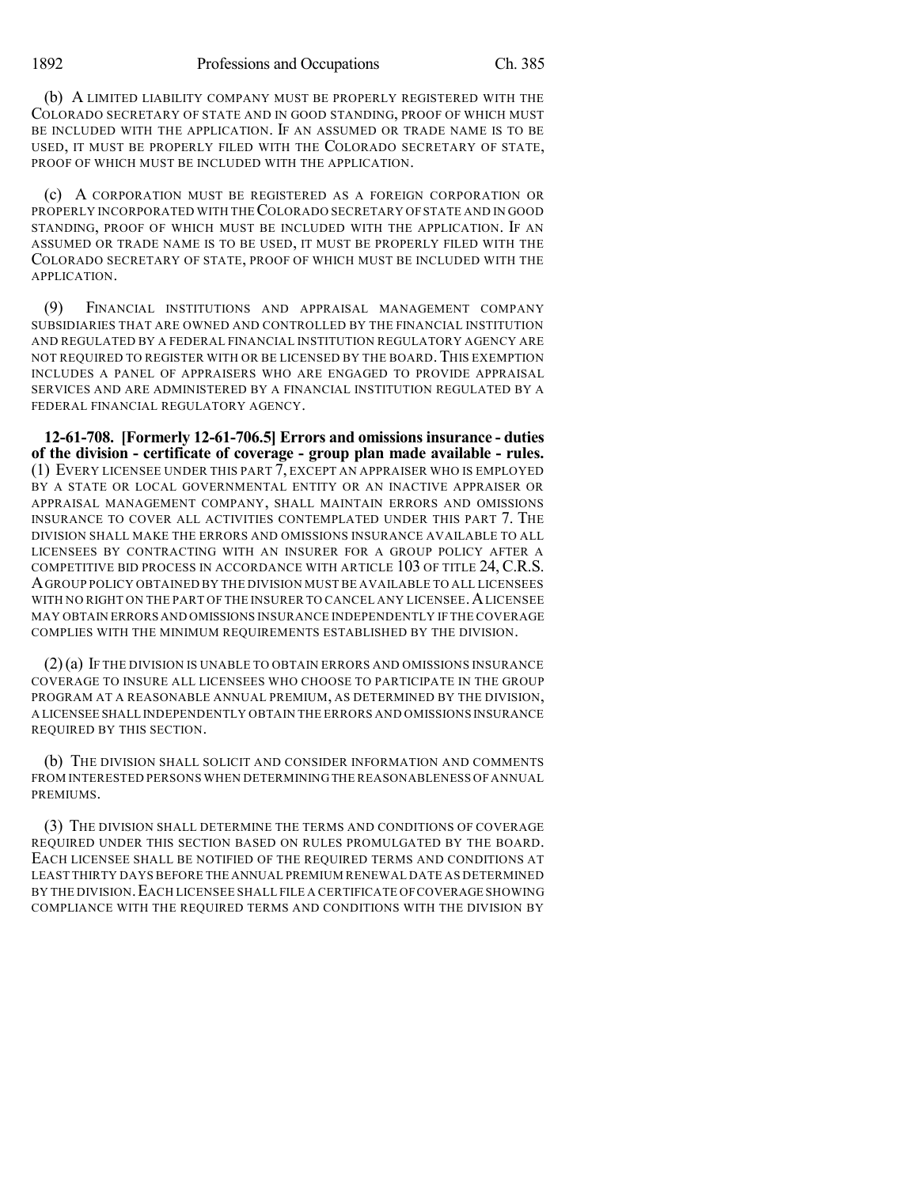(b) A LIMITED LIABILITY COMPANY MUST BE PROPERLY REGISTERED WITH THE COLORADO SECRETARY OF STATE AND IN GOOD STANDING, PROOF OF WHICH MUST BE INCLUDED WITH THE APPLICATION. IF AN ASSUMED OR TRADE NAME IS TO BE USED, IT MUST BE PROPERLY FILED WITH THE COLORADO SECRETARY OF STATE, PROOF OF WHICH MUST BE INCLUDED WITH THE APPLICATION.

(c) A CORPORATION MUST BE REGISTERED AS A FOREIGN CORPORATION OR PROPERLY INCORPORATED WITH THE COLORADO SECRETARY OF STATE AND IN GOOD STANDING, PROOF OF WHICH MUST BE INCLUDED WITH THE APPLICATION. IF AN ASSUMED OR TRADE NAME IS TO BE USED, IT MUST BE PROPERLY FILED WITH THE COLORADO SECRETARY OF STATE, PROOF OF WHICH MUST BE INCLUDED WITH THE APPLICATION.

(9) FINANCIAL INSTITUTIONS AND APPRAISAL MANAGEMENT COMPANY SUBSIDIARIES THAT ARE OWNED AND CONTROLLED BY THE FINANCIAL INSTITUTION AND REGULATED BY A FEDERAL FINANCIAL INSTITUTION REGULATORY AGENCY ARE NOT REQUIRED TO REGISTER WITH OR BE LICENSED BY THE BOARD. THIS EXEMPTION INCLUDES A PANEL OF APPRAISERS WHO ARE ENGAGED TO PROVIDE APPRAISAL SERVICES AND ARE ADMINISTERED BY A FINANCIAL INSTITUTION REGULATED BY A FEDERAL FINANCIAL REGULATORY AGENCY.

**12-61-708. [Formerly 12-61-706.5] Errors and omissions insurance - duties of the division - certificate of coverage - group plan made available - rules.** (1) EVERY LICENSEE UNDER THIS PART 7, EXCEPT AN APPRAISER WHO IS EMPLOYED BY A STATE OR LOCAL GOVERNMENTAL ENTITY OR AN INACTIVE APPRAISER OR APPRAISAL MANAGEMENT COMPANY, SHALL MAINTAIN ERRORS AND OMISSIONS INSURANCE TO COVER ALL ACTIVITIES CONTEMPLATED UNDER THIS PART 7. THE DIVISION SHALL MAKE THE ERRORS AND OMISSIONS INSURANCE AVAILABLE TO ALL LICENSEES BY CONTRACTING WITH AN INSURER FOR A GROUP POLICY AFTER A COMPETITIVE BID PROCESS IN ACCORDANCE WITH ARTICLE 103 OF TITLE 24, C.R.S. A GROUP POLICY OBTAINED BY THE DIVISION MUST BE AVAILABLE TO ALL LICENSEES WITH NO RIGHT ON THE PART OF THE INSURER TO CANCEL ANY LICENSEE. A LICENSEE MAY OBTAIN ERRORS AND OMISSIONS INSURANCE INDEPENDENTLY IF THE COVERAGE COMPLIES WITH THE MINIMUM REQUIREMENTS ESTABLISHED BY THE DIVISION.

(2) (a) IF THE DIVISION IS UNABLE TO OBTAIN ERRORS AND OMISSIONS INSURANCE COVERAGE TO INSURE ALL LICENSEES WHO CHOOSE TO PARTICIPATE IN THE GROUP PROGRAM AT A REASONABLE ANNUAL PREMIUM, AS DETERMINED BY THE DIVISION, A LICENSEE SHALL INDEPENDENTLY OBTAIN THE ERRORS AND OMISSIONS INSURANCE REQUIRED BY THIS SECTION.

(b) THE DIVISION SHALL SOLICIT AND CONSIDER INFORMATION AND COMMENTS FROM INTERESTED PERSONS WHEN DETERMINING THE REASONABLENESS OF ANNUAL PREMIUMS.

(3) THE DIVISION SHALL DETERMINE THE TERMS AND CONDITIONS OF COVERAGE REQUIRED UNDER THIS SECTION BASED ON RULES PROMULGATED BY THE BOARD. EACH LICENSEE SHALL BE NOTIFIED OF THE REQUIRED TERMS AND CONDITIONS AT LEAST THIRTY DAYS BEFORE THE ANNUAL PREMIUM RENEWAL DATE AS DETERMINED BY THE DIVISION. EACH LICENSEE SHALL FILE A CERTIFICATE OF COVERAGE SHOWING COMPLIANCE WITH THE REQUIRED TERMS AND CONDITIONS WITH THE DIVISION BY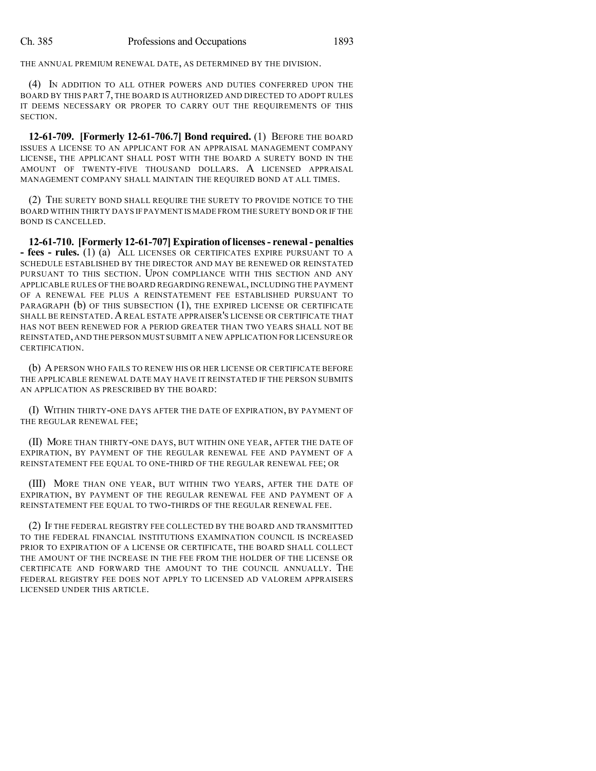THE ANNUAL PREMIUM RENEWAL DATE, AS DETERMINED BY THE DIVISION.

(4) IN ADDITION TO ALL OTHER POWERS AND DUTIES CONFERRED UPON THE BOARD BY THIS PART 7, THE BOARD IS AUTHORIZED AND DIRECTED TO ADOPT RULES IT DEEMS NECESSARY OR PROPER TO CARRY OUT THE REQUIREMENTS OF THIS SECTION.

**12-61-709. [Formerly 12-61-706.7] Bond required.** (1) BEFORE THE BOARD ISSUES A LICENSE TO AN APPLICANT FOR AN APPRAISAL MANAGEMENT COMPANY LICENSE, THE APPLICANT SHALL POST WITH THE BOARD A SURETY BOND IN THE AMOUNT OF TWENTY-FIVE THOUSAND DOLLARS. A LICENSED APPRAISAL MANAGEMENT COMPANY SHALL MAINTAIN THE REQUIRED BOND AT ALL TIMES.

(2) THE SURETY BOND SHALL REQUIRE THE SURETY TO PROVIDE NOTICE TO THE BOARD WITHIN THIRTY DAYS IF PAYMENT IS MADE FROM THE SURETY BOND OR IF THE BOND IS CANCELLED.

**12-61-710. [Formerly 12-61-707] Expiration of licenses - renewal - penalties - fees - rules.** (1) (a) ALL LICENSES OR CERTIFICATES EXPIRE PURSUANT TO A SCHEDULE ESTABLISHED BY THE DIRECTOR AND MAY BE RENEWED OR REINSTATED PURSUANT TO THIS SECTION. UPON COMPLIANCE WITH THIS SECTION AND ANY APPLICABLE RULES OF THE BOARD REGARDING RENEWAL, INCLUDING THE PAYMENT OF A RENEWAL FEE PLUS A REINSTATEMENT FEE ESTABLISHED PURSUANT TO PARAGRAPH (b) OF THIS SUBSECTION (1), THE EXPIRED LICENSE OR CERTIFICATE SHALL BE REINSTATED. A REAL ESTATE APPRAISER'S LICENSE OR CERTIFICATE THAT HAS NOT BEEN RENEWED FOR A PERIOD GREATER THAN TWO YEARS SHALL NOT BE REINSTATED, AND THE PERSON MUST SUBMIT A NEW APPLICATION FOR LICENSURE OR CERTIFICATION.

(b) A PERSON WHO FAILS TO RENEW HIS OR HER LICENSE OR CERTIFICATE BEFORE THE APPLICABLE RENEWAL DATE MAY HAVE IT REINSTATED IF THE PERSON SUBMITS AN APPLICATION AS PRESCRIBED BY THE BOARD:

(I) WITHIN THIRTY-ONE DAYS AFTER THE DATE OF EXPIRATION, BY PAYMENT OF THE REGULAR RENEWAL FEE;

(II) MORE THAN THIRTY-ONE DAYS, BUT WITHIN ONE YEAR, AFTER THE DATE OF EXPIRATION, BY PAYMENT OF THE REGULAR RENEWAL FEE AND PAYMENT OF A REINSTATEMENT FEE EQUAL TO ONE-THIRD OF THE REGULAR RENEWAL FEE; OR

(III) MORE THAN ONE YEAR, BUT WITHIN TWO YEARS, AFTER THE DATE OF EXPIRATION, BY PAYMENT OF THE REGULAR RENEWAL FEE AND PAYMENT OF A REINSTATEMENT FEE EQUAL TO TWO-THIRDS OF THE REGULAR RENEWAL FEE.

(2) IF THE FEDERAL REGISTRY FEE COLLECTED BY THE BOARD AND TRANSMITTED TO THE FEDERAL FINANCIAL INSTITUTIONS EXAMINATION COUNCIL IS INCREASED PRIOR TO EXPIRATION OF A LICENSE OR CERTIFICATE, THE BOARD SHALL COLLECT THE AMOUNT OF THE INCREASE IN THE FEE FROM THE HOLDER OF THE LICENSE OR CERTIFICATE AND FORWARD THE AMOUNT TO THE COUNCIL ANNUALLY. THE FEDERAL REGISTRY FEE DOES NOT APPLY TO LICENSED AD VALOREM APPRAISERS LICENSED UNDER THIS ARTICLE.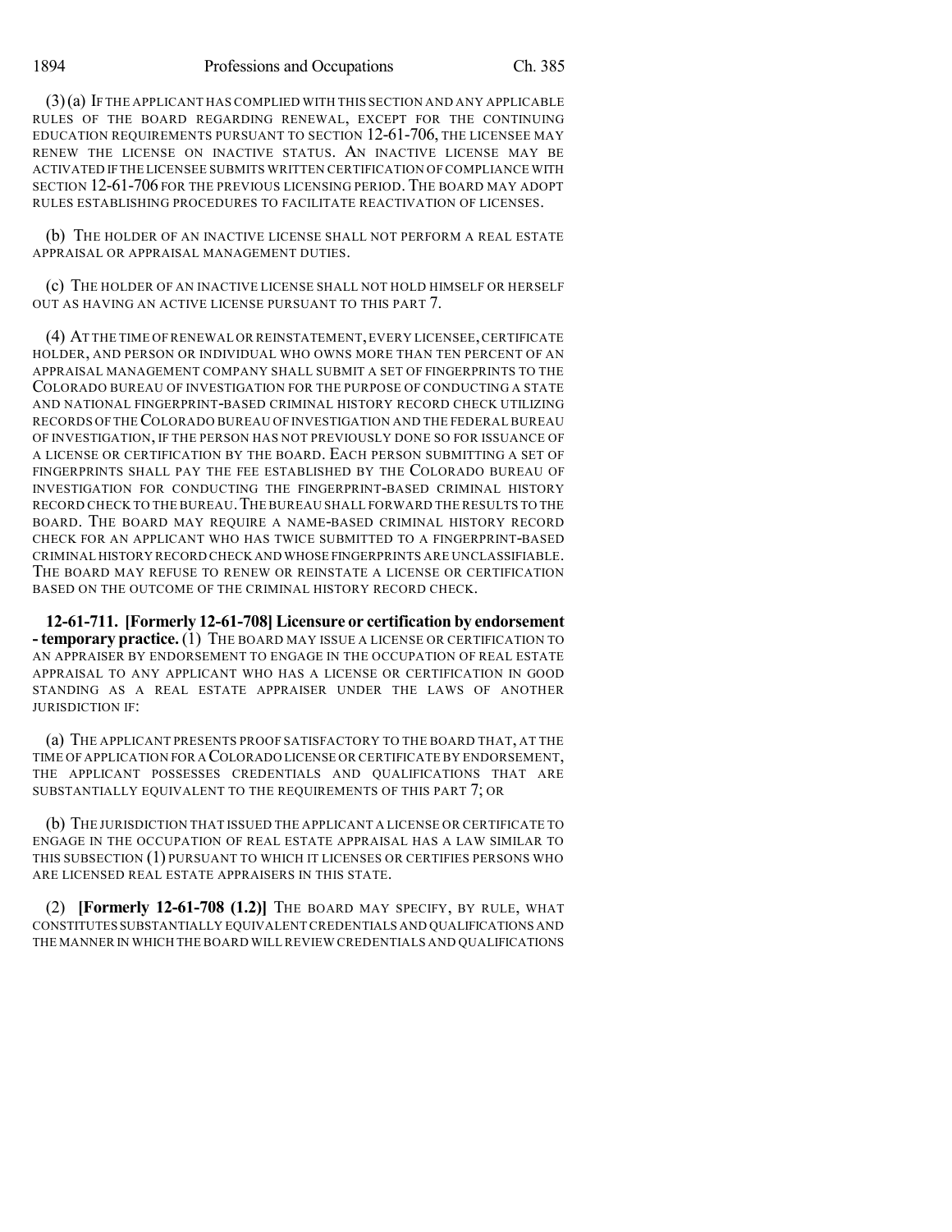(3) (a) IF THE APPLICANT HAS COMPLIED WITH THIS SECTION AND ANY APPLICABLE RULES OF THE BOARD REGARDING RENEWAL, EXCEPT FOR THE CONTINUING EDUCATION REQUIREMENTS PURSUANT TO SECTION 12-61-706, THE LICENSEE MAY RENEW THE LICENSE ON INACTIVE STATUS. AN INACTIVE LICENSE MAY BE ACTIVATED IF THE LICENSEE SUBMITS WRITTEN CERTIFICATION OF COMPLIANCE WITH SECTION 12-61-706 FOR THE PREVIOUS LICENSING PERIOD. THE BOARD MAY ADOPT RULES ESTABLISHING PROCEDURES TO FACILITATE REACTIVATION OF LICENSES.

(b) THE HOLDER OF AN INACTIVE LICENSE SHALL NOT PERFORM A REAL ESTATE APPRAISAL OR APPRAISAL MANAGEMENT DUTIES.

(c) THE HOLDER OF AN INACTIVE LICENSE SHALL NOT HOLD HIMSELF OR HERSELF OUT AS HAVING AN ACTIVE LICENSE PURSUANT TO THIS PART 7.

(4) AT THE TIME OF RENEWAL OR REINSTATEMENT, EVERY LICENSEE, CERTIFICATE HOLDER, AND PERSON OR INDIVIDUAL WHO OWNS MORE THAN TEN PERCENT OF AN APPRAISAL MANAGEMENT COMPANY SHALL SUBMIT A SET OF FINGERPRINTS TO THE COLORADO BUREAU OF INVESTIGATION FOR THE PURPOSE OF CONDUCTING A STATE AND NATIONAL FINGERPRINT-BASED CRIMINAL HISTORY RECORD CHECK UTILIZING RECORDS OF THE COLORADO BUREAU OF INVESTIGATION AND THE FEDERAL BUREAU OF INVESTIGATION, IF THE PERSON HAS NOT PREVIOUSLY DONE SO FOR ISSUANCE OF A LICENSE OR CERTIFICATION BY THE BOARD. EACH PERSON SUBMITTING A SET OF FINGERPRINTS SHALL PAY THE FEE ESTABLISHED BY THE COLORADO BUREAU OF INVESTIGATION FOR CONDUCTING THE FINGERPRINT-BASED CRIMINAL HISTORY RECORD CHECK TO THE BUREAU. THE BUREAU SHALL FORWARD THE RESULTS TO THE BOARD. THE BOARD MAY REQUIRE A NAME-BASED CRIMINAL HISTORY RECORD CHECK FOR AN APPLICANT WHO HAS TWICE SUBMITTED TO A FINGERPRINT-BASED CRIMINAL HISTORY RECORD CHECK AND WHOSE FINGERPRINTS ARE UNCLASSIFIABLE. THE BOARD MAY REFUSE TO RENEW OR REINSTATE A LICENSE OR CERTIFICATION BASED ON THE OUTCOME OF THE CRIMINAL HISTORY RECORD CHECK.

**12-61-711. [Formerly 12-61-708] Licensure or certification by endorsement - temporary practice.** (1) THE BOARD MAY ISSUE A LICENSE OR CERTIFICATION TO AN APPRAISER BY ENDORSEMENT TO ENGAGE IN THE OCCUPATION OF REAL ESTATE APPRAISAL TO ANY APPLICANT WHO HAS A LICENSE OR CERTIFICATION IN GOOD STANDING AS A REAL ESTATE APPRAISER UNDER THE LAWS OF ANOTHER JURISDICTION IF:

(a) THE APPLICANT PRESENTS PROOF SATISFACTORY TO THE BOARD THAT, AT THE TIME OF APPLICATION FOR A COLORADO LICENSE OR CERTIFICATE BY ENDORSEMENT, THE APPLICANT POSSESSES CREDENTIALS AND QUALIFICATIONS THAT ARE SUBSTANTIALLY EQUIVALENT TO THE REQUIREMENTS OF THIS PART 7; OR

(b) THE JURISDICTION THAT ISSUED THE APPLICANT A LICENSE OR CERTIFICATE TO ENGAGE IN THE OCCUPATION OF REAL ESTATE APPRAISAL HAS A LAW SIMILAR TO THIS SUBSECTION (1) PURSUANT TO WHICH IT LICENSES OR CERTIFIES PERSONS WHO ARE LICENSED REAL ESTATE APPRAISERS IN THIS STATE.

(2) **[Formerly 12-61-708 (1.2)]** THE BOARD MAY SPECIFY, BY RULE, WHAT CONSTITUTES SUBSTANTIALLY EQUIVALENT CREDENTIALS AND QUALIFICATIONS AND THE MANNER IN WHICH THE BOARD WILL REVIEW CREDENTIALS AND QUALIFICATIONS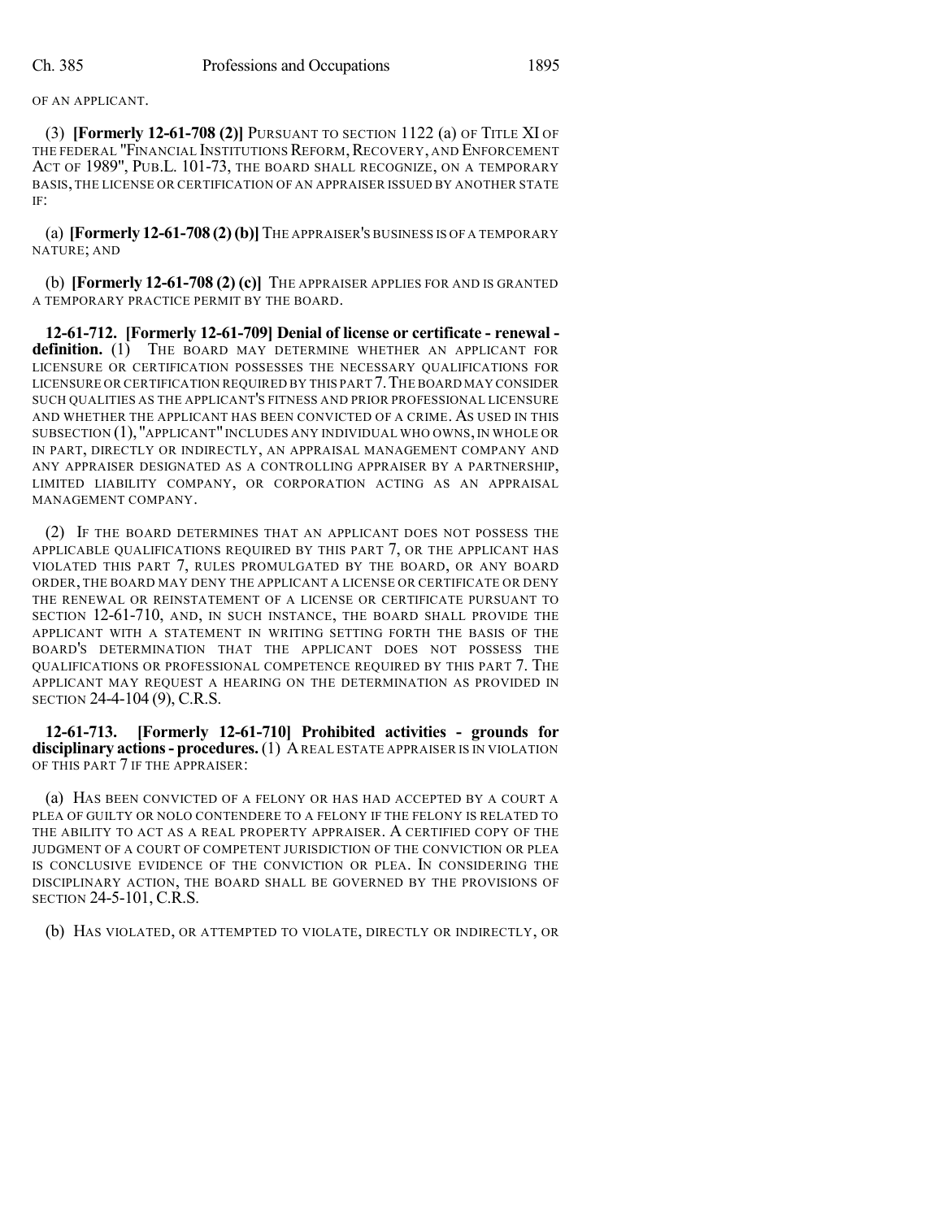OF AN APPLICANT.

(3) **[Formerly 12-61-708 (2)]** PURSUANT TO SECTION 1122 (a) OF TITLE XI OF THE FEDERAL "FINANCIAL INSTITUTIONS REFORM, RECOVERY, AND ENFORCEMENT ACT OF 1989", PUB.L. 101-73, THE BOARD SHALL RECOGNIZE, ON A TEMPORARY BASIS, THE LICENSE OR CERTIFICATION OF AN APPRAISER ISSUED BY ANOTHER STATE IF:

(a) **[Formerly 12-61-708 (2) (b)]** THE APPRAISER'S BUSINESS IS OF A TEMPORARY NATURE; AND

(b) **[Formerly 12-61-708 (2) (c)]** THE APPRAISER APPLIES FOR AND IS GRANTED A TEMPORARY PRACTICE PERMIT BY THE BOARD.

**12-61-712. [Formerly 12-61-709] Denial of license or certificate - renewal - definition.** (1) THE BOARD MAY DETERMINE WHETHER AN APPLICANT FOR LICENSURE OR CERTIFICATION POSSESSES THE NECESSARY QUALIFICATIONS FOR LICENSURE OR CERTIFICATION REQUIRED BY THIS PART 7. THE BOARD MAY CONSIDER SUCH QUALITIES AS THE APPLICANT'S FITNESS AND PRIOR PROFESSIONAL LICENSURE AND WHETHER THE APPLICANT HAS BEEN CONVICTED OF A CRIME. AS USED IN THIS SUBSECTION (1), "APPLICANT" INCLUDES ANY INDIVIDUAL WHO OWNS, IN WHOLE OR IN PART, DIRECTLY OR INDIRECTLY, AN APPRAISAL MANAGEMENT COMPANY AND ANY APPRAISER DESIGNATED AS A CONTROLLING APPRAISER BY A PARTNERSHIP, LIMITED LIABILITY COMPANY, OR CORPORATION ACTING AS AN APPRAISAL MANAGEMENT COMPANY.

(2) IF THE BOARD DETERMINES THAT AN APPLICANT DOES NOT POSSESS THE APPLICABLE QUALIFICATIONS REQUIRED BY THIS PART 7, OR THE APPLICANT HAS VIOLATED THIS PART 7, RULES PROMULGATED BY THE BOARD, OR ANY BOARD ORDER, THE BOARD MAY DENY THE APPLICANT A LICENSE OR CERTIFICATE OR DENY THE RENEWAL OR REINSTATEMENT OF A LICENSE OR CERTIFICATE PURSUANT TO SECTION 12-61-710, AND, IN SUCH INSTANCE, THE BOARD SHALL PROVIDE THE APPLICANT WITH A STATEMENT IN WRITING SETTING FORTH THE BASIS OF THE BOARD'S DETERMINATION THAT THE APPLICANT DOES NOT POSSESS THE QUALIFICATIONS OR PROFESSIONAL COMPETENCE REQUIRED BY THIS PART 7. THE APPLICANT MAY REQUEST A HEARING ON THE DETERMINATION AS PROVIDED IN SECTION 24-4-104 (9), C.R.S.

**12-61-713. [Formerly 12-61-710] Prohibited activities - grounds for disciplinary actions - procedures.** (1) A REAL ESTATE APPRAISER IS IN VIOLATION OF THIS PART 7 IF THE APPRAISER:

(a) HAS BEEN CONVICTED OF A FELONY OR HAS HAD ACCEPTED BY A COURT A PLEA OF GUILTY OR NOLO CONTENDERE TO A FELONY IF THE FELONY IS RELATED TO THE ABILITY TO ACT AS A REAL PROPERTY APPRAISER. A CERTIFIED COPY OF THE JUDGMENT OF A COURT OF COMPETENT JURISDICTION OF THE CONVICTION OR PLEA IS CONCLUSIVE EVIDENCE OF THE CONVICTION OR PLEA. IN CONSIDERING THE DISCIPLINARY ACTION, THE BOARD SHALL BE GOVERNED BY THE PROVISIONS OF SECTION 24-5-101, C.R.S.

(b) HAS VIOLATED, OR ATTEMPTED TO VIOLATE, DIRECTLY OR INDIRECTLY, OR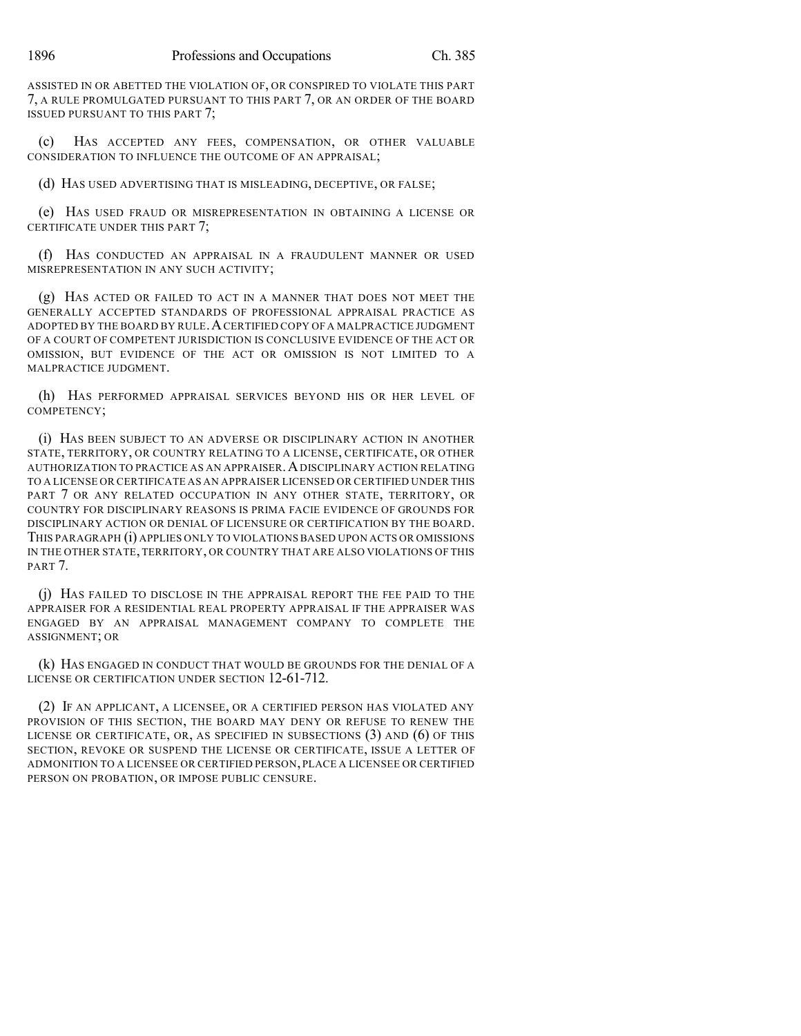ASSISTED IN OR ABETTED THE VIOLATION OF, OR CONSPIRED TO VIOLATE THIS PART 7, A RULE PROMULGATED PURSUANT TO THIS PART 7, OR AN ORDER OF THE BOARD ISSUED PURSUANT TO THIS PART 7;

(c) HAS ACCEPTED ANY FEES, COMPENSATION, OR OTHER VALUABLE CONSIDERATION TO INFLUENCE THE OUTCOME OF AN APPRAISAL;

(d) HAS USED ADVERTISING THAT IS MISLEADING, DECEPTIVE, OR FALSE;

(e) HAS USED FRAUD OR MISREPRESENTATION IN OBTAINING A LICENSE OR CERTIFICATE UNDER THIS PART 7;

(f) HAS CONDUCTED AN APPRAISAL IN A FRAUDULENT MANNER OR USED MISREPRESENTATION IN ANY SUCH ACTIVITY;

(g) HAS ACTED OR FAILED TO ACT IN A MANNER THAT DOES NOT MEET THE GENERALLY ACCEPTED STANDARDS OF PROFESSIONAL APPRAISAL PRACTICE AS ADOPTED BY THE BOARD BY RULE. A CERTIFIED COPY OF A MALPRACTICE JUDGMENT OF A COURT OF COMPETENT JURISDICTION IS CONCLUSIVE EVIDENCE OF THE ACT OR OMISSION, BUT EVIDENCE OF THE ACT OR OMISSION IS NOT LIMITED TO A MALPRACTICE JUDGMENT.

(h) HAS PERFORMED APPRAISAL SERVICES BEYOND HIS OR HER LEVEL OF COMPETENCY;

(i) HAS BEEN SUBJECT TO AN ADVERSE OR DISCIPLINARY ACTION IN ANOTHER STATE, TERRITORY, OR COUNTRY RELATING TO A LICENSE, CERTIFICATE, OR OTHER AUTHORIZATION TO PRACTICE AS AN APPRAISER. A DISCIPLINARY ACTION RELATING TO A LICENSE OR CERTIFICATE AS AN APPRAISER LICENSED OR CERTIFIED UNDER THIS PART 7 OR ANY RELATED OCCUPATION IN ANY OTHER STATE, TERRITORY, OR COUNTRY FOR DISCIPLINARY REASONS IS PRIMA FACIE EVIDENCE OF GROUNDS FOR DISCIPLINARY ACTION OR DENIAL OF LICENSURE OR CERTIFICATION BY THE BOARD. THIS PARAGRAPH (i) APPLIES ONLY TO VIOLATIONS BASED UPON ACTS OR OMISSIONS IN THE OTHER STATE, TERRITORY, OR COUNTRY THAT ARE ALSO VIOLATIONS OF THIS PART 7.

(j) HAS FAILED TO DISCLOSE IN THE APPRAISAL REPORT THE FEE PAID TO THE APPRAISER FOR A RESIDENTIAL REAL PROPERTY APPRAISAL IF THE APPRAISER WAS ENGAGED BY AN APPRAISAL MANAGEMENT COMPANY TO COMPLETE THE ASSIGNMENT; OR

(k) HAS ENGAGED IN CONDUCT THAT WOULD BE GROUNDS FOR THE DENIAL OF A LICENSE OR CERTIFICATION UNDER SECTION 12-61-712.

(2) IF AN APPLICANT, A LICENSEE, OR A CERTIFIED PERSON HAS VIOLATED ANY PROVISION OF THIS SECTION, THE BOARD MAY DENY OR REFUSE TO RENEW THE LICENSE OR CERTIFICATE, OR, AS SPECIFIED IN SUBSECTIONS (3) AND (6) OF THIS SECTION, REVOKE OR SUSPEND THE LICENSE OR CERTIFICATE, ISSUE A LETTER OF ADMONITION TO A LICENSEE OR CERTIFIED PERSON, PLACE A LICENSEE OR CERTIFIED PERSON ON PROBATION, OR IMPOSE PUBLIC CENSURE.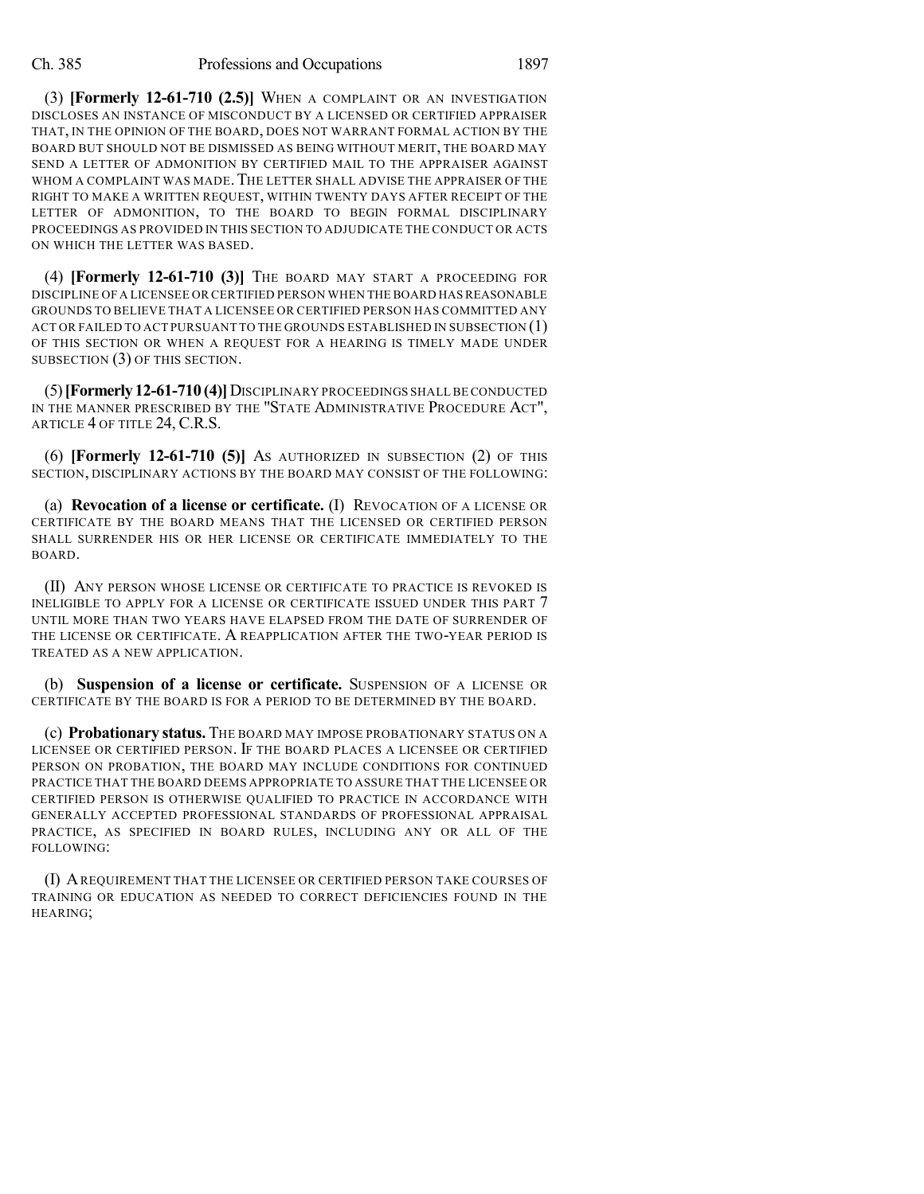(3) **[Formerly 12-61-710 (2.5)]** WHEN A COMPLAINT OR AN INVESTIGATION DISCLOSES AN INSTANCE OF MISCONDUCT BY A LICENSED OR CERTIFIED APPRAISER THAT, IN THE OPINION OF THE BOARD, DOES NOT WARRANT FORMAL ACTION BY THE BOARD BUT SHOULD NOT BE DISMISSED AS BEING WITHOUT MERIT, THE BOARD MAY SEND A LETTER OF ADMONITION BY CERTIFIED MAIL TO THE APPRAISER AGAINST WHOM A COMPLAINT WAS MADE. THE LETTER SHALL ADVISE THE APPRAISER OF THE RIGHT TO MAKE A WRITTEN REQUEST, WITHIN TWENTY DAYS AFTER RECEIPT OF THE LETTER OF ADMONITION, TO THE BOARD TO BEGIN FORMAL DISCIPLINARY PROCEEDINGS AS PROVIDED IN THIS SECTION TO ADJUDICATE THE CONDUCT OR ACTS ON WHICH THE LETTER WAS BASED.

(4) **[Formerly 12-61-710 (3)]** THE BOARD MAY START A PROCEEDING FOR DISCIPLINE OF A LICENSEE OR CERTIFIED PERSON WHEN THE BOARD HAS REASONABLE GROUNDS TO BELIEVE THAT A LICENSEE OR CERTIFIED PERSON HAS COMMITTED ANY ACT OR FAILED TO ACT PURSUANT TO THE GROUNDS ESTABLISHED IN SUBSECTION (1) OF THIS SECTION OR WHEN A REQUEST FOR A HEARING IS TIMELY MADE UNDER SUBSECTION (3) OF THIS SECTION.

(5) **[Formerly 12-61-710 (4)]** DISCIPLINARY PROCEEDINGS SHALL BE CONDUCTED IN THE MANNER PRESCRIBED BY THE "STATE ADMINISTRATIVE PROCEDURE ACT", ARTICLE 4 OF TITLE 24, C.R.S.

(6) **[Formerly 12-61-710 (5)]** AS AUTHORIZED IN SUBSECTION (2) OF THIS SECTION, DISCIPLINARY ACTIONS BY THE BOARD MAY CONSIST OF THE FOLLOWING:

(a) **Revocation of a license or certificate.** (I) REVOCATION OF A LICENSE OR CERTIFICATE BY THE BOARD MEANS THAT THE LICENSED OR CERTIFIED PERSON SHALL SURRENDER HIS OR HER LICENSE OR CERTIFICATE IMMEDIATELY TO THE BOARD.

(II) ANY PERSON WHOSE LICENSE OR CERTIFICATE TO PRACTICE IS REVOKED IS INELIGIBLE TO APPLY FOR A LICENSE OR CERTIFICATE ISSUED UNDER THIS PART 7 UNTIL MORE THAN TWO YEARS HAVE ELAPSED FROM THE DATE OF SURRENDER OF THE LICENSE OR CERTIFICATE. A REAPPLICATION AFTER THE TWO-YEAR PERIOD IS TREATED AS A NEW APPLICATION.

(b) **Suspension of a license or certificate.** SUSPENSION OF A LICENSE OR CERTIFICATE BY THE BOARD IS FOR A PERIOD TO BE DETERMINED BY THE BOARD.

(c) **Probationary status.** THE BOARD MAY IMPOSE PROBATIONARY STATUS ON A LICENSEE OR CERTIFIED PERSON. IF THE BOARD PLACES A LICENSEE OR CERTIFIED PERSON ON PROBATION, THE BOARD MAY INCLUDE CONDITIONS FOR CONTINUED PRACTICE THAT THE BOARD DEEMS APPROPRIATE TO ASSURE THAT THE LICENSEE OR CERTIFIED PERSON IS OTHERWISE QUALIFIED TO PRACTICE IN ACCORDANCE WITH GENERALLY ACCEPTED PROFESSIONAL STANDARDS OF PROFESSIONAL APPRAISAL PRACTICE, AS SPECIFIED IN BOARD RULES, INCLUDING ANY OR ALL OF THE FOLLOWING:

(I) A REQUIREMENT THAT THE LICENSEE OR CERTIFIED PERSON TAKE COURSES OF TRAINING OR EDUCATION AS NEEDED TO CORRECT DEFICIENCIES FOUND IN THE HEARING;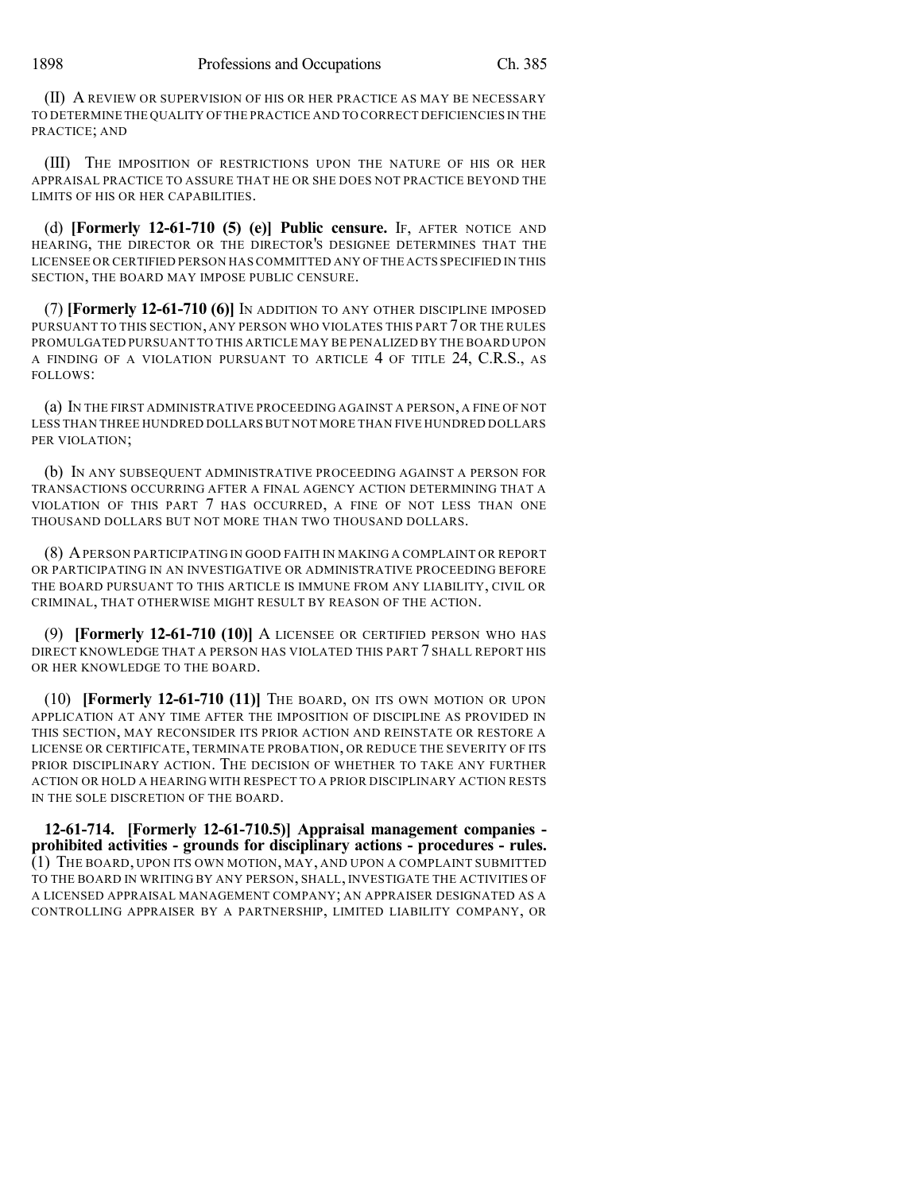(II) A REVIEW OR SUPERVISION OF HIS OR HER PRACTICE AS MAY BE NECESSARY TO DETERMINE THE QUALITY OF THE PRACTICE AND TO CORRECT DEFICIENCIES IN THE PRACTICE; AND

(III) THE IMPOSITION OF RESTRICTIONS UPON THE NATURE OF HIS OR HER APPRAISAL PRACTICE TO ASSURE THAT HE OR SHE DOES NOT PRACTICE BEYOND THE LIMITS OF HIS OR HER CAPABILITIES.

(d) **[Formerly 12-61-710 (5) (e)] Public censure.** IF, AFTER NOTICE AND HEARING, THE DIRECTOR OR THE DIRECTOR'S DESIGNEE DETERMINES THAT THE LICENSEE OR CERTIFIED PERSON HAS COMMITTED ANY OF THE ACTS SPECIFIED IN THIS SECTION, THE BOARD MAY IMPOSE PUBLIC CENSURE.

(7) **[Formerly 12-61-710 (6)]** IN ADDITION TO ANY OTHER DISCIPLINE IMPOSED PURSUANT TO THIS SECTION, ANY PERSON WHO VIOLATES THIS PART 7 OR THE RULES PROMULGATED PURSUANT TO THIS ARTICLE MAY BE PENALIZED BY THE BOARD UPON A FINDING OF A VIOLATION PURSUANT TO ARTICLE 4 OF TITLE 24, C.R.S., AS FOLLOWS:

(a) IN THE FIRST ADMINISTRATIVE PROCEEDING AGAINST A PERSON, A FINE OF NOT LESS THAN THREE HUNDRED DOLLARS BUT NOT MORE THAN FIVE HUNDRED DOLLARS PER VIOLATION;

(b) IN ANY SUBSEQUENT ADMINISTRATIVE PROCEEDING AGAINST A PERSON FOR TRANSACTIONS OCCURRING AFTER A FINAL AGENCY ACTION DETERMINING THAT A VIOLATION OF THIS PART 7 HAS OCCURRED, A FINE OF NOT LESS THAN ONE THOUSAND DOLLARS BUT NOT MORE THAN TWO THOUSAND DOLLARS.

(8) A PERSON PARTICIPATING IN GOOD FAITH IN MAKING A COMPLAINT OR REPORT OR PARTICIPATING IN AN INVESTIGATIVE OR ADMINISTRATIVE PROCEEDING BEFORE THE BOARD PURSUANT TO THIS ARTICLE IS IMMUNE FROM ANY LIABILITY, CIVIL OR CRIMINAL, THAT OTHERWISE MIGHT RESULT BY REASON OF THE ACTION.

(9) **[Formerly 12-61-710 (10)]** A LICENSEE OR CERTIFIED PERSON WHO HAS DIRECT KNOWLEDGE THAT A PERSON HAS VIOLATED THIS PART 7 SHALL REPORT HIS OR HER KNOWLEDGE TO THE BOARD.

(10) **[Formerly 12-61-710 (11)]** THE BOARD, ON ITS OWN MOTION OR UPON APPLICATION AT ANY TIME AFTER THE IMPOSITION OF DISCIPLINE AS PROVIDED IN THIS SECTION, MAY RECONSIDER ITS PRIOR ACTION AND REINSTATE OR RESTORE A LICENSE OR CERTIFICATE, TERMINATE PROBATION, OR REDUCE THE SEVERITY OF ITS PRIOR DISCIPLINARY ACTION. THE DECISION OF WHETHER TO TAKE ANY FURTHER ACTION OR HOLD A HEARING WITH RESPECT TO A PRIOR DISCIPLINARY ACTION RESTS IN THE SOLE DISCRETION OF THE BOARD.

**12-61-714. [Formerly 12-61-710.5)] Appraisal management companies - prohibited activities - grounds for disciplinary actions - procedures - rules.** (1) THE BOARD, UPON ITS OWN MOTION, MAY, AND UPON A COMPLAINT SUBMITTED TO THE BOARD IN WRITING BY ANY PERSON, SHALL, INVESTIGATE THE ACTIVITIES OF A LICENSED APPRAISAL MANAGEMENT COMPANY; AN APPRAISER DESIGNATED AS A CONTROLLING APPRAISER BY A PARTNERSHIP, LIMITED LIABILITY COMPANY, OR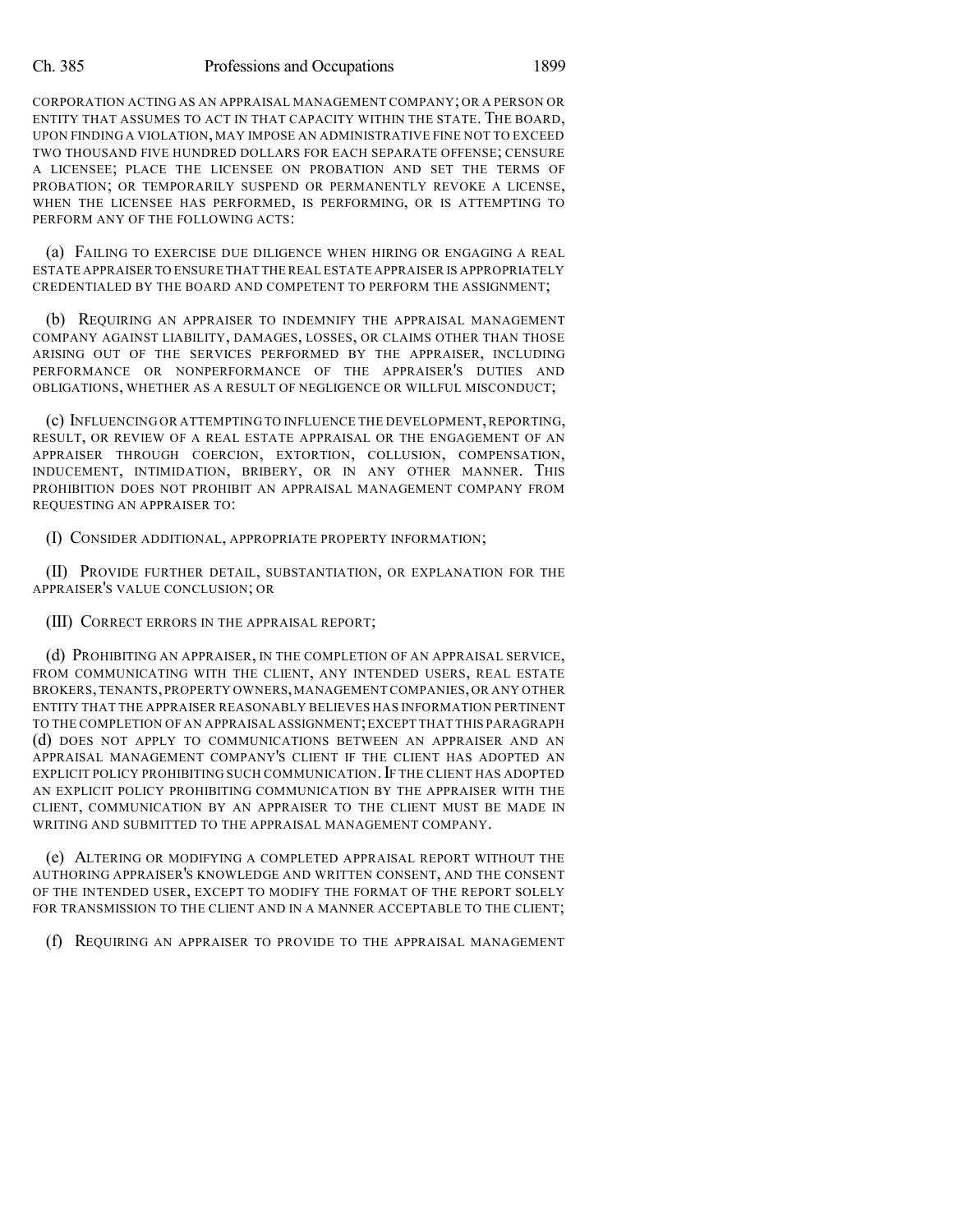CORPORATION ACTING AS AN APPRAISAL MANAGEMENT COMPANY; OR A PERSON OR ENTITY THAT ASSUMES TO ACT IN THAT CAPACITY WITHIN THE STATE. THE BOARD, UPON FINDING A VIOLATION, MAY IMPOSE AN ADMINISTRATIVE FINE NOT TO EXCEED TWO THOUSAND FIVE HUNDRED DOLLARS FOR EACH SEPARATE OFFENSE; CENSURE A LICENSEE; PLACE THE LICENSEE ON PROBATION AND SET THE TERMS OF PROBATION; OR TEMPORARILY SUSPEND OR PERMANENTLY REVOKE A LICENSE, WHEN THE LICENSEE HAS PERFORMED, IS PERFORMING, OR IS ATTEMPTING TO PERFORM ANY OF THE FOLLOWING ACTS:

(a) FAILING TO EXERCISE DUE DILIGENCE WHEN HIRING OR ENGAGING A REAL ESTATE APPRAISER TO ENSURE THAT THE REAL ESTATE APPRAISER IS APPROPRIATELY CREDENTIALED BY THE BOARD AND COMPETENT TO PERFORM THE ASSIGNMENT;

(b) REQUIRING AN APPRAISER TO INDEMNIFY THE APPRAISAL MANAGEMENT COMPANY AGAINST LIABILITY, DAMAGES, LOSSES, OR CLAIMS OTHER THAN THOSE ARISING OUT OF THE SERVICES PERFORMED BY THE APPRAISER, INCLUDING PERFORMANCE OR NONPERFORMANCE OF THE APPRAISER'S DUTIES AND OBLIGATIONS, WHETHER AS A RESULT OF NEGLIGENCE OR WILLFUL MISCONDUCT;

(c) INFLUENCING OR ATTEMPTING TO INFLUENCE THE DEVELOPMENT, REPORTING, RESULT, OR REVIEW OF A REAL ESTATE APPRAISAL OR THE ENGAGEMENT OF AN APPRAISER THROUGH COERCION, EXTORTION, COLLUSION, COMPENSATION, INDUCEMENT, INTIMIDATION, BRIBERY, OR IN ANY OTHER MANNER. THIS PROHIBITION DOES NOT PROHIBIT AN APPRAISAL MANAGEMENT COMPANY FROM REQUESTING AN APPRAISER TO:

(I) CONSIDER ADDITIONAL, APPROPRIATE PROPERTY INFORMATION;

(II) PROVIDE FURTHER DETAIL, SUBSTANTIATION, OR EXPLANATION FOR THE APPRAISER'S VALUE CONCLUSION; OR

(III) CORRECT ERRORS IN THE APPRAISAL REPORT;

(d) PROHIBITING AN APPRAISER, IN THE COMPLETION OF AN APPRAISAL SERVICE, FROM COMMUNICATING WITH THE CLIENT, ANY INTENDED USERS, REAL ESTATE BROKERS, TENANTS, PROPERTY OWNERS, MANAGEMENT COMPANIES, OR ANY OTHER ENTITY THAT THE APPRAISER REASONABLY BELIEVES HAS INFORMATION PERTINENT TO THE COMPLETION OF AN APPRAISAL ASSIGNMENT; EXCEPT THAT THIS PARAGRAPH (d) DOES NOT APPLY TO COMMUNICATIONS BETWEEN AN APPRAISER AND AN APPRAISAL MANAGEMENT COMPANY'S CLIENT IF THE CLIENT HAS ADOPTED AN EXPLICIT POLICY PROHIBITING SUCH COMMUNICATION. IF THE CLIENT HAS ADOPTED AN EXPLICIT POLICY PROHIBITING COMMUNICATION BY THE APPRAISER WITH THE CLIENT, COMMUNICATION BY AN APPRAISER TO THE CLIENT MUST BE MADE IN WRITING AND SUBMITTED TO THE APPRAISAL MANAGEMENT COMPANY.

(e) ALTERING OR MODIFYING A COMPLETED APPRAISAL REPORT WITHOUT THE AUTHORING APPRAISER'S KNOWLEDGE AND WRITTEN CONSENT, AND THE CONSENT OF THE INTENDED USER, EXCEPT TO MODIFY THE FORMAT OF THE REPORT SOLELY FOR TRANSMISSION TO THE CLIENT AND IN A MANNER ACCEPTABLE TO THE CLIENT;

(f) REQUIRING AN APPRAISER TO PROVIDE TO THE APPRAISAL MANAGEMENT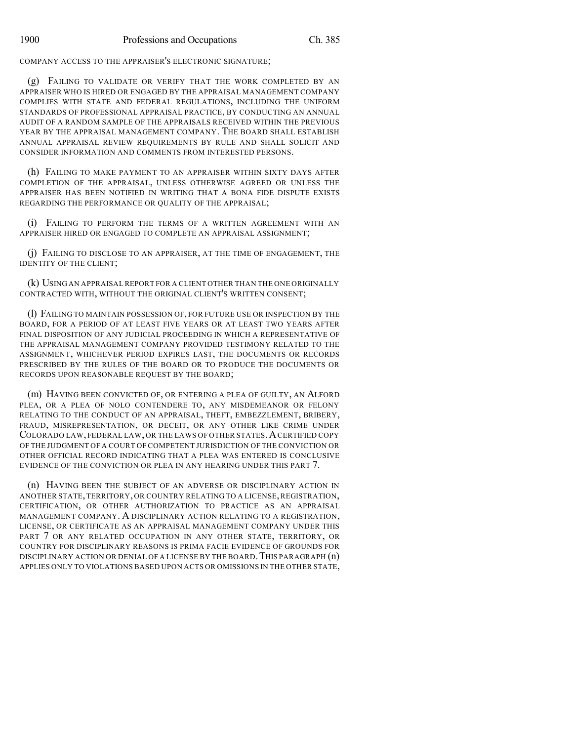COMPANY ACCESS TO THE APPRAISER'S ELECTRONIC SIGNATURE;

(g) FAILING TO VALIDATE OR VERIFY THAT THE WORK COMPLETED BY AN APPRAISER WHO IS HIRED OR ENGAGED BY THE APPRAISAL MANAGEMENT COMPANY COMPLIES WITH STATE AND FEDERAL REGULATIONS, INCLUDING THE UNIFORM STANDARDS OF PROFESSIONAL APPRAISAL PRACTICE, BY CONDUCTING AN ANNUAL AUDIT OF A RANDOM SAMPLE OF THE APPRAISALS RECEIVED WITHIN THE PREVIOUS YEAR BY THE APPRAISAL MANAGEMENT COMPANY. THE BOARD SHALL ESTABLISH ANNUAL APPRAISAL REVIEW REQUIREMENTS BY RULE AND SHALL SOLICIT AND CONSIDER INFORMATION AND COMMENTS FROM INTERESTED PERSONS.

(h) FAILING TO MAKE PAYMENT TO AN APPRAISER WITHIN SIXTY DAYS AFTER COMPLETION OF THE APPRAISAL, UNLESS OTHERWISE AGREED OR UNLESS THE APPRAISER HAS BEEN NOTIFIED IN WRITING THAT A BONA FIDE DISPUTE EXISTS REGARDING THE PERFORMANCE OR QUALITY OF THE APPRAISAL;

(i) FAILING TO PERFORM THE TERMS OF A WRITTEN AGREEMENT WITH AN APPRAISER HIRED OR ENGAGED TO COMPLETE AN APPRAISAL ASSIGNMENT;

(j) FAILING TO DISCLOSE TO AN APPRAISER, AT THE TIME OF ENGAGEMENT, THE IDENTITY OF THE CLIENT;

(k) USING AN APPRAISAL REPORT FOR A CLIENT OTHER THAN THE ONE ORIGINALLY CONTRACTED WITH, WITHOUT THE ORIGINAL CLIENT'S WRITTEN CONSENT;

(l) FAILING TO MAINTAIN POSSESSION OF, FOR FUTURE USE OR INSPECTION BY THE BOARD, FOR A PERIOD OF AT LEAST FIVE YEARS OR AT LEAST TWO YEARS AFTER FINAL DISPOSITION OF ANY JUDICIAL PROCEEDING IN WHICH A REPRESENTATIVE OF THE APPRAISAL MANAGEMENT COMPANY PROVIDED TESTIMONY RELATED TO THE ASSIGNMENT, WHICHEVER PERIOD EXPIRES LAST, THE DOCUMENTS OR RECORDS PRESCRIBED BY THE RULES OF THE BOARD OR TO PRODUCE THE DOCUMENTS OR RECORDS UPON REASONABLE REQUEST BY THE BOARD;

(m) HAVING BEEN CONVICTED OF, OR ENTERING A PLEA OF GUILTY, AN ALFORD PLEA, OR A PLEA OF NOLO CONTENDERE TO, ANY MISDEMEANOR OR FELONY RELATING TO THE CONDUCT OF AN APPRAISAL, THEFT, EMBEZZLEMENT, BRIBERY, FRAUD, MISREPRESENTATION, OR DECEIT, OR ANY OTHER LIKE CRIME UNDER COLORADO LAW, FEDERAL LAW, OR THE LAWS OF OTHER STATES. A CERTIFIED COPY OF THE JUDGMENT OF A COURT OF COMPETENT JURISDICTION OF THE CONVICTION OR OTHER OFFICIAL RECORD INDICATING THAT A PLEA WAS ENTERED IS CONCLUSIVE EVIDENCE OF THE CONVICTION OR PLEA IN ANY HEARING UNDER THIS PART 7.

(n) HAVING BEEN THE SUBJECT OF AN ADVERSE OR DISCIPLINARY ACTION IN ANOTHER STATE, TERRITORY, OR COUNTRY RELATING TO A LICENSE, REGISTRATION, CERTIFICATION, OR OTHER AUTHORIZATION TO PRACTICE AS AN APPRAISAL MANAGEMENT COMPANY. A DISCIPLINARY ACTION RELATING TO A REGISTRATION, LICENSE, OR CERTIFICATE AS AN APPRAISAL MANAGEMENT COMPANY UNDER THIS PART 7 OR ANY RELATED OCCUPATION IN ANY OTHER STATE, TERRITORY, OR COUNTRY FOR DISCIPLINARY REASONS IS PRIMA FACIE EVIDENCE OF GROUNDS FOR DISCIPLINARY ACTION OR DENIAL OF A LICENSE BY THE BOARD. THIS PARAGRAPH (n) APPLIES ONLY TO VIOLATIONS BASED UPON ACTS OR OMISSIONS IN THE OTHER STATE,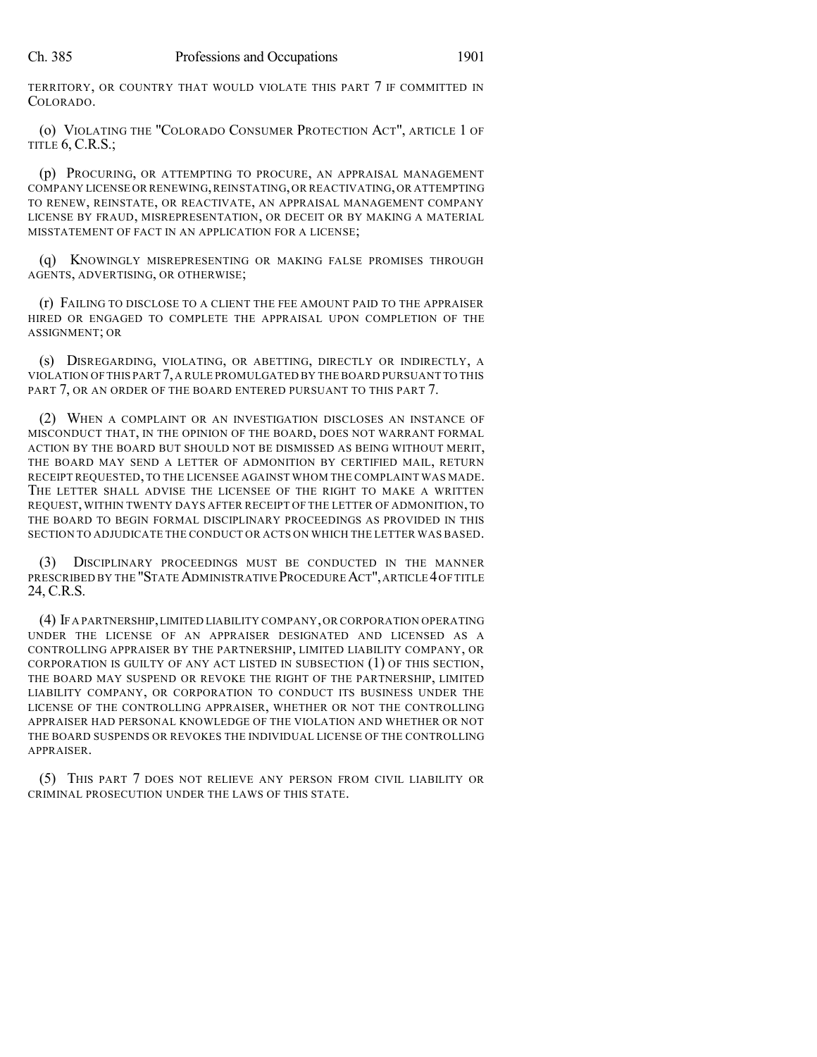TERRITORY, OR COUNTRY THAT WOULD VIOLATE THIS PART 7 IF COMMITTED IN COLORADO.

(o) VIOLATING THE "COLORADO CONSUMER PROTECTION ACT", ARTICLE 1 OF TITLE 6, C.R.S.;

(p) PROCURING, OR ATTEMPTING TO PROCURE, AN APPRAISAL MANAGEMENT COMPANY LICENSE OR RENEWING, REINSTATING, OR REACTIVATING, OR ATTEMPTING TO RENEW, REINSTATE, OR REACTIVATE, AN APPRAISAL MANAGEMENT COMPANY LICENSE BY FRAUD, MISREPRESENTATION, OR DECEIT OR BY MAKING A MATERIAL MISSTATEMENT OF FACT IN AN APPLICATION FOR A LICENSE;

(q) KNOWINGLY MISREPRESENTING OR MAKING FALSE PROMISES THROUGH AGENTS, ADVERTISING, OR OTHERWISE;

(r) FAILING TO DISCLOSE TO A CLIENT THE FEE AMOUNT PAID TO THE APPRAISER HIRED OR ENGAGED TO COMPLETE THE APPRAISAL UPON COMPLETION OF THE ASSIGNMENT; OR

(s) DISREGARDING, VIOLATING, OR ABETTING, DIRECTLY OR INDIRECTLY, A VIOLATION OF THIS PART 7, A RULE PROMULGATED BY THE BOARD PURSUANT TO THIS PART 7, OR AN ORDER OF THE BOARD ENTERED PURSUANT TO THIS PART 7.

(2) WHEN A COMPLAINT OR AN INVESTIGATION DISCLOSES AN INSTANCE OF MISCONDUCT THAT, IN THE OPINION OF THE BOARD, DOES NOT WARRANT FORMAL ACTION BY THE BOARD BUT SHOULD NOT BE DISMISSED AS BEING WITHOUT MERIT, THE BOARD MAY SEND A LETTER OF ADMONITION BY CERTIFIED MAIL, RETURN RECEIPT REQUESTED, TO THE LICENSEE AGAINST WHOM THE COMPLAINT WAS MADE. THE LETTER SHALL ADVISE THE LICENSEE OF THE RIGHT TO MAKE A WRITTEN REQUEST, WITHIN TWENTY DAYS AFTER RECEIPT OF THE LETTER OF ADMONITION, TO THE BOARD TO BEGIN FORMAL DISCIPLINARY PROCEEDINGS AS PROVIDED IN THIS SECTION TO ADJUDICATE THE CONDUCT OR ACTS ON WHICH THE LETTER WAS BASED.

(3) DISCIPLINARY PROCEEDINGS MUST BE CONDUCTED IN THE MANNER PRESCRIBED BY THE "STATE ADMINISTRATIVE PROCEDURE ACT", ARTICLE 4 OF TITLE 24, C.R.S.

(4) IF A PARTNERSHIP, LIMITED LIABILITY COMPANY, OR CORPORATION OPERATING UNDER THE LICENSE OF AN APPRAISER DESIGNATED AND LICENSED AS A CONTROLLING APPRAISER BY THE PARTNERSHIP, LIMITED LIABILITY COMPANY, OR CORPORATION IS GUILTY OF ANY ACT LISTED IN SUBSECTION (1) OF THIS SECTION, THE BOARD MAY SUSPEND OR REVOKE THE RIGHT OF THE PARTNERSHIP, LIMITED LIABILITY COMPANY, OR CORPORATION TO CONDUCT ITS BUSINESS UNDER THE LICENSE OF THE CONTROLLING APPRAISER, WHETHER OR NOT THE CONTROLLING APPRAISER HAD PERSONAL KNOWLEDGE OF THE VIOLATION AND WHETHER OR NOT THE BOARD SUSPENDS OR REVOKES THE INDIVIDUAL LICENSE OF THE CONTROLLING APPRAISER.

(5) THIS PART 7 DOES NOT RELIEVE ANY PERSON FROM CIVIL LIABILITY OR CRIMINAL PROSECUTION UNDER THE LAWS OF THIS STATE.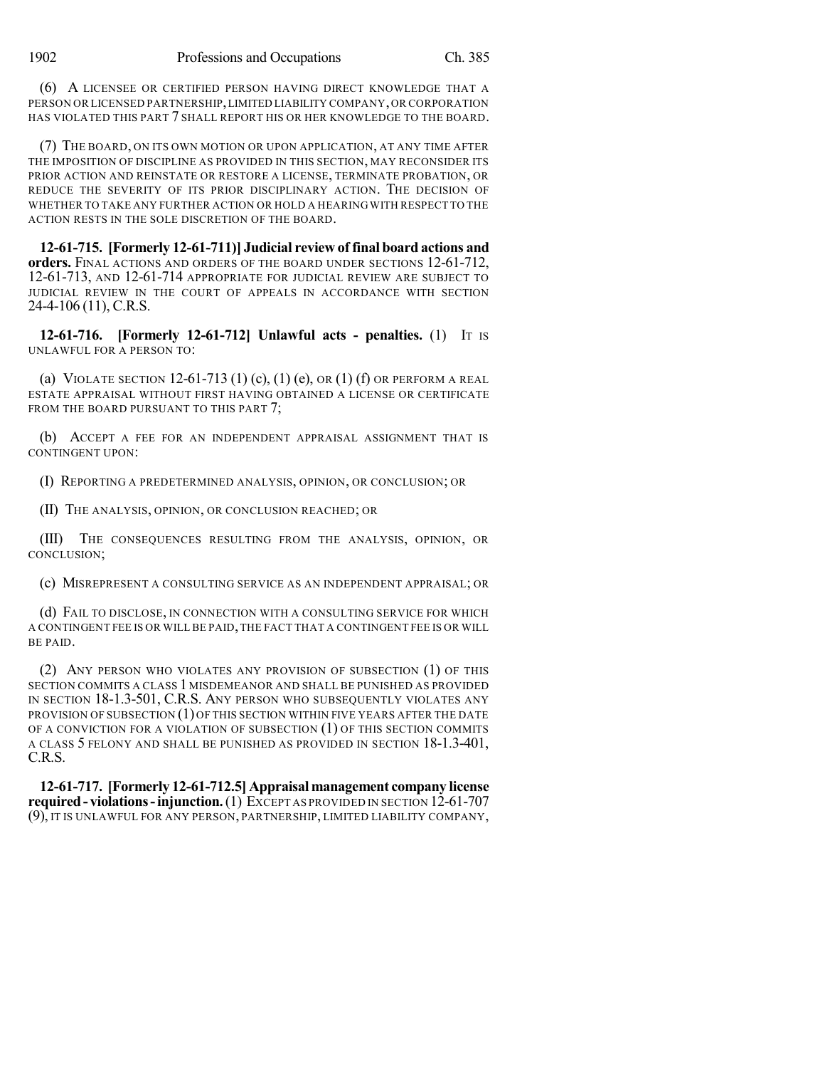(6) A LICENSEE OR CERTIFIED PERSON HAVING DIRECT KNOWLEDGE THAT A PERSON OR LICENSED PARTNERSHIP, LIMITED LIABILITY COMPANY, OR CORPORATION HAS VIOLATED THIS PART 7 SHALL REPORT HIS OR HER KNOWLEDGE TO THE BOARD.

(7) THE BOARD, ON ITS OWN MOTION OR UPON APPLICATION, AT ANY TIME AFTER THE IMPOSITION OF DISCIPLINE AS PROVIDED IN THIS SECTION, MAY RECONSIDER ITS PRIOR ACTION AND REINSTATE OR RESTORE A LICENSE, TERMINATE PROBATION, OR REDUCE THE SEVERITY OF ITS PRIOR DISCIPLINARY ACTION. THE DECISION OF WHETHER TO TAKE ANY FURTHER ACTION OR HOLD A HEARING WITH RESPECT TO THE ACTION RESTS IN THE SOLE DISCRETION OF THE BOARD.

**12-61-715. [Formerly 12-61-711)] Judicial review of final board actions and orders.** FINAL ACTIONS AND ORDERS OF THE BOARD UNDER SECTIONS 12-61-712, 12-61-713, AND 12-61-714 APPROPRIATE FOR JUDICIAL REVIEW ARE SUBJECT TO JUDICIAL REVIEW IN THE COURT OF APPEALS IN ACCORDANCE WITH SECTION 24-4-106 (11), C.R.S.

**12-61-716. [Formerly 12-61-712] Unlawful acts - penalties.** (1) IT IS UNLAWFUL FOR A PERSON TO:

(a) VIOLATE SECTION 12-61-713 (1) (c), (1) (e), OR (1) (f) OR PERFORM A REAL ESTATE APPRAISAL WITHOUT FIRST HAVING OBTAINED A LICENSE OR CERTIFICATE FROM THE BOARD PURSUANT TO THIS PART 7;

(b) ACCEPT A FEE FOR AN INDEPENDENT APPRAISAL ASSIGNMENT THAT IS CONTINGENT UPON:

(I) REPORTING A PREDETERMINED ANALYSIS, OPINION, OR CONCLUSION; OR

(II) THE ANALYSIS, OPINION, OR CONCLUSION REACHED; OR

(III) THE CONSEQUENCES RESULTING FROM THE ANALYSIS, OPINION, OR CONCLUSION;

(c) MISREPRESENT A CONSULTING SERVICE AS AN INDEPENDENT APPRAISAL; OR

(d) FAIL TO DISCLOSE, IN CONNECTION WITH A CONSULTING SERVICE FOR WHICH A CONTINGENT FEE IS OR WILL BE PAID, THE FACT THAT A CONTINGENT FEE IS OR WILL BE PAID.

(2) ANY PERSON WHO VIOLATES ANY PROVISION OF SUBSECTION (1) OF THIS SECTION COMMITS A CLASS 1 MISDEMEANOR AND SHALL BE PUNISHED AS PROVIDED IN SECTION 18-1.3-501, C.R.S. ANY PERSON WHO SUBSEQUENTLY VIOLATES ANY PROVISION OF SUBSECTION (1) OF THIS SECTION WITHIN FIVE YEARS AFTER THE DATE OF A CONVICTION FOR A VIOLATION OF SUBSECTION (1) OF THIS SECTION COMMITS A CLASS 5 FELONY AND SHALL BE PUNISHED AS PROVIDED IN SECTION 18-1.3-401, C.R.S.

**12-61-717. [Formerly 12-61-712.5] Appraisal management company license required - violations - injunction.** (1) EXCEPT AS PROVIDED IN SECTION 12-61-707 (9), IT IS UNLAWFUL FOR ANY PERSON, PARTNERSHIP, LIMITED LIABILITY COMPANY,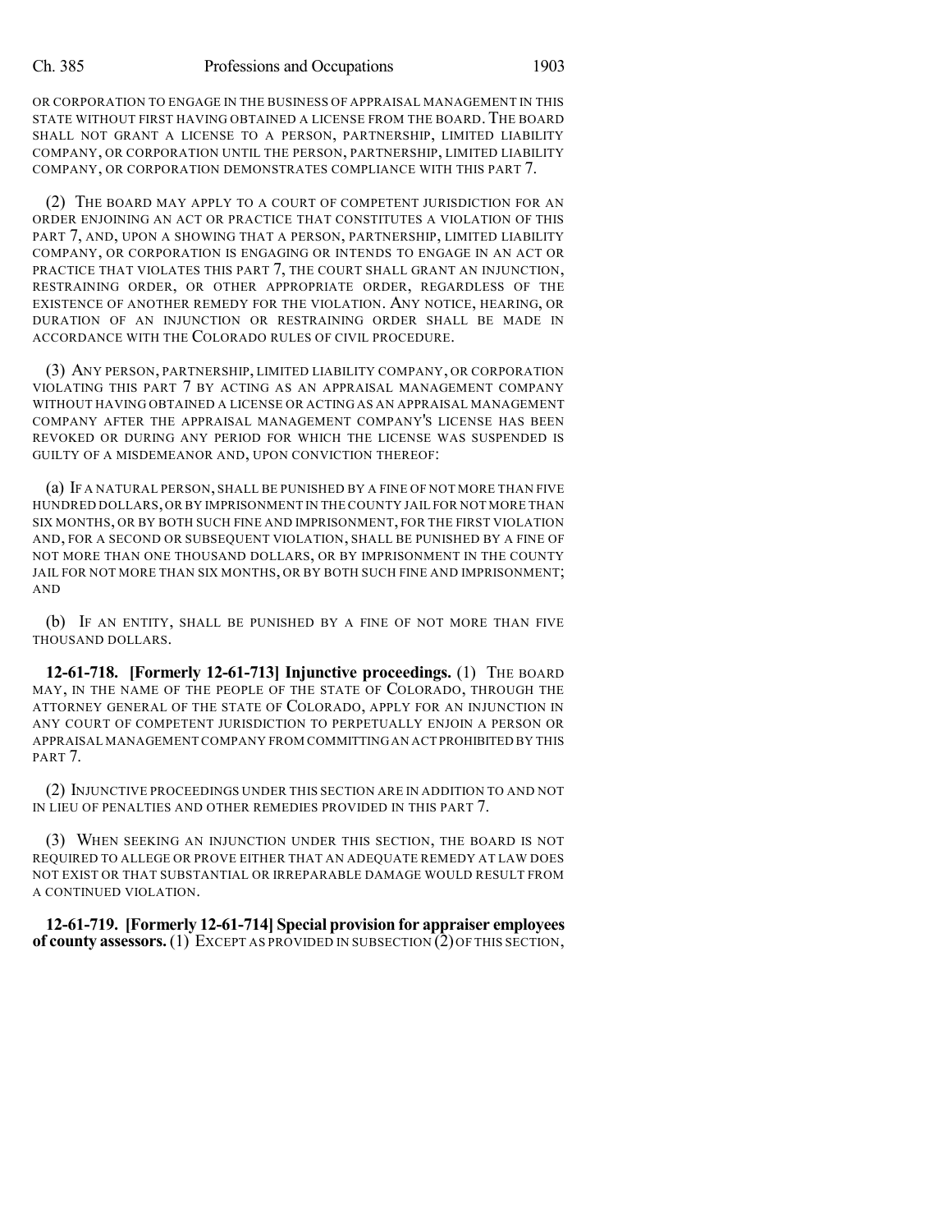OR CORPORATION TO ENGAGE IN THE BUSINESS OF APPRAISAL MANAGEMENT IN THIS STATE WITHOUT FIRST HAVING OBTAINED A LICENSE FROM THE BOARD. THE BOARD SHALL NOT GRANT A LICENSE TO A PERSON, PARTNERSHIP, LIMITED LIABILITY COMPANY, OR CORPORATION UNTIL THE PERSON, PARTNERSHIP, LIMITED LIABILITY COMPANY, OR CORPORATION DEMONSTRATES COMPLIANCE WITH THIS PART 7.

(2) THE BOARD MAY APPLY TO A COURT OF COMPETENT JURISDICTION FOR AN ORDER ENJOINING AN ACT OR PRACTICE THAT CONSTITUTES A VIOLATION OF THIS PART 7, AND, UPON A SHOWING THAT A PERSON, PARTNERSHIP, LIMITED LIABILITY COMPANY, OR CORPORATION IS ENGAGING OR INTENDS TO ENGAGE IN AN ACT OR PRACTICE THAT VIOLATES THIS PART 7, THE COURT SHALL GRANT AN INJUNCTION, RESTRAINING ORDER, OR OTHER APPROPRIATE ORDER, REGARDLESS OF THE EXISTENCE OF ANOTHER REMEDY FOR THE VIOLATION. ANY NOTICE, HEARING, OR DURATION OF AN INJUNCTION OR RESTRAINING ORDER SHALL BE MADE IN ACCORDANCE WITH THE COLORADO RULES OF CIVIL PROCEDURE.

(3) ANY PERSON, PARTNERSHIP, LIMITED LIABILITY COMPANY, OR CORPORATION VIOLATING THIS PART 7 BY ACTING AS AN APPRAISAL MANAGEMENT COMPANY WITHOUT HAVING OBTAINED A LICENSE OR ACTING AS AN APPRAISAL MANAGEMENT COMPANY AFTER THE APPRAISAL MANAGEMENT COMPANY'S LICENSE HAS BEEN REVOKED OR DURING ANY PERIOD FOR WHICH THE LICENSE WAS SUSPENDED IS GUILTY OF A MISDEMEANOR AND, UPON CONVICTION THEREOF:

(a) IF A NATURAL PERSON, SHALL BE PUNISHED BY A FINE OF NOT MORE THAN FIVE HUNDRED DOLLARS, OR BY IMPRISONMENT IN THE COUNTY JAIL FOR NOT MORE THAN SIX MONTHS, OR BY BOTH SUCH FINE AND IMPRISONMENT, FOR THE FIRST VIOLATION AND, FOR A SECOND OR SUBSEQUENT VIOLATION, SHALL BE PUNISHED BY A FINE OF NOT MORE THAN ONE THOUSAND DOLLARS, OR BY IMPRISONMENT IN THE COUNTY JAIL FOR NOT MORE THAN SIX MONTHS, OR BY BOTH SUCH FINE AND IMPRISONMENT; AND

(b) IF AN ENTITY, SHALL BE PUNISHED BY A FINE OF NOT MORE THAN FIVE THOUSAND DOLLARS.

**12-61-718. [Formerly 12-61-713] Injunctive proceedings.** (1) THE BOARD MAY, IN THE NAME OF THE PEOPLE OF THE STATE OF COLORADO, THROUGH THE ATTORNEY GENERAL OF THE STATE OF COLORADO, APPLY FOR AN INJUNCTION IN ANY COURT OF COMPETENT JURISDICTION TO PERPETUALLY ENJOIN A PERSON OR APPRAISAL MANAGEMENT COMPANY FROM COMMITTING AN ACT PROHIBITED BY THIS PART 7.

(2) INJUNCTIVE PROCEEDINGS UNDER THIS SECTION ARE IN ADDITION TO AND NOT IN LIEU OF PENALTIES AND OTHER REMEDIES PROVIDED IN THIS PART 7.

(3) WHEN SEEKING AN INJUNCTION UNDER THIS SECTION, THE BOARD IS NOT REQUIRED TO ALLEGE OR PROVE EITHER THAT AN ADEQUATE REMEDY AT LAW DOES NOT EXIST OR THAT SUBSTANTIAL OR IRREPARABLE DAMAGE WOULD RESULT FROM A CONTINUED VIOLATION.

**12-61-719. [Formerly 12-61-714] Special provision for appraiser employees of county assessors.** (1) EXCEPT AS PROVIDED IN SUBSECTION (2) OF THIS SECTION,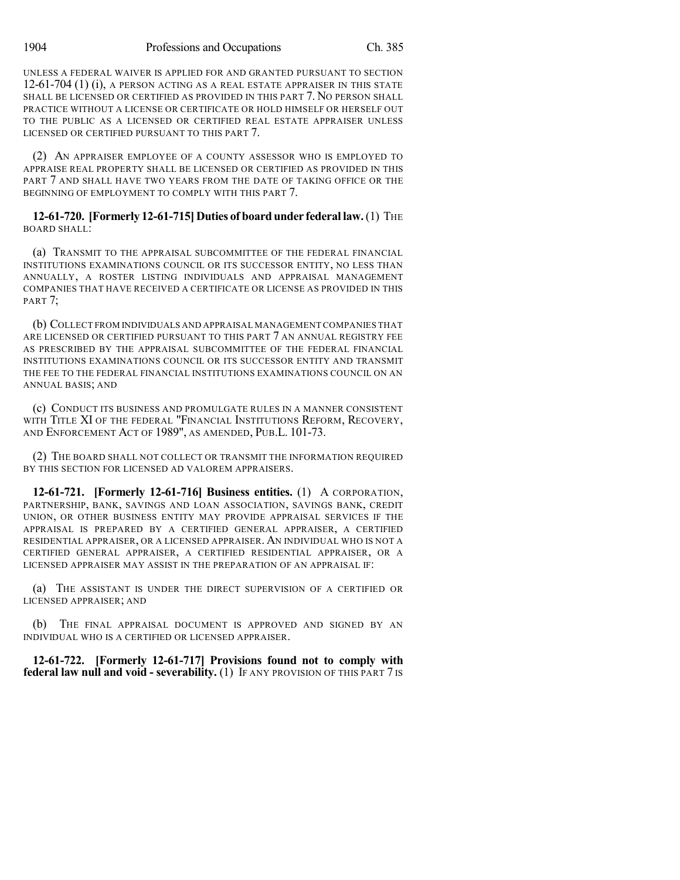UNLESS A FEDERAL WAIVER IS APPLIED FOR AND GRANTED PURSUANT TO SECTION 12-61-704 (1) (i), A PERSON ACTING AS A REAL ESTATE APPRAISER IN THIS STATE SHALL BE LICENSED OR CERTIFIED AS PROVIDED IN THIS PART 7. NO PERSON SHALL PRACTICE WITHOUT A LICENSE OR CERTIFICATE OR HOLD HIMSELF OR HERSELF OUT TO THE PUBLIC AS A LICENSED OR CERTIFIED REAL ESTATE APPRAISER UNLESS LICENSED OR CERTIFIED PURSUANT TO THIS PART 7.

(2) AN APPRAISER EMPLOYEE OF A COUNTY ASSESSOR WHO IS EMPLOYED TO APPRAISE REAL PROPERTY SHALL BE LICENSED OR CERTIFIED AS PROVIDED IN THIS PART 7 AND SHALL HAVE TWO YEARS FROM THE DATE OF TAKING OFFICE OR THE BEGINNING OF EMPLOYMENT TO COMPLY WITH THIS PART 7.

**12-61-720. [Formerly 12-61-715] Duties of board under federal law.** (1) THE BOARD SHALL:

(a) TRANSMIT TO THE APPRAISAL SUBCOMMITTEE OF THE FEDERAL FINANCIAL INSTITUTIONS EXAMINATIONS COUNCIL OR ITS SUCCESSOR ENTITY, NO LESS THAN ANNUALLY, A ROSTER LISTING INDIVIDUALS AND APPRAISAL MANAGEMENT COMPANIES THAT HAVE RECEIVED A CERTIFICATE OR LICENSE AS PROVIDED IN THIS PART 7;

(b) COLLECT FROM INDIVIDUALS AND APPRAISAL MANAGEMENT COMPANIES THAT ARE LICENSED OR CERTIFIED PURSUANT TO THIS PART 7 AN ANNUAL REGISTRY FEE AS PRESCRIBED BY THE APPRAISAL SUBCOMMITTEE OF THE FEDERAL FINANCIAL INSTITUTIONS EXAMINATIONS COUNCIL OR ITS SUCCESSOR ENTITY AND TRANSMIT THE FEE TO THE FEDERAL FINANCIAL INSTITUTIONS EXAMINATIONS COUNCIL ON AN ANNUAL BASIS; AND

(c) CONDUCT ITS BUSINESS AND PROMULGATE RULES IN A MANNER CONSISTENT WITH TITLE XI OF THE FEDERAL "FINANCIAL INSTITUTIONS REFORM, RECOVERY, AND ENFORCEMENT ACT OF 1989", AS AMENDED, PUB.L. 101-73.

(2) THE BOARD SHALL NOT COLLECT OR TRANSMIT THE INFORMATION REQUIRED BY THIS SECTION FOR LICENSED AD VALOREM APPRAISERS.

**12-61-721. [Formerly 12-61-716] Business entities.** (1) A CORPORATION, PARTNERSHIP, BANK, SAVINGS AND LOAN ASSOCIATION, SAVINGS BANK, CREDIT UNION, OR OTHER BUSINESS ENTITY MAY PROVIDE APPRAISAL SERVICES IF THE APPRAISAL IS PREPARED BY A CERTIFIED GENERAL APPRAISER, A CERTIFIED RESIDENTIAL APPRAISER, OR A LICENSED APPRAISER. AN INDIVIDUAL WHO IS NOT A CERTIFIED GENERAL APPRAISER, A CERTIFIED RESIDENTIAL APPRAISER, OR A LICENSED APPRAISER MAY ASSIST IN THE PREPARATION OF AN APPRAISAL IF:

(a) THE ASSISTANT IS UNDER THE DIRECT SUPERVISION OF A CERTIFIED OR LICENSED APPRAISER; AND

(b) THE FINAL APPRAISAL DOCUMENT IS APPROVED AND SIGNED BY AN INDIVIDUAL WHO IS A CERTIFIED OR LICENSED APPRAISER.

**12-61-722. [Formerly 12-61-717] Provisions found not to comply with federal law null and void - severability.** (1) IF ANY PROVISION OF THIS PART 7 IS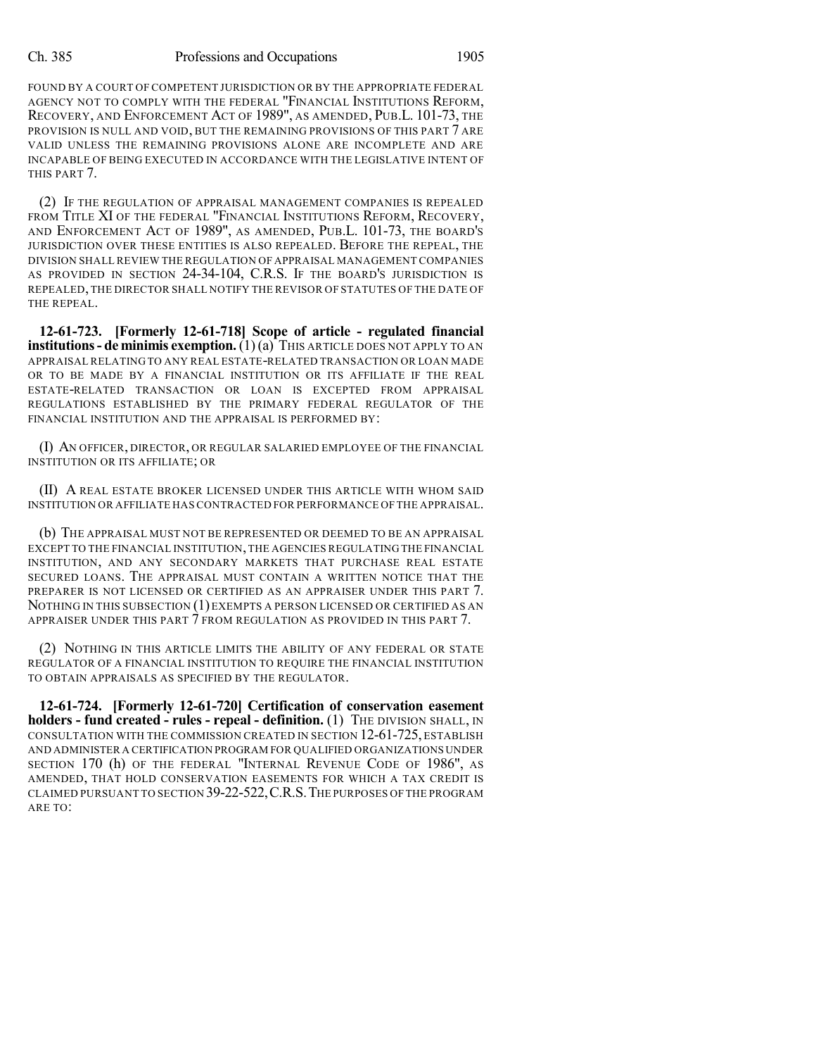FOUND BY A COURT OF COMPETENT JURISDICTION OR BY THE APPROPRIATE FEDERAL AGENCY NOT TO COMPLY WITH THE FEDERAL "FINANCIAL INSTITUTIONS REFORM, RECOVERY, AND ENFORCEMENT ACT OF 1989", AS AMENDED, PUB.L. 101-73, THE PROVISION IS NULL AND VOID, BUT THE REMAINING PROVISIONS OF THIS PART 7 ARE VALID UNLESS THE REMAINING PROVISIONS ALONE ARE INCOMPLETE AND ARE INCAPABLE OF BEING EXECUTED IN ACCORDANCE WITH THE LEGISLATIVE INTENT OF THIS PART 7.

(2) IF THE REGULATION OF APPRAISAL MANAGEMENT COMPANIES IS REPEALED FROM TITLE XI OF THE FEDERAL "FINANCIAL INSTITUTIONS REFORM, RECOVERY, AND ENFORCEMENT ACT OF 1989", AS AMENDED, PUB.L. 101-73, THE BOARD'S JURISDICTION OVER THESE ENTITIES IS ALSO REPEALED. BEFORE THE REPEAL, THE DIVISION SHALL REVIEW THE REGULATION OF APPRAISAL MANAGEMENT COMPANIES AS PROVIDED IN SECTION 24-34-104, C.R.S. IF THE BOARD'S JURISDICTION IS REPEALED, THE DIRECTOR SHALL NOTIFY THE REVISOR OF STATUTES OF THE DATE OF THE REPEAL.

**12-61-723. [Formerly 12-61-718] Scope of article - regulated financial institutions - de minimis exemption.** (1) (a) THIS ARTICLE DOES NOT APPLY TO AN APPRAISAL RELATING TO ANY REAL ESTATE-RELATED TRANSACTION OR LOAN MADE OR TO BE MADE BY A FINANCIAL INSTITUTION OR ITS AFFILIATE IF THE REAL ESTATE-RELATED TRANSACTION OR LOAN IS EXCEPTED FROM APPRAISAL REGULATIONS ESTABLISHED BY THE PRIMARY FEDERAL REGULATOR OF THE FINANCIAL INSTITUTION AND THE APPRAISAL IS PERFORMED BY:

(I) AN OFFICER, DIRECTOR, OR REGULAR SALARIED EMPLOYEE OF THE FINANCIAL INSTITUTION OR ITS AFFILIATE; OR

(II) A REAL ESTATE BROKER LICENSED UNDER THIS ARTICLE WITH WHOM SAID INSTITUTION OR AFFILIATE HAS CONTRACTED FOR PERFORMANCE OF THE APPRAISAL.

(b) THE APPRAISAL MUST NOT BE REPRESENTED OR DEEMED TO BE AN APPRAISAL EXCEPT TO THE FINANCIAL INSTITUTION, THE AGENCIES REGULATING THE FINANCIAL INSTITUTION, AND ANY SECONDARY MARKETS THAT PURCHASE REAL ESTATE SECURED LOANS. THE APPRAISAL MUST CONTAIN A WRITTEN NOTICE THAT THE PREPARER IS NOT LICENSED OR CERTIFIED AS AN APPRAISER UNDER THIS PART 7. NOTHING IN THIS SUBSECTION (1) EXEMPTS A PERSON LICENSED OR CERTIFIED AS AN APPRAISER UNDER THIS PART 7 FROM REGULATION AS PROVIDED IN THIS PART 7.

(2) NOTHING IN THIS ARTICLE LIMITS THE ABILITY OF ANY FEDERAL OR STATE REGULATOR OF A FINANCIAL INSTITUTION TO REQUIRE THE FINANCIAL INSTITUTION TO OBTAIN APPRAISALS AS SPECIFIED BY THE REGULATOR.

**12-61-724. [Formerly 12-61-720] Certification of conservation easement holders - fund created - rules - repeal - definition.** (1) THE DIVISION SHALL, IN CONSULTATION WITH THE COMMISSION CREATED IN SECTION 12-61-725, ESTABLISH AND ADMINISTER A CERTIFICATION PROGRAM FOR QUALIFIED ORGANIZATIONS UNDER SECTION 170 (h) OF THE FEDERAL "INTERNAL REVENUE CODE OF 1986", AS AMENDED, THAT HOLD CONSERVATION EASEMENTS FOR WHICH A TAX CREDIT IS CLAIMED PURSUANT TO SECTION 39-22-522, C.R.S. THE PURPOSES OF THE PROGRAM ARE TO: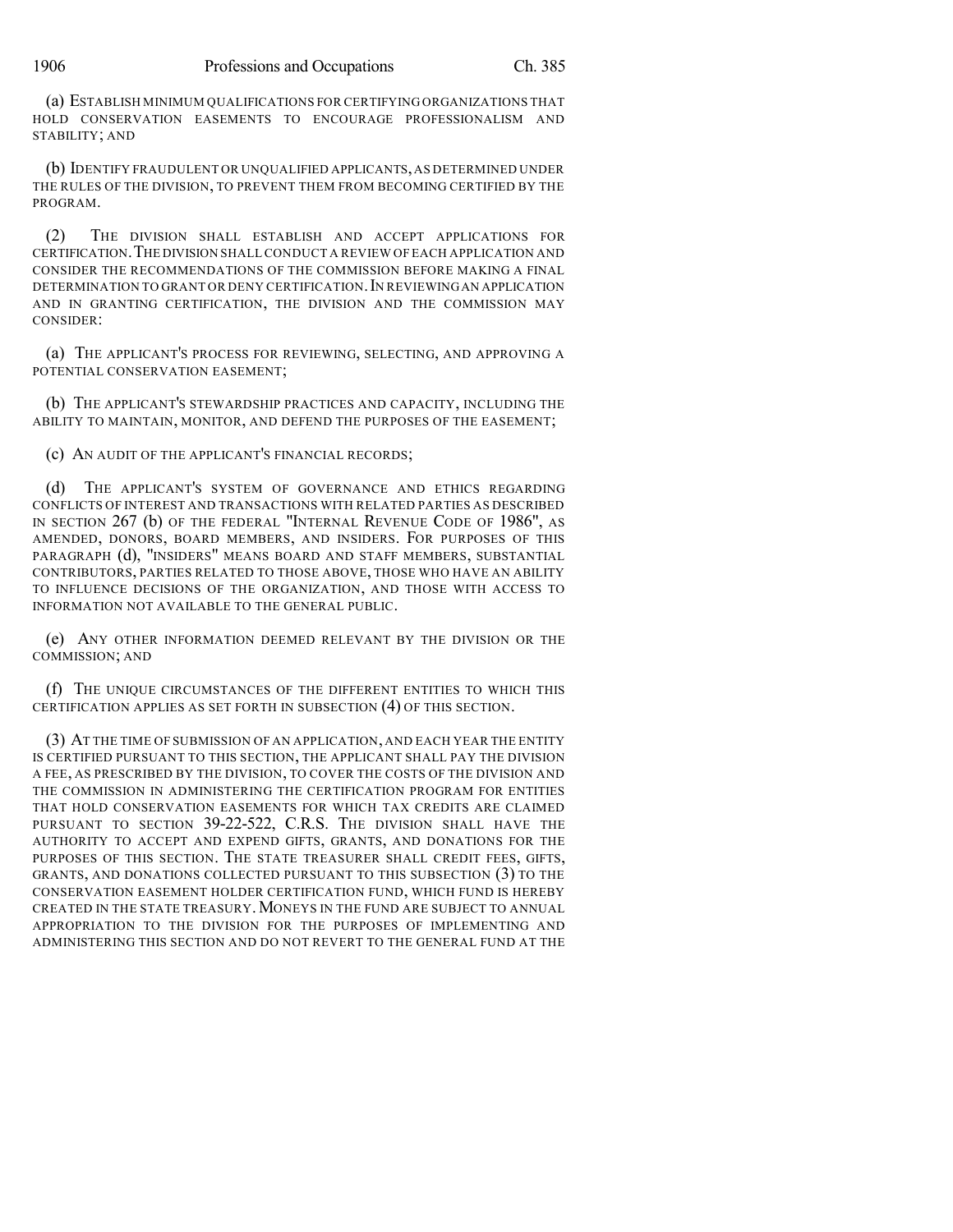(a) ESTABLISH MINIMUM QUALIFICATIONS FOR CERTIFYING ORGANIZATIONS THAT HOLD CONSERVATION EASEMENTS TO ENCOURAGE PROFESSIONALISM AND STABILITY; AND

(b) IDENTIFY FRAUDULENT OR UNQUALIFIED APPLICANTS, AS DETERMINED UNDER THE RULES OF THE DIVISION, TO PREVENT THEM FROM BECOMING CERTIFIED BY THE PROGRAM.

(2) THE DIVISION SHALL ESTABLISH AND ACCEPT APPLICATIONS FOR CERTIFICATION. THE DIVISION SHALL CONDUCT A REVIEW OF EACH APPLICATION AND CONSIDER THE RECOMMENDATIONS OF THE COMMISSION BEFORE MAKING A FINAL DETERMINATION TO GRANT OR DENY CERTIFICATION. IN REVIEWING AN APPLICATION AND IN GRANTING CERTIFICATION, THE DIVISION AND THE COMMISSION MAY CONSIDER:

(a) THE APPLICANT'S PROCESS FOR REVIEWING, SELECTING, AND APPROVING A POTENTIAL CONSERVATION EASEMENT;

(b) THE APPLICANT'S STEWARDSHIP PRACTICES AND CAPACITY, INCLUDING THE ABILITY TO MAINTAIN, MONITOR, AND DEFEND THE PURPOSES OF THE EASEMENT;

(c) AN AUDIT OF THE APPLICANT'S FINANCIAL RECORDS;

(d) THE APPLICANT'S SYSTEM OF GOVERNANCE AND ETHICS REGARDING CONFLICTS OF INTEREST AND TRANSACTIONS WITH RELATED PARTIES AS DESCRIBED IN SECTION 267 (b) OF THE FEDERAL "INTERNAL REVENUE CODE OF 1986", AS AMENDED, DONORS, BOARD MEMBERS, AND INSIDERS. FOR PURPOSES OF THIS PARAGRAPH (d), "INSIDERS" MEANS BOARD AND STAFF MEMBERS, SUBSTANTIAL CONTRIBUTORS, PARTIES RELATED TO THOSE ABOVE, THOSE WHO HAVE AN ABILITY TO INFLUENCE DECISIONS OF THE ORGANIZATION, AND THOSE WITH ACCESS TO INFORMATION NOT AVAILABLE TO THE GENERAL PUBLIC.

(e) ANY OTHER INFORMATION DEEMED RELEVANT BY THE DIVISION OR THE COMMISSION; AND

(f) THE UNIQUE CIRCUMSTANCES OF THE DIFFERENT ENTITIES TO WHICH THIS CERTIFICATION APPLIES AS SET FORTH IN SUBSECTION (4) OF THIS SECTION.

(3) AT THE TIME OF SUBMISSION OF AN APPLICATION, AND EACH YEAR THE ENTITY IS CERTIFIED PURSUANT TO THIS SECTION, THE APPLICANT SHALL PAY THE DIVISION A FEE, AS PRESCRIBED BY THE DIVISION, TO COVER THE COSTS OF THE DIVISION AND THE COMMISSION IN ADMINISTERING THE CERTIFICATION PROGRAM FOR ENTITIES THAT HOLD CONSERVATION EASEMENTS FOR WHICH TAX CREDITS ARE CLAIMED PURSUANT TO SECTION 39-22-522, C.R.S. THE DIVISION SHALL HAVE THE AUTHORITY TO ACCEPT AND EXPEND GIFTS, GRANTS, AND DONATIONS FOR THE PURPOSES OF THIS SECTION. THE STATE TREASURER SHALL CREDIT FEES, GIFTS, GRANTS, AND DONATIONS COLLECTED PURSUANT TO THIS SUBSECTION (3) TO THE CONSERVATION EASEMENT HOLDER CERTIFICATION FUND, WHICH FUND IS HEREBY CREATED IN THE STATE TREASURY. MONEYS IN THE FUND ARE SUBJECT TO ANNUAL APPROPRIATION TO THE DIVISION FOR THE PURPOSES OF IMPLEMENTING AND ADMINISTERING THIS SECTION AND DO NOT REVERT TO THE GENERAL FUND AT THE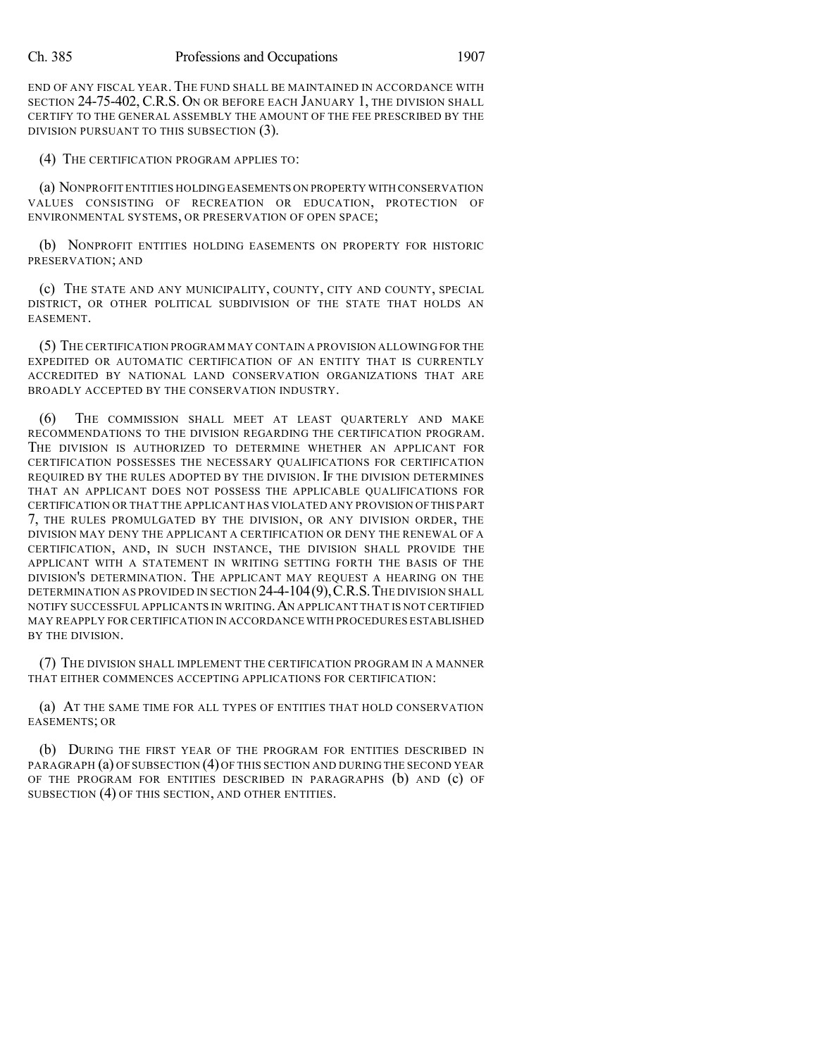END OF ANY FISCAL YEAR. THE FUND SHALL BE MAINTAINED IN ACCORDANCE WITH SECTION 24-75-402, C.R.S. ON OR BEFORE EACH JANUARY 1, THE DIVISION SHALL CERTIFY TO THE GENERAL ASSEMBLY THE AMOUNT OF THE FEE PRESCRIBED BY THE DIVISION PURSUANT TO THIS SUBSECTION (3).

(4) THE CERTIFICATION PROGRAM APPLIES TO:

(a) NONPROFIT ENTITIES HOLDING EASEMENTS ON PROPERTY WITH CONSERVATION VALUES CONSISTING OF RECREATION OR EDUCATION, PROTECTION OF ENVIRONMENTAL SYSTEMS, OR PRESERVATION OF OPEN SPACE;

(b) NONPROFIT ENTITIES HOLDING EASEMENTS ON PROPERTY FOR HISTORIC PRESERVATION; AND

(c) THE STATE AND ANY MUNICIPALITY, COUNTY, CITY AND COUNTY, SPECIAL DISTRICT, OR OTHER POLITICAL SUBDIVISION OF THE STATE THAT HOLDS AN EASEMENT.

(5) THE CERTIFICATION PROGRAM MAY CONTAIN A PROVISION ALLOWING FOR THE EXPEDITED OR AUTOMATIC CERTIFICATION OF AN ENTITY THAT IS CURRENTLY ACCREDITED BY NATIONAL LAND CONSERVATION ORGANIZATIONS THAT ARE BROADLY ACCEPTED BY THE CONSERVATION INDUSTRY.

(6) THE COMMISSION SHALL MEET AT LEAST QUARTERLY AND MAKE RECOMMENDATIONS TO THE DIVISION REGARDING THE CERTIFICATION PROGRAM. THE DIVISION IS AUTHORIZED TO DETERMINE WHETHER AN APPLICANT FOR CERTIFICATION POSSESSES THE NECESSARY QUALIFICATIONS FOR CERTIFICATION REQUIRED BY THE RULES ADOPTED BY THE DIVISION. IF THE DIVISION DETERMINES THAT AN APPLICANT DOES NOT POSSESS THE APPLICABLE QUALIFICATIONS FOR CERTIFICATION OR THAT THE APPLICANT HAS VIOLATED ANY PROVISION OF THIS PART 7, THE RULES PROMULGATED BY THE DIVISION, OR ANY DIVISION ORDER, THE DIVISION MAY DENY THE APPLICANT A CERTIFICATION OR DENY THE RENEWAL OF A CERTIFICATION, AND, IN SUCH INSTANCE, THE DIVISION SHALL PROVIDE THE APPLICANT WITH A STATEMENT IN WRITING SETTING FORTH THE BASIS OF THE DIVISION'S DETERMINATION. THE APPLICANT MAY REQUEST A HEARING ON THE DETERMINATION AS PROVIDED IN SECTION 24-4-104 (9), C.R.S. THE DIVISION SHALL NOTIFY SUCCESSFUL APPLICANTS IN WRITING. AN APPLICANT THAT IS NOT CERTIFIED MAY REAPPLY FOR CERTIFICATION IN ACCORDANCE WITH PROCEDURES ESTABLISHED BY THE DIVISION.

(7) THE DIVISION SHALL IMPLEMENT THE CERTIFICATION PROGRAM IN A MANNER THAT EITHER COMMENCES ACCEPTING APPLICATIONS FOR CERTIFICATION:

(a) AT THE SAME TIME FOR ALL TYPES OF ENTITIES THAT HOLD CONSERVATION EASEMENTS; OR

(b) DURING THE FIRST YEAR OF THE PROGRAM FOR ENTITIES DESCRIBED IN PARAGRAPH (a) OF SUBSECTION (4) OF THIS SECTION AND DURING THE SECOND YEAR OF THE PROGRAM FOR ENTITIES DESCRIBED IN PARAGRAPHS (b) AND (c) OF SUBSECTION (4) OF THIS SECTION, AND OTHER ENTITIES.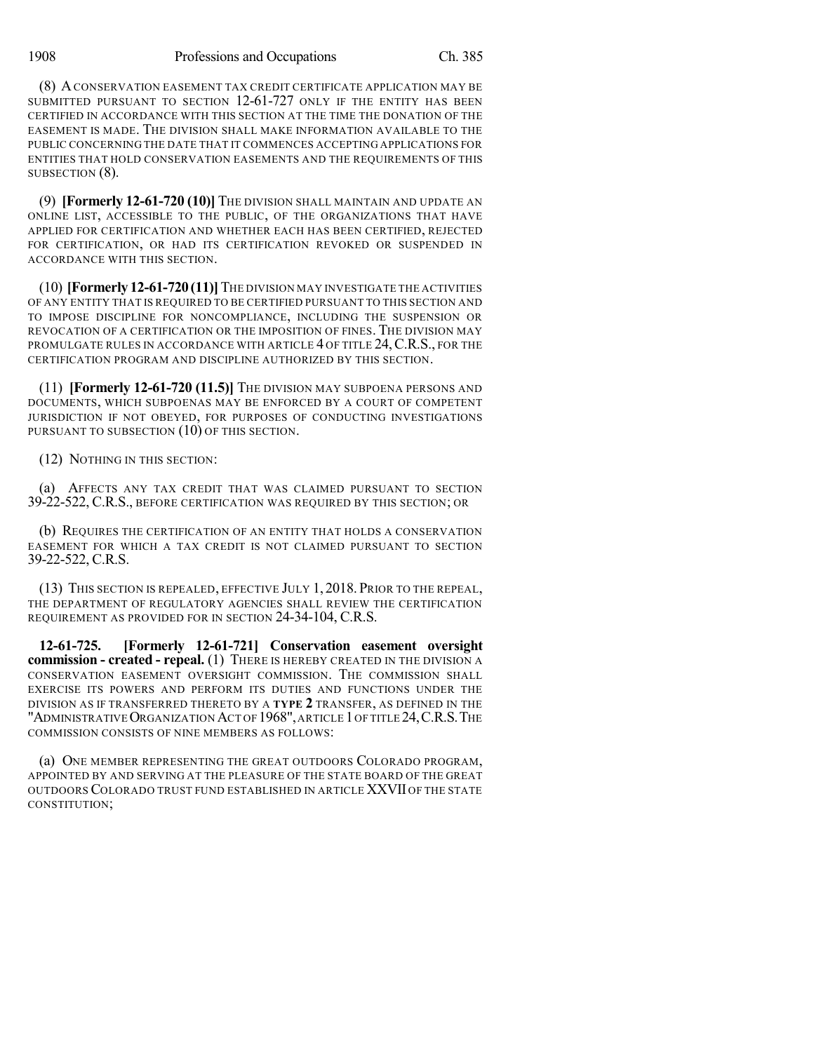(8) A CONSERVATION EASEMENT TAX CREDIT CERTIFICATE APPLICATION MAY BE SUBMITTED PURSUANT TO SECTION 12-61-727 ONLY IF THE ENTITY HAS BEEN CERTIFIED IN ACCORDANCE WITH THIS SECTION AT THE TIME THE DONATION OF THE EASEMENT IS MADE. THE DIVISION SHALL MAKE INFORMATION AVAILABLE TO THE PUBLIC CONCERNING THE DATE THAT IT COMMENCES ACCEPTING APPLICATIONS FOR ENTITIES THAT HOLD CONSERVATION EASEMENTS AND THE REQUIREMENTS OF THIS SUBSECTION (8).

(9) **[Formerly 12-61-720 (10)]** THE DIVISION SHALL MAINTAIN AND UPDATE AN ONLINE LIST, ACCESSIBLE TO THE PUBLIC, OF THE ORGANIZATIONS THAT HAVE APPLIED FOR CERTIFICATION AND WHETHER EACH HAS BEEN CERTIFIED, REJECTED FOR CERTIFICATION, OR HAD ITS CERTIFICATION REVOKED OR SUSPENDED IN ACCORDANCE WITH THIS SECTION.

(10) **[Formerly 12-61-720 (11)]** THE DIVISION MAY INVESTIGATE THE ACTIVITIES OF ANY ENTITY THAT IS REQUIRED TO BE CERTIFIED PURSUANT TO THIS SECTION AND TO IMPOSE DISCIPLINE FOR NONCOMPLIANCE, INCLUDING THE SUSPENSION OR REVOCATION OF A CERTIFICATION OR THE IMPOSITION OF FINES. THE DIVISION MAY PROMULGATE RULES IN ACCORDANCE WITH ARTICLE 4 OF TITLE 24, C.R.S., FOR THE CERTIFICATION PROGRAM AND DISCIPLINE AUTHORIZED BY THIS SECTION.

(11) **[Formerly 12-61-720 (11.5)]** THE DIVISION MAY SUBPOENA PERSONS AND DOCUMENTS, WHICH SUBPOENAS MAY BE ENFORCED BY A COURT OF COMPETENT JURISDICTION IF NOT OBEYED, FOR PURPOSES OF CONDUCTING INVESTIGATIONS PURSUANT TO SUBSECTION (10) OF THIS SECTION.

(12) NOTHING IN THIS SECTION:

(a) AFFECTS ANY TAX CREDIT THAT WAS CLAIMED PURSUANT TO SECTION 39-22-522, C.R.S., BEFORE CERTIFICATION WAS REQUIRED BY THIS SECTION; OR

(b) REQUIRES THE CERTIFICATION OF AN ENTITY THAT HOLDS A CONSERVATION EASEMENT FOR WHICH A TAX CREDIT IS NOT CLAIMED PURSUANT TO SECTION 39-22-522, C.R.S.

(13) THIS SECTION IS REPEALED, EFFECTIVE JULY 1, 2018. PRIOR TO THE REPEAL, THE DEPARTMENT OF REGULATORY AGENCIES SHALL REVIEW THE CERTIFICATION REQUIREMENT AS PROVIDED FOR IN SECTION 24-34-104, C.R.S.

**12-61-725. [Formerly 12-61-721] Conservation easement oversight commission - created - repeal.** (1) THERE IS HEREBY CREATED IN THE DIVISION A CONSERVATION EASEMENT OVERSIGHT COMMISSION. THE COMMISSION SHALL EXERCISE ITS POWERS AND PERFORM ITS DUTIES AND FUNCTIONS UNDER THE DIVISION AS IF TRANSFERRED THERETO BY A **TYPE 2** TRANSFER, AS DEFINED IN THE "ADMINISTRATIVE ORGANIZATION ACT OF 1968", ARTICLE 1 OF TITLE 24, C.R.S. THE COMMISSION CONSISTS OF NINE MEMBERS AS FOLLOWS:

(a) ONE MEMBER REPRESENTING THE GREAT OUTDOORS COLORADO PROGRAM, APPOINTED BY AND SERVING AT THE PLEASURE OF THE STATE BOARD OF THE GREAT OUTDOORS COLORADO TRUST FUND ESTABLISHED IN ARTICLE XXVII OF THE STATE CONSTITUTION;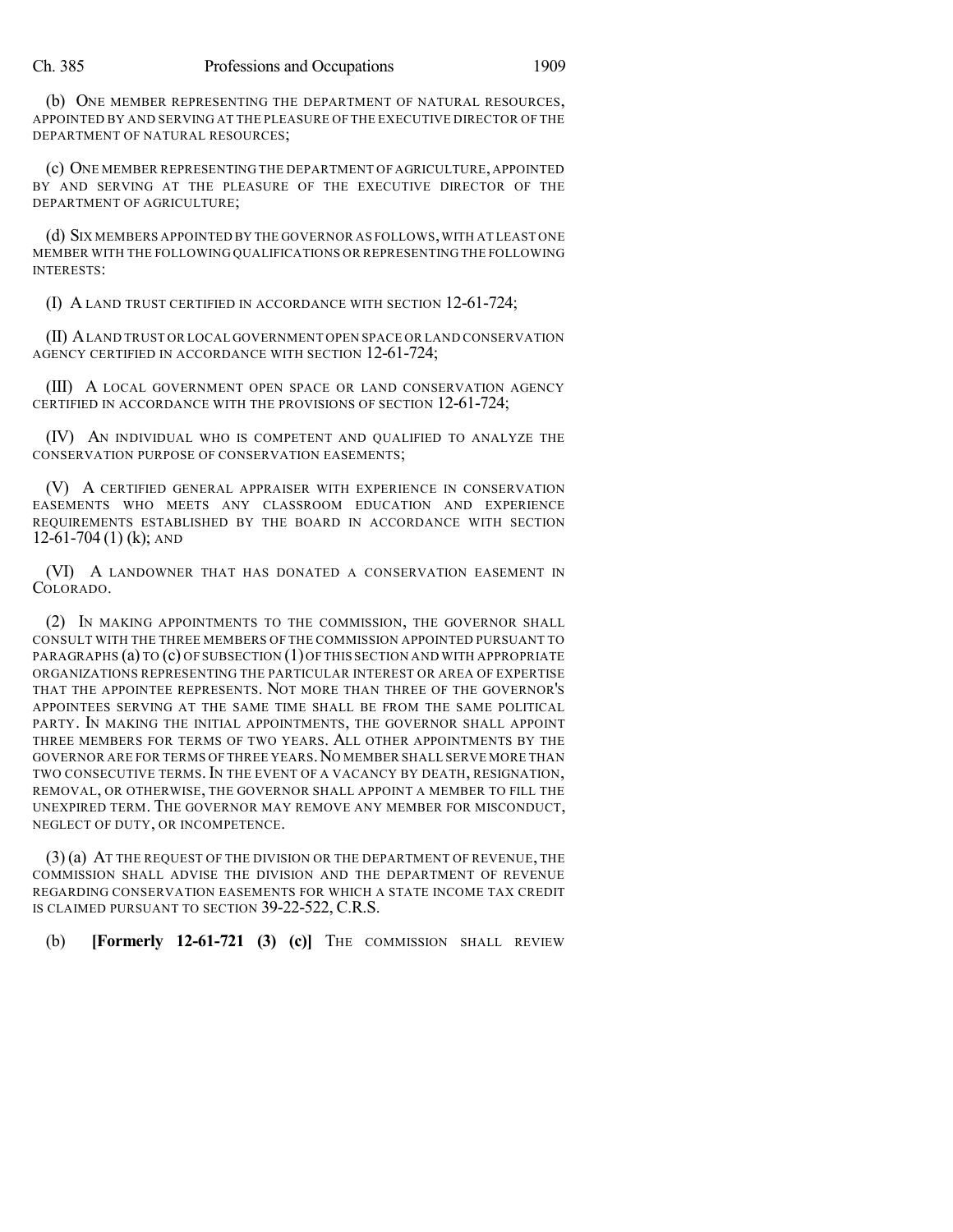(b) ONE MEMBER REPRESENTING THE DEPARTMENT OF NATURAL RESOURCES, APPOINTED BY AND SERVING AT THE PLEASURE OF THE EXECUTIVE DIRECTOR OF THE DEPARTMENT OF NATURAL RESOURCES;

(c) ONE MEMBER REPRESENTING THE DEPARTMENT OF AGRICULTURE, APPOINTED BY AND SERVING AT THE PLEASURE OF THE EXECUTIVE DIRECTOR OF THE DEPARTMENT OF AGRICULTURE;

(d) SIX MEMBERS APPOINTED BY THE GOVERNOR AS FOLLOWS, WITH AT LEAST ONE MEMBER WITH THE FOLLOWING QUALIFICATIONS OR REPRESENTING THE FOLLOWING INTERESTS:

(I) A LAND TRUST CERTIFIED IN ACCORDANCE WITH SECTION 12-61-724;

(II) A LAND TRUST OR LOCAL GOVERNMENT OPEN SPACE OR LAND CONSERVATION AGENCY CERTIFIED IN ACCORDANCE WITH SECTION 12-61-724;

(III) A LOCAL GOVERNMENT OPEN SPACE OR LAND CONSERVATION AGENCY CERTIFIED IN ACCORDANCE WITH THE PROVISIONS OF SECTION 12-61-724;

(IV) AN INDIVIDUAL WHO IS COMPETENT AND QUALIFIED TO ANALYZE THE CONSERVATION PURPOSE OF CONSERVATION EASEMENTS;

(V) A CERTIFIED GENERAL APPRAISER WITH EXPERIENCE IN CONSERVATION EASEMENTS WHO MEETS ANY CLASSROOM EDUCATION AND EXPERIENCE REQUIREMENTS ESTABLISHED BY THE BOARD IN ACCORDANCE WITH SECTION 12-61-704 (1) (k); AND

(VI) A LANDOWNER THAT HAS DONATED A CONSERVATION EASEMENT IN COLORADO.

(2) IN MAKING APPOINTMENTS TO THE COMMISSION, THE GOVERNOR SHALL CONSULT WITH THE THREE MEMBERS OF THE COMMISSION APPOINTED PURSUANT TO PARAGRAPHS (a) TO (c) OF SUBSECTION (1) OF THIS SECTION AND WITH APPROPRIATE ORGANIZATIONS REPRESENTING THE PARTICULAR INTEREST OR AREA OF EXPERTISE THAT THE APPOINTEE REPRESENTS. NOT MORE THAN THREE OF THE GOVERNOR'S APPOINTEES SERVING AT THE SAME TIME SHALL BE FROM THE SAME POLITICAL PARTY. IN MAKING THE INITIAL APPOINTMENTS, THE GOVERNOR SHALL APPOINT THREE MEMBERS FOR TERMS OF TWO YEARS. ALL OTHER APPOINTMENTS BY THE GOVERNOR ARE FOR TERMS OF THREE YEARS. NO MEMBER SHALL SERVE MORE THAN TWO CONSECUTIVE TERMS. IN THE EVENT OF A VACANCY BY DEATH, RESIGNATION, REMOVAL, OR OTHERWISE, THE GOVERNOR SHALL APPOINT A MEMBER TO FILL THE UNEXPIRED TERM. THE GOVERNOR MAY REMOVE ANY MEMBER FOR MISCONDUCT, NEGLECT OF DUTY, OR INCOMPETENCE.

(3) (a) AT THE REQUEST OF THE DIVISION OR THE DEPARTMENT OF REVENUE, THE COMMISSION SHALL ADVISE THE DIVISION AND THE DEPARTMENT OF REVENUE REGARDING CONSERVATION EASEMENTS FOR WHICH A STATE INCOME TAX CREDIT IS CLAIMED PURSUANT TO SECTION 39-22-522, C.R.S.

(b) **[Formerly 12-61-721 (3) (c)]** THE COMMISSION SHALL REVIEW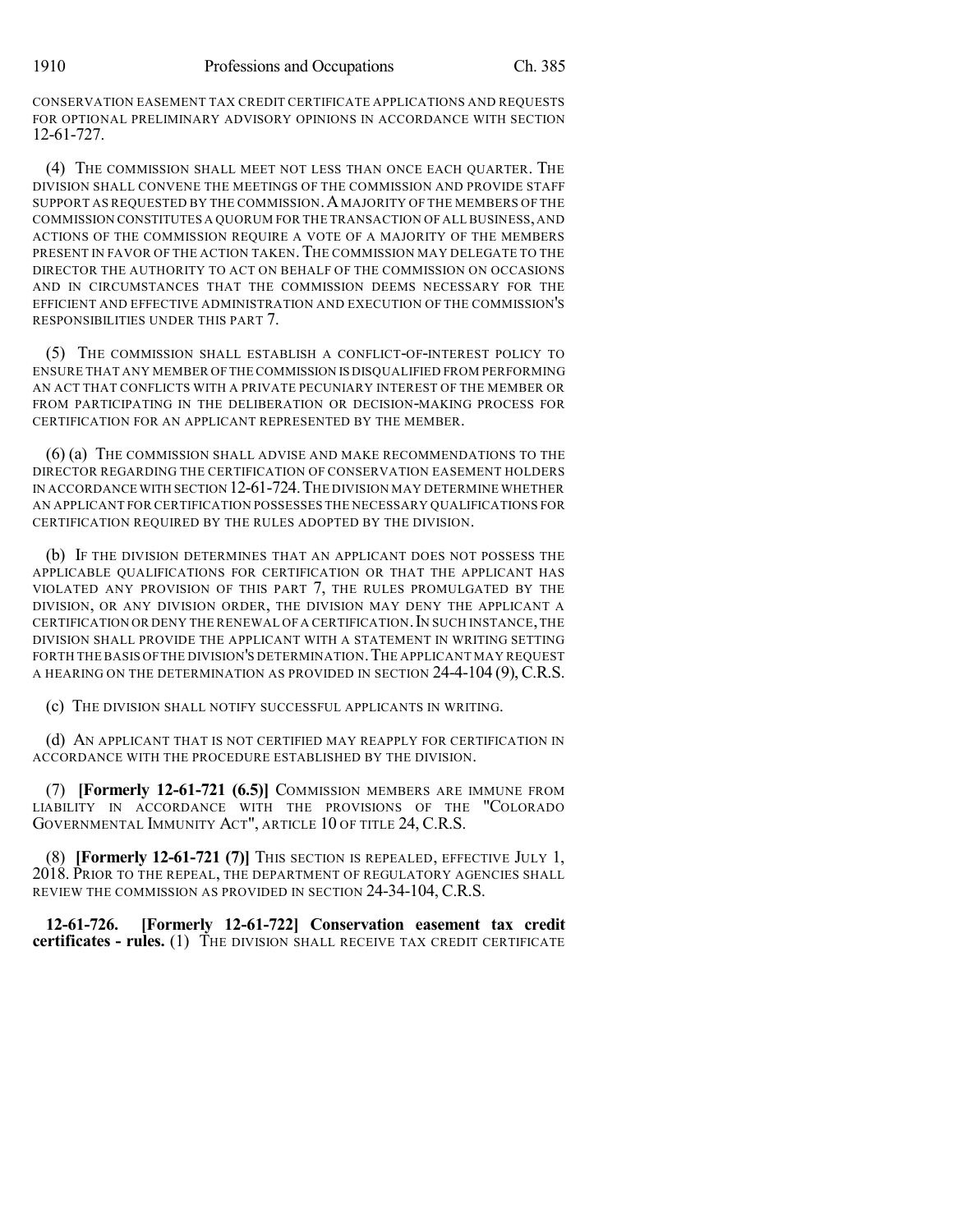CONSERVATION EASEMENT TAX CREDIT CERTIFICATE APPLICATIONS AND REQUESTS FOR OPTIONAL PRELIMINARY ADVISORY OPINIONS IN ACCORDANCE WITH SECTION 12-61-727.

(4) THE COMMISSION SHALL MEET NOT LESS THAN ONCE EACH QUARTER. THE DIVISION SHALL CONVENE THE MEETINGS OF THE COMMISSION AND PROVIDE STAFF SUPPORT AS REQUESTED BY THE COMMISSION. A MAJORITY OF THE MEMBERS OF THE COMMISSION CONSTITUTES A QUORUM FOR THE TRANSACTION OF ALL BUSINESS, AND ACTIONS OF THE COMMISSION REQUIRE A VOTE OF A MAJORITY OF THE MEMBERS PRESENT IN FAVOR OF THE ACTION TAKEN. THE COMMISSION MAY DELEGATE TO THE DIRECTOR THE AUTHORITY TO ACT ON BEHALF OF THE COMMISSION ON OCCASIONS AND IN CIRCUMSTANCES THAT THE COMMISSION DEEMS NECESSARY FOR THE EFFICIENT AND EFFECTIVE ADMINISTRATION AND EXECUTION OF THE COMMISSION'S RESPONSIBILITIES UNDER THIS PART 7.

(5) THE COMMISSION SHALL ESTABLISH A CONFLICT-OF-INTEREST POLICY TO ENSURE THAT ANY MEMBER OF THE COMMISSION IS DISQUALIFIED FROM PERFORMING AN ACT THAT CONFLICTS WITH A PRIVATE PECUNIARY INTEREST OF THE MEMBER OR FROM PARTICIPATING IN THE DELIBERATION OR DECISION-MAKING PROCESS FOR CERTIFICATION FOR AN APPLICANT REPRESENTED BY THE MEMBER.

(6) (a) THE COMMISSION SHALL ADVISE AND MAKE RECOMMENDATIONS TO THE DIRECTOR REGARDING THE CERTIFICATION OF CONSERVATION EASEMENT HOLDERS IN ACCORDANCE WITH SECTION 12-61-724. THE DIVISION MAY DETERMINE WHETHER AN APPLICANT FOR CERTIFICATION POSSESSES THE NECESSARY QUALIFICATIONS FOR CERTIFICATION REQUIRED BY THE RULES ADOPTED BY THE DIVISION.

(b) IF THE DIVISION DETERMINES THAT AN APPLICANT DOES NOT POSSESS THE APPLICABLE QUALIFICATIONS FOR CERTIFICATION OR THAT THE APPLICANT HAS VIOLATED ANY PROVISION OF THIS PART 7, THE RULES PROMULGATED BY THE DIVISION, OR ANY DIVISION ORDER, THE DIVISION MAY DENY THE APPLICANT A CERTIFICATION OR DENY THE RENEWAL OF A CERTIFICATION. IN SUCH INSTANCE, THE DIVISION SHALL PROVIDE THE APPLICANT WITH A STATEMENT IN WRITING SETTING FORTH THE BASIS OF THE DIVISION'S DETERMINATION. THE APPLICANT MAY REQUEST A HEARING ON THE DETERMINATION AS PROVIDED IN SECTION 24-4-104 (9), C.R.S.

(c) THE DIVISION SHALL NOTIFY SUCCESSFUL APPLICANTS IN WRITING.

(d) AN APPLICANT THAT IS NOT CERTIFIED MAY REAPPLY FOR CERTIFICATION IN ACCORDANCE WITH THE PROCEDURE ESTABLISHED BY THE DIVISION.

(7) **[Formerly 12-61-721 (6.5)]** COMMISSION MEMBERS ARE IMMUNE FROM LIABILITY IN ACCORDANCE WITH THE PROVISIONS OF THE "COLORADO GOVERNMENTAL IMMUNITY ACT", ARTICLE 10 OF TITLE 24, C.R.S.

(8) **[Formerly 12-61-721 (7)]** THIS SECTION IS REPEALED, EFFECTIVE JULY 1, 2018. PRIOR TO THE REPEAL, THE DEPARTMENT OF REGULATORY AGENCIES SHALL REVIEW THE COMMISSION AS PROVIDED IN SECTION 24-34-104, C.R.S.

**12-61-726. [Formerly 12-61-722] Conservation easement tax credit certificates - rules.** (1) THE DIVISION SHALL RECEIVE TAX CREDIT CERTIFICATE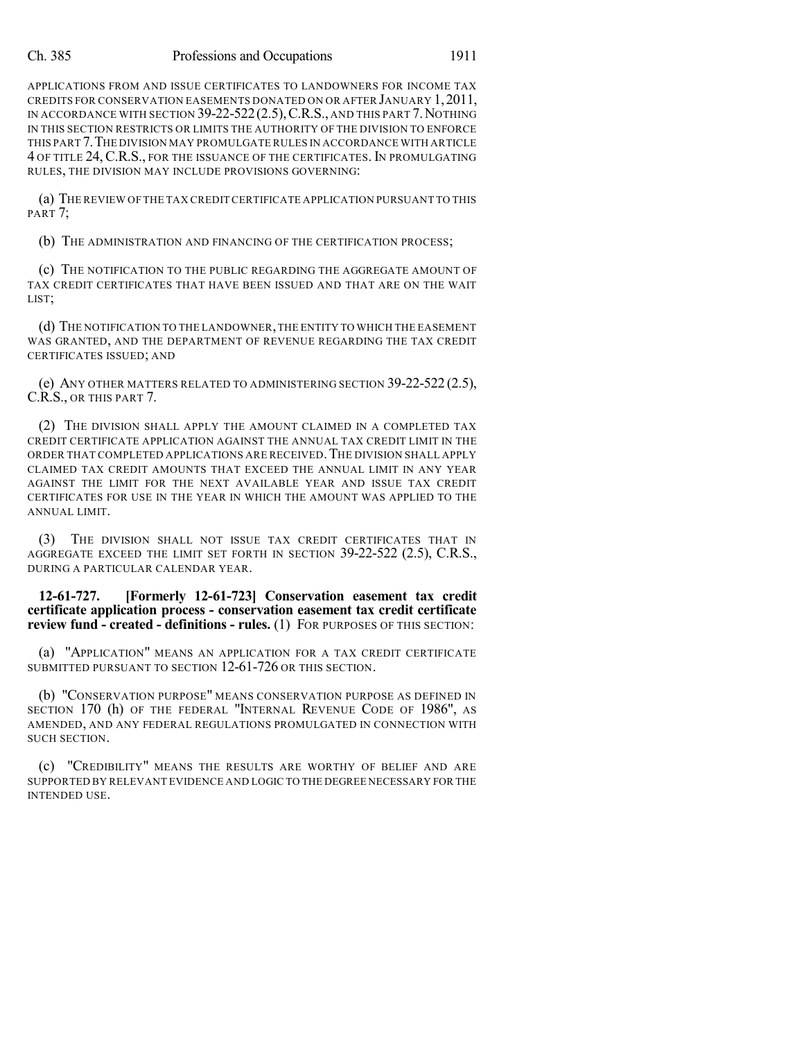APPLICATIONS FROM AND ISSUE CERTIFICATES TO LANDOWNERS FOR INCOME TAX CREDITS FOR CONSERVATION EASEMENTS DONATED ON OR AFTER JANUARY 1, 2011, IN ACCORDANCE WITH SECTION 39-22-522 (2.5), C.R.S., AND THIS PART 7. NOTHING IN THIS SECTION RESTRICTS OR LIMITS THE AUTHORITY OF THE DIVISION TO ENFORCE THIS PART 7. THE DIVISION MAY PROMULGATE RULES IN ACCORDANCE WITH ARTICLE 4 OF TITLE 24, C.R.S., FOR THE ISSUANCE OF THE CERTIFICATES. IN PROMULGATING RULES, THE DIVISION MAY INCLUDE PROVISIONS GOVERNING:

(a) THE REVIEW OF THE TAX CREDIT CERTIFICATE APPLICATION PURSUANT TO THIS PART 7;

(b) THE ADMINISTRATION AND FINANCING OF THE CERTIFICATION PROCESS;

(c) THE NOTIFICATION TO THE PUBLIC REGARDING THE AGGREGATE AMOUNT OF TAX CREDIT CERTIFICATES THAT HAVE BEEN ISSUED AND THAT ARE ON THE WAIT LIST;

(d) THE NOTIFICATION TO THE LANDOWNER, THE ENTITY TO WHICH THE EASEMENT WAS GRANTED, AND THE DEPARTMENT OF REVENUE REGARDING THE TAX CREDIT CERTIFICATES ISSUED; AND

(e) ANY OTHER MATTERS RELATED TO ADMINISTERING SECTION 39-22-522 (2.5), C.R.S., OR THIS PART 7.

(2) THE DIVISION SHALL APPLY THE AMOUNT CLAIMED IN A COMPLETED TAX CREDIT CERTIFICATE APPLICATION AGAINST THE ANNUAL TAX CREDIT LIMIT IN THE ORDER THAT COMPLETED APPLICATIONS ARE RECEIVED. THE DIVISION SHALL APPLY CLAIMED TAX CREDIT AMOUNTS THAT EXCEED THE ANNUAL LIMIT IN ANY YEAR AGAINST THE LIMIT FOR THE NEXT AVAILABLE YEAR AND ISSUE TAX CREDIT CERTIFICATES FOR USE IN THE YEAR IN WHICH THE AMOUNT WAS APPLIED TO THE ANNUAL LIMIT.

(3) THE DIVISION SHALL NOT ISSUE TAX CREDIT CERTIFICATES THAT IN AGGREGATE EXCEED THE LIMIT SET FORTH IN SECTION 39-22-522 (2.5), C.R.S., DURING A PARTICULAR CALENDAR YEAR.

**12-61-727. [Formerly 12-61-723] Conservation easement tax credit certificate application process - conservation easement tax credit certificate review fund - created - definitions - rules.** (1) FOR PURPOSES OF THIS SECTION:

(a) "APPLICATION" MEANS AN APPLICATION FOR A TAX CREDIT CERTIFICATE SUBMITTED PURSUANT TO SECTION 12-61-726 OR THIS SECTION.

(b) "CONSERVATION PURPOSE" MEANS CONSERVATION PURPOSE AS DEFINED IN SECTION 170 (h) OF THE FEDERAL "INTERNAL REVENUE CODE OF 1986", AS AMENDED, AND ANY FEDERAL REGULATIONS PROMULGATED IN CONNECTION WITH SUCH SECTION.

(c) "CREDIBILITY" MEANS THE RESULTS ARE WORTHY OF BELIEF AND ARE SUPPORTED BY RELEVANT EVIDENCE AND LOGIC TO THE DEGREE NECESSARY FOR THE INTENDED USE.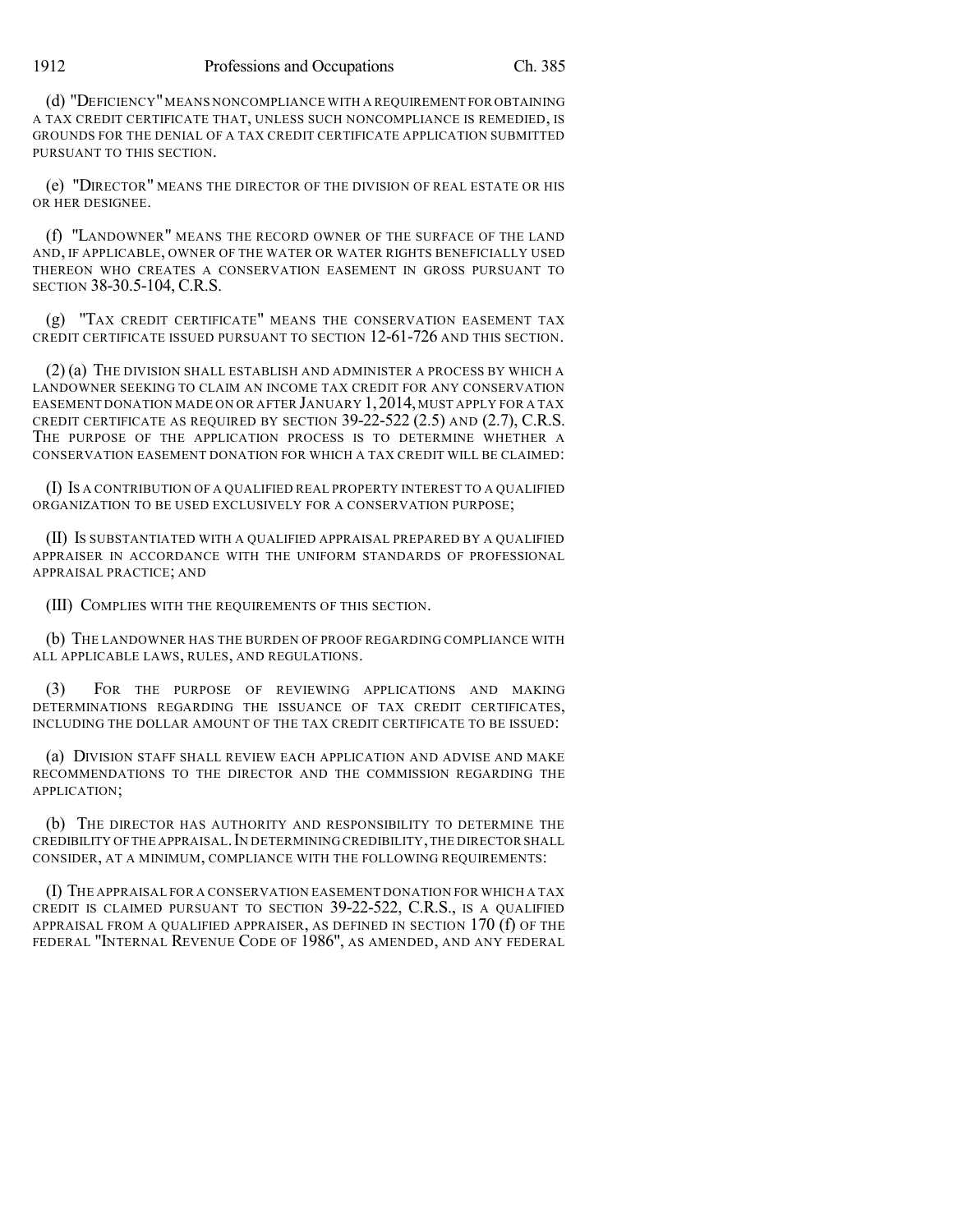(d) "DEFICIENCY" MEANS NONCOMPLIANCE WITH A REQUIREMENT FOR OBTAINING A TAX CREDIT CERTIFICATE THAT, UNLESS SUCH NONCOMPLIANCE IS REMEDIED, IS GROUNDS FOR THE DENIAL OF A TAX CREDIT CERTIFICATE APPLICATION SUBMITTED PURSUANT TO THIS SECTION.

(e) "DIRECTOR" MEANS THE DIRECTOR OF THE DIVISION OF REAL ESTATE OR HIS OR HER DESIGNEE.

(f) "LANDOWNER" MEANS THE RECORD OWNER OF THE SURFACE OF THE LAND AND, IF APPLICABLE, OWNER OF THE WATER OR WATER RIGHTS BENEFICIALLY USED THEREON WHO CREATES A CONSERVATION EASEMENT IN GROSS PURSUANT TO SECTION 38-30.5-104, C.R.S.

(g) "TAX CREDIT CERTIFICATE" MEANS THE CONSERVATION EASEMENT TAX CREDIT CERTIFICATE ISSUED PURSUANT TO SECTION 12-61-726 AND THIS SECTION.

(2) (a) THE DIVISION SHALL ESTABLISH AND ADMINISTER A PROCESS BY WHICH A LANDOWNER SEEKING TO CLAIM AN INCOME TAX CREDIT FOR ANY CONSERVATION EASEMENT DONATION MADE ON OR AFTER JANUARY 1, 2014, MUST APPLY FOR A TAX CREDIT CERTIFICATE AS REQUIRED BY SECTION 39-22-522 (2.5) AND (2.7), C.R.S. THE PURPOSE OF THE APPLICATION PROCESS IS TO DETERMINE WHETHER A CONSERVATION EASEMENT DONATION FOR WHICH A TAX CREDIT WILL BE CLAIMED:

(I) IS A CONTRIBUTION OF A QUALIFIED REAL PROPERTY INTEREST TO A QUALIFIED ORGANIZATION TO BE USED EXCLUSIVELY FOR A CONSERVATION PURPOSE;

(II) IS SUBSTANTIATED WITH A QUALIFIED APPRAISAL PREPARED BY A QUALIFIED APPRAISER IN ACCORDANCE WITH THE UNIFORM STANDARDS OF PROFESSIONAL APPRAISAL PRACTICE; AND

(III) COMPLIES WITH THE REQUIREMENTS OF THIS SECTION.

(b) THE LANDOWNER HAS THE BURDEN OF PROOF REGARDING COMPLIANCE WITH ALL APPLICABLE LAWS, RULES, AND REGULATIONS.

(3) FOR THE PURPOSE OF REVIEWING APPLICATIONS AND MAKING DETERMINATIONS REGARDING THE ISSUANCE OF TAX CREDIT CERTIFICATES, INCLUDING THE DOLLAR AMOUNT OF THE TAX CREDIT CERTIFICATE TO BE ISSUED:

(a) DIVISION STAFF SHALL REVIEW EACH APPLICATION AND ADVISE AND MAKE RECOMMENDATIONS TO THE DIRECTOR AND THE COMMISSION REGARDING THE APPLICATION;

(b) THE DIRECTOR HAS AUTHORITY AND RESPONSIBILITY TO DETERMINE THE CREDIBILITY OF THE APPRAISAL. IN DETERMINING CREDIBILITY, THE DIRECTOR SHALL CONSIDER, AT A MINIMUM, COMPLIANCE WITH THE FOLLOWING REQUIREMENTS:

(I) THE APPRAISAL FOR A CONSERVATION EASEMENT DONATION FOR WHICH A TAX CREDIT IS CLAIMED PURSUANT TO SECTION 39-22-522, C.R.S., IS A QUALIFIED APPRAISAL FROM A QUALIFIED APPRAISER, AS DEFINED IN SECTION 170 (f) OF THE FEDERAL "INTERNAL REVENUE CODE OF 1986", AS AMENDED, AND ANY FEDERAL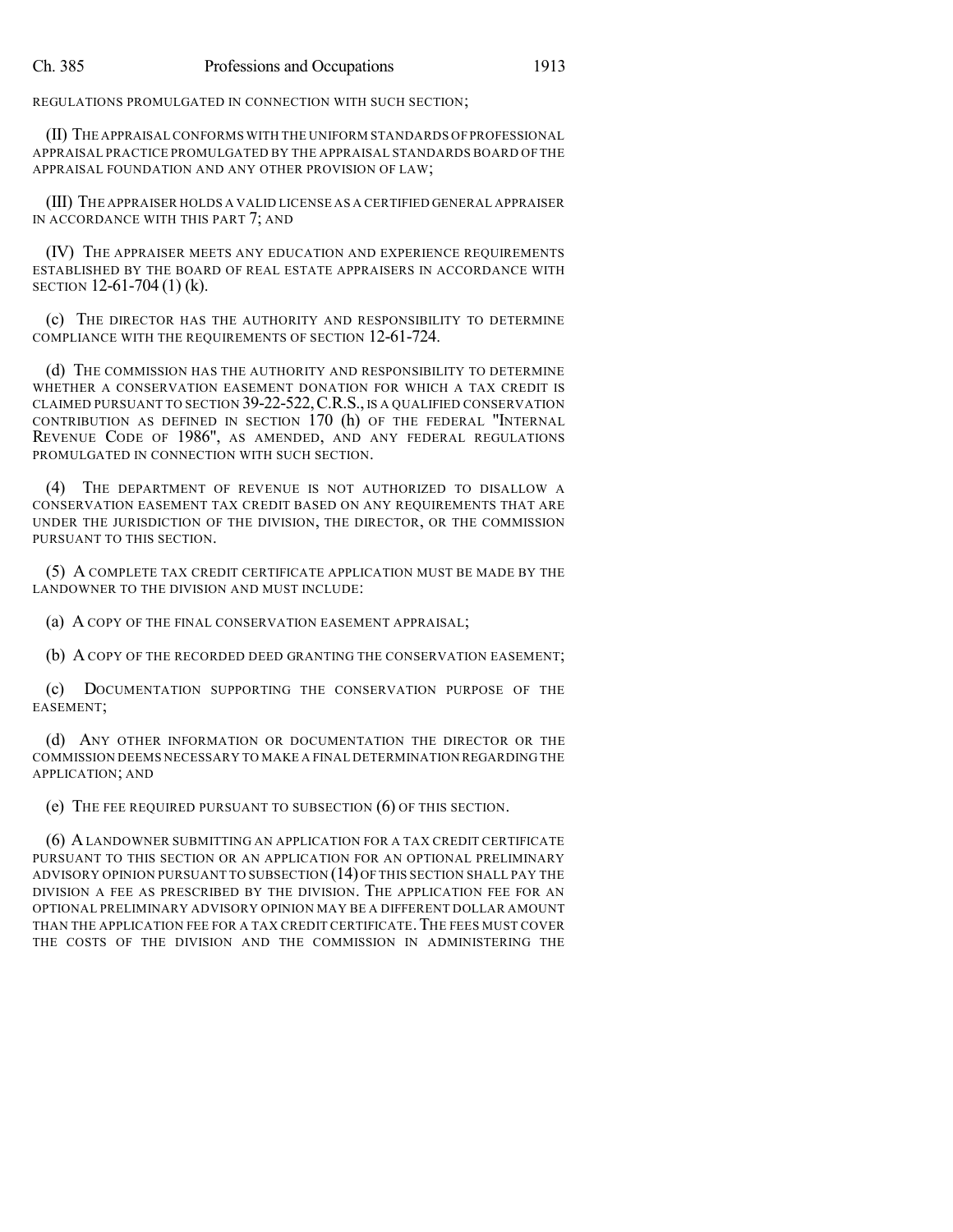REGULATIONS PROMULGATED IN CONNECTION WITH SUCH SECTION;

(II) THE APPRAISAL CONFORMS WITH THE UNIFORM STANDARDS OF PROFESSIONAL APPRAISAL PRACTICE PROMULGATED BY THE APPRAISAL STANDARDS BOARD OF THE APPRAISAL FOUNDATION AND ANY OTHER PROVISION OF LAW;

(III) THE APPRAISER HOLDS A VALID LICENSE AS A CERTIFIED GENERAL APPRAISER IN ACCORDANCE WITH THIS PART 7; AND

(IV) THE APPRAISER MEETS ANY EDUCATION AND EXPERIENCE REQUIREMENTS ESTABLISHED BY THE BOARD OF REAL ESTATE APPRAISERS IN ACCORDANCE WITH SECTION 12-61-704 (1) (k).

(c) THE DIRECTOR HAS THE AUTHORITY AND RESPONSIBILITY TO DETERMINE COMPLIANCE WITH THE REQUIREMENTS OF SECTION 12-61-724.

(d) THE COMMISSION HAS THE AUTHORITY AND RESPONSIBILITY TO DETERMINE WHETHER A CONSERVATION EASEMENT DONATION FOR WHICH A TAX CREDIT IS CLAIMED PURSUANT TO SECTION 39-22-522, C.R.S., IS A QUALIFIED CONSERVATION CONTRIBUTION AS DEFINED IN SECTION 170 (h) OF THE FEDERAL "INTERNAL REVENUE CODE OF 1986", AS AMENDED, AND ANY FEDERAL REGULATIONS PROMULGATED IN CONNECTION WITH SUCH SECTION.

(4) THE DEPARTMENT OF REVENUE IS NOT AUTHORIZED TO DISALLOW A CONSERVATION EASEMENT TAX CREDIT BASED ON ANY REQUIREMENTS THAT ARE UNDER THE JURISDICTION OF THE DIVISION, THE DIRECTOR, OR THE COMMISSION PURSUANT TO THIS SECTION.

(5) A COMPLETE TAX CREDIT CERTIFICATE APPLICATION MUST BE MADE BY THE LANDOWNER TO THE DIVISION AND MUST INCLUDE:

(a) A COPY OF THE FINAL CONSERVATION EASEMENT APPRAISAL;

(b) A COPY OF THE RECORDED DEED GRANTING THE CONSERVATION EASEMENT;

(c) DOCUMENTATION SUPPORTING THE CONSERVATION PURPOSE OF THE EASEMENT;

(d) ANY OTHER INFORMATION OR DOCUMENTATION THE DIRECTOR OR THE COMMISSION DEEMS NECESSARY TO MAKE A FINAL DETERMINATION REGARDING THE APPLICATION; AND

(e) THE FEE REQUIRED PURSUANT TO SUBSECTION (6) OF THIS SECTION.

(6) A LANDOWNER SUBMITTING AN APPLICATION FOR A TAX CREDIT CERTIFICATE PURSUANT TO THIS SECTION OR AN APPLICATION FOR AN OPTIONAL PRELIMINARY ADVISORY OPINION PURSUANT TO SUBSECTION (14) OF THIS SECTION SHALL PAY THE DIVISION A FEE AS PRESCRIBED BY THE DIVISION. THE APPLICATION FEE FOR AN OPTIONAL PRELIMINARY ADVISORY OPINION MAY BE A DIFFERENT DOLLAR AMOUNT THAN THE APPLICATION FEE FOR A TAX CREDIT CERTIFICATE. THE FEES MUST COVER THE COSTS OF THE DIVISION AND THE COMMISSION IN ADMINISTERING THE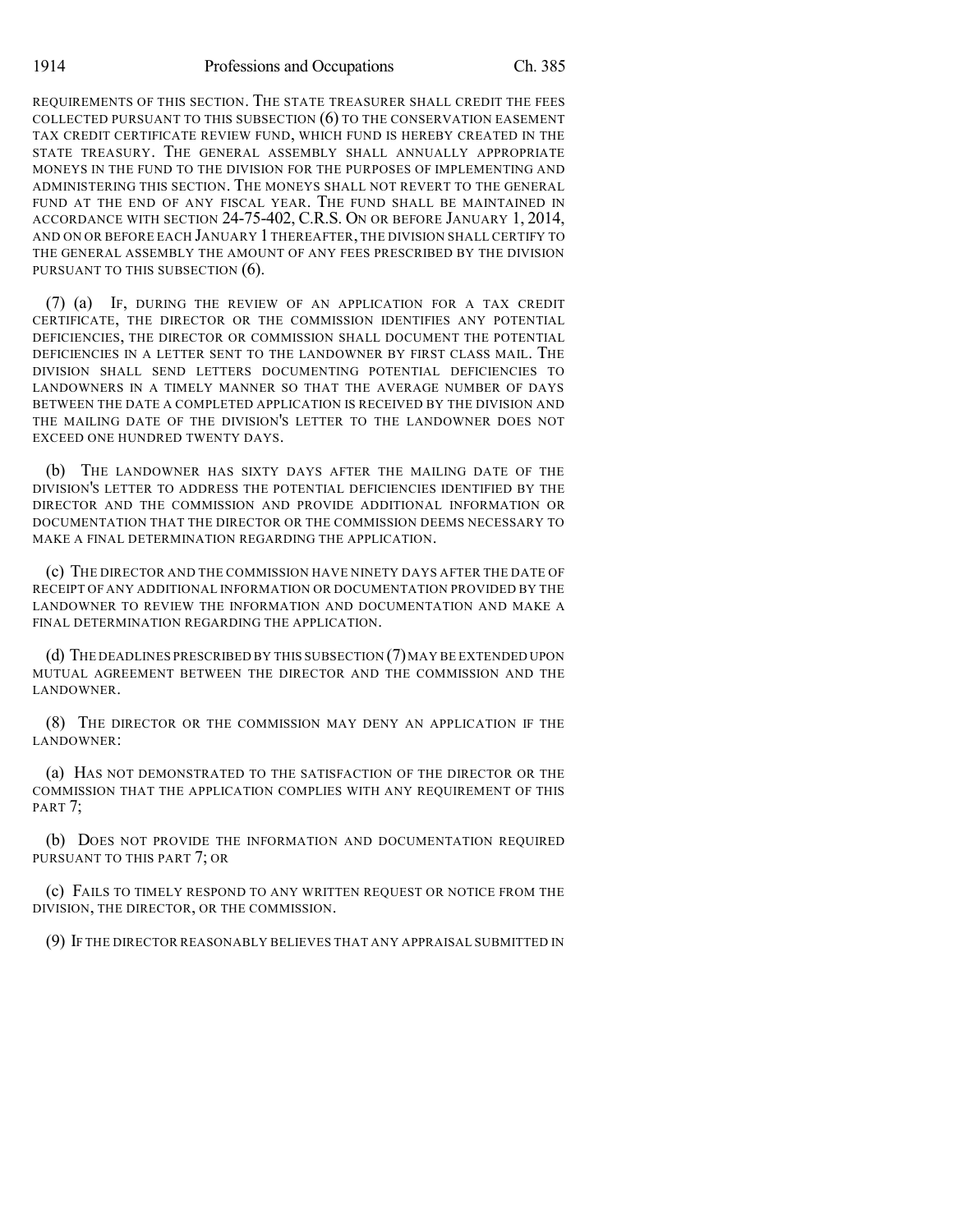REQUIREMENTS OF THIS SECTION. THE STATE TREASURER SHALL CREDIT THE FEES COLLECTED PURSUANT TO THIS SUBSECTION (6) TO THE CONSERVATION EASEMENT TAX CREDIT CERTIFICATE REVIEW FUND, WHICH FUND IS HEREBY CREATED IN THE STATE TREASURY. THE GENERAL ASSEMBLY SHALL ANNUALLY APPROPRIATE MONEYS IN THE FUND TO THE DIVISION FOR THE PURPOSES OF IMPLEMENTING AND ADMINISTERING THIS SECTION. THE MONEYS SHALL NOT REVERT TO THE GENERAL FUND AT THE END OF ANY FISCAL YEAR. THE FUND SHALL BE MAINTAINED IN ACCORDANCE WITH SECTION 24-75-402, C.R.S. ON OR BEFORE JANUARY 1, 2014, AND ON OR BEFORE EACH JANUARY 1 THEREAFTER, THE DIVISION SHALL CERTIFY TO THE GENERAL ASSEMBLY THE AMOUNT OF ANY FEES PRESCRIBED BY THE DIVISION PURSUANT TO THIS SUBSECTION (6).

(7) (a) IF, DURING THE REVIEW OF AN APPLICATION FOR A TAX CREDIT CERTIFICATE, THE DIRECTOR OR THE COMMISSION IDENTIFIES ANY POTENTIAL DEFICIENCIES, THE DIRECTOR OR COMMISSION SHALL DOCUMENT THE POTENTIAL DEFICIENCIES IN A LETTER SENT TO THE LANDOWNER BY FIRST CLASS MAIL. THE DIVISION SHALL SEND LETTERS DOCUMENTING POTENTIAL DEFICIENCIES TO LANDOWNERS IN A TIMELY MANNER SO THAT THE AVERAGE NUMBER OF DAYS BETWEEN THE DATE A COMPLETED APPLICATION IS RECEIVED BY THE DIVISION AND THE MAILING DATE OF THE DIVISION'S LETTER TO THE LANDOWNER DOES NOT EXCEED ONE HUNDRED TWENTY DAYS.

(b) THE LANDOWNER HAS SIXTY DAYS AFTER THE MAILING DATE OF THE DIVISION'S LETTER TO ADDRESS THE POTENTIAL DEFICIENCIES IDENTIFIED BY THE DIRECTOR AND THE COMMISSION AND PROVIDE ADDITIONAL INFORMATION OR DOCUMENTATION THAT THE DIRECTOR OR THE COMMISSION DEEMS NECESSARY TO MAKE A FINAL DETERMINATION REGARDING THE APPLICATION.

(c) THE DIRECTOR AND THE COMMISSION HAVE NINETY DAYS AFTER THE DATE OF RECEIPT OF ANY ADDITIONAL INFORMATION OR DOCUMENTATION PROVIDED BY THE LANDOWNER TO REVIEW THE INFORMATION AND DOCUMENTATION AND MAKE A FINAL DETERMINATION REGARDING THE APPLICATION.

(d) THE DEADLINES PRESCRIBED BY THIS SUBSECTION (7) MAY BE EXTENDED UPON MUTUAL AGREEMENT BETWEEN THE DIRECTOR AND THE COMMISSION AND THE LANDOWNER.

(8) THE DIRECTOR OR THE COMMISSION MAY DENY AN APPLICATION IF THE LANDOWNER:

(a) HAS NOT DEMONSTRATED TO THE SATISFACTION OF THE DIRECTOR OR THE COMMISSION THAT THE APPLICATION COMPLIES WITH ANY REQUIREMENT OF THIS PART 7;

(b) DOES NOT PROVIDE THE INFORMATION AND DOCUMENTATION REQUIRED PURSUANT TO THIS PART 7; OR

(c) FAILS TO TIMELY RESPOND TO ANY WRITTEN REQUEST OR NOTICE FROM THE DIVISION, THE DIRECTOR, OR THE COMMISSION.

(9) IF THE DIRECTOR REASONABLY BELIEVES THAT ANY APPRAISAL SUBMITTED IN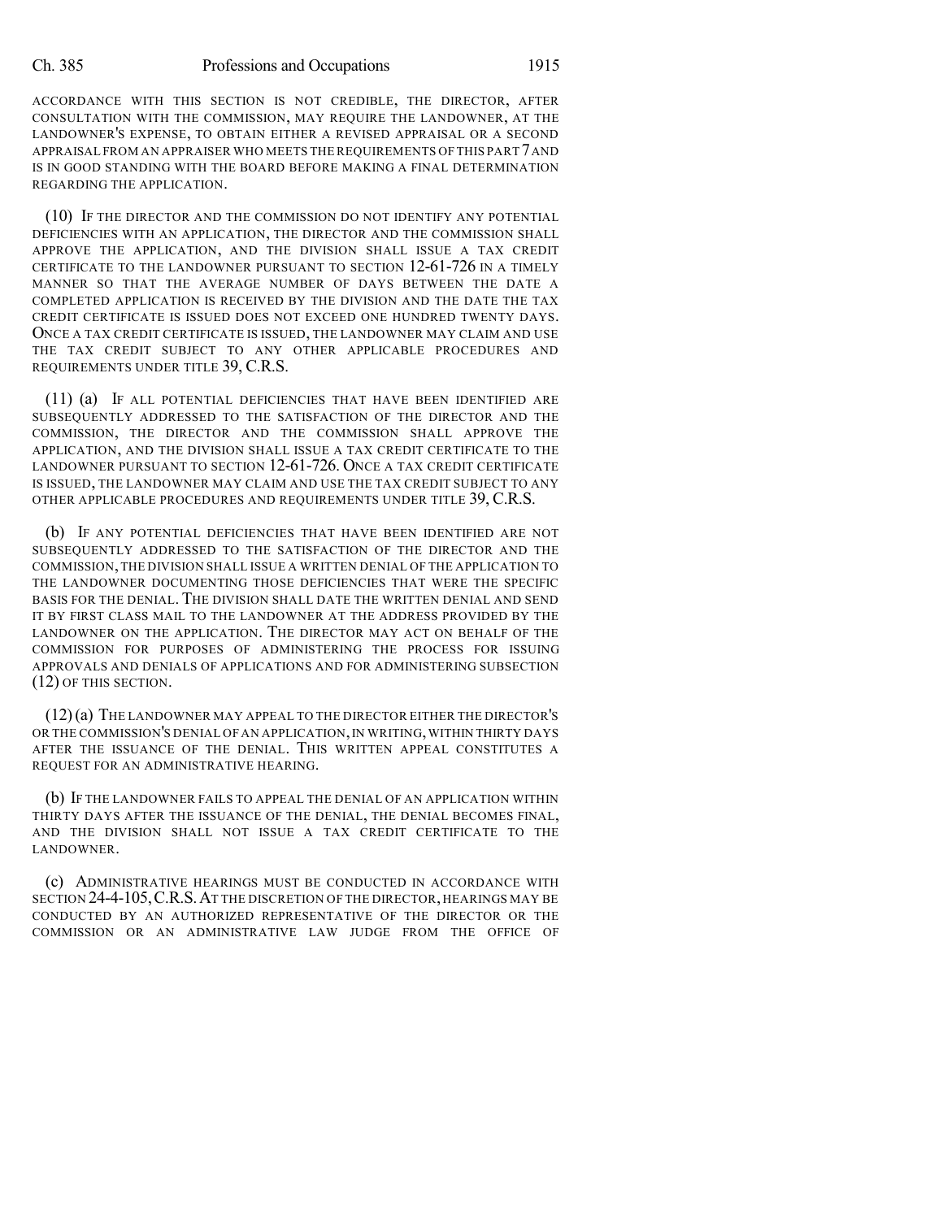ACCORDANCE WITH THIS SECTION IS NOT CREDIBLE, THE DIRECTOR, AFTER CONSULTATION WITH THE COMMISSION, MAY REQUIRE THE LANDOWNER, AT THE LANDOWNER'S EXPENSE, TO OBTAIN EITHER A REVISED APPRAISAL OR A SECOND APPRAISAL FROM AN APPRAISER WHO MEETS THE REQUIREMENTS OF THIS PART 7 AND IS IN GOOD STANDING WITH THE BOARD BEFORE MAKING A FINAL DETERMINATION REGARDING THE APPLICATION.

(10) IF THE DIRECTOR AND THE COMMISSION DO NOT IDENTIFY ANY POTENTIAL DEFICIENCIES WITH AN APPLICATION, THE DIRECTOR AND THE COMMISSION SHALL APPROVE THE APPLICATION, AND THE DIVISION SHALL ISSUE A TAX CREDIT CERTIFICATE TO THE LANDOWNER PURSUANT TO SECTION 12-61-726 IN A TIMELY MANNER SO THAT THE AVERAGE NUMBER OF DAYS BETWEEN THE DATE A COMPLETED APPLICATION IS RECEIVED BY THE DIVISION AND THE DATE THE TAX CREDIT CERTIFICATE IS ISSUED DOES NOT EXCEED ONE HUNDRED TWENTY DAYS. ONCE A TAX CREDIT CERTIFICATE IS ISSUED, THE LANDOWNER MAY CLAIM AND USE THE TAX CREDIT SUBJECT TO ANY OTHER APPLICABLE PROCEDURES AND REQUIREMENTS UNDER TITLE 39, C.R.S.

(11) (a) IF ALL POTENTIAL DEFICIENCIES THAT HAVE BEEN IDENTIFIED ARE SUBSEQUENTLY ADDRESSED TO THE SATISFACTION OF THE DIRECTOR AND THE COMMISSION, THE DIRECTOR AND THE COMMISSION SHALL APPROVE THE APPLICATION, AND THE DIVISION SHALL ISSUE A TAX CREDIT CERTIFICATE TO THE LANDOWNER PURSUANT TO SECTION 12-61-726. ONCE A TAX CREDIT CERTIFICATE IS ISSUED, THE LANDOWNER MAY CLAIM AND USE THE TAX CREDIT SUBJECT TO ANY OTHER APPLICABLE PROCEDURES AND REQUIREMENTS UNDER TITLE 39, C.R.S.

(b) IF ANY POTENTIAL DEFICIENCIES THAT HAVE BEEN IDENTIFIED ARE NOT SUBSEQUENTLY ADDRESSED TO THE SATISFACTION OF THE DIRECTOR AND THE COMMISSION, THE DIVISION SHALL ISSUE A WRITTEN DENIAL OF THE APPLICATION TO THE LANDOWNER DOCUMENTING THOSE DEFICIENCIES THAT WERE THE SPECIFIC BASIS FOR THE DENIAL. THE DIVISION SHALL DATE THE WRITTEN DENIAL AND SEND IT BY FIRST CLASS MAIL TO THE LANDOWNER AT THE ADDRESS PROVIDED BY THE LANDOWNER ON THE APPLICATION. THE DIRECTOR MAY ACT ON BEHALF OF THE COMMISSION FOR PURPOSES OF ADMINISTERING THE PROCESS FOR ISSUING APPROVALS AND DENIALS OF APPLICATIONS AND FOR ADMINISTERING SUBSECTION (12) OF THIS SECTION.

(12) (a) THE LANDOWNER MAY APPEAL TO THE DIRECTOR EITHER THE DIRECTOR'S OR THE COMMISSION'S DENIAL OF AN APPLICATION, IN WRITING, WITHIN THIRTY DAYS AFTER THE ISSUANCE OF THE DENIAL. THIS WRITTEN APPEAL CONSTITUTES A REQUEST FOR AN ADMINISTRATIVE HEARING.

(b) IF THE LANDOWNER FAILS TO APPEAL THE DENIAL OF AN APPLICATION WITHIN THIRTY DAYS AFTER THE ISSUANCE OF THE DENIAL, THE DENIAL BECOMES FINAL, AND THE DIVISION SHALL NOT ISSUE A TAX CREDIT CERTIFICATE TO THE LANDOWNER.

(c) ADMINISTRATIVE HEARINGS MUST BE CONDUCTED IN ACCORDANCE WITH SECTION 24-4-105, C.R.S. AT THE DISCRETION OF THE DIRECTOR, HEARINGS MAY BE CONDUCTED BY AN AUTHORIZED REPRESENTATIVE OF THE DIRECTOR OR THE COMMISSION OR AN ADMINISTRATIVE LAW JUDGE FROM THE OFFICE OF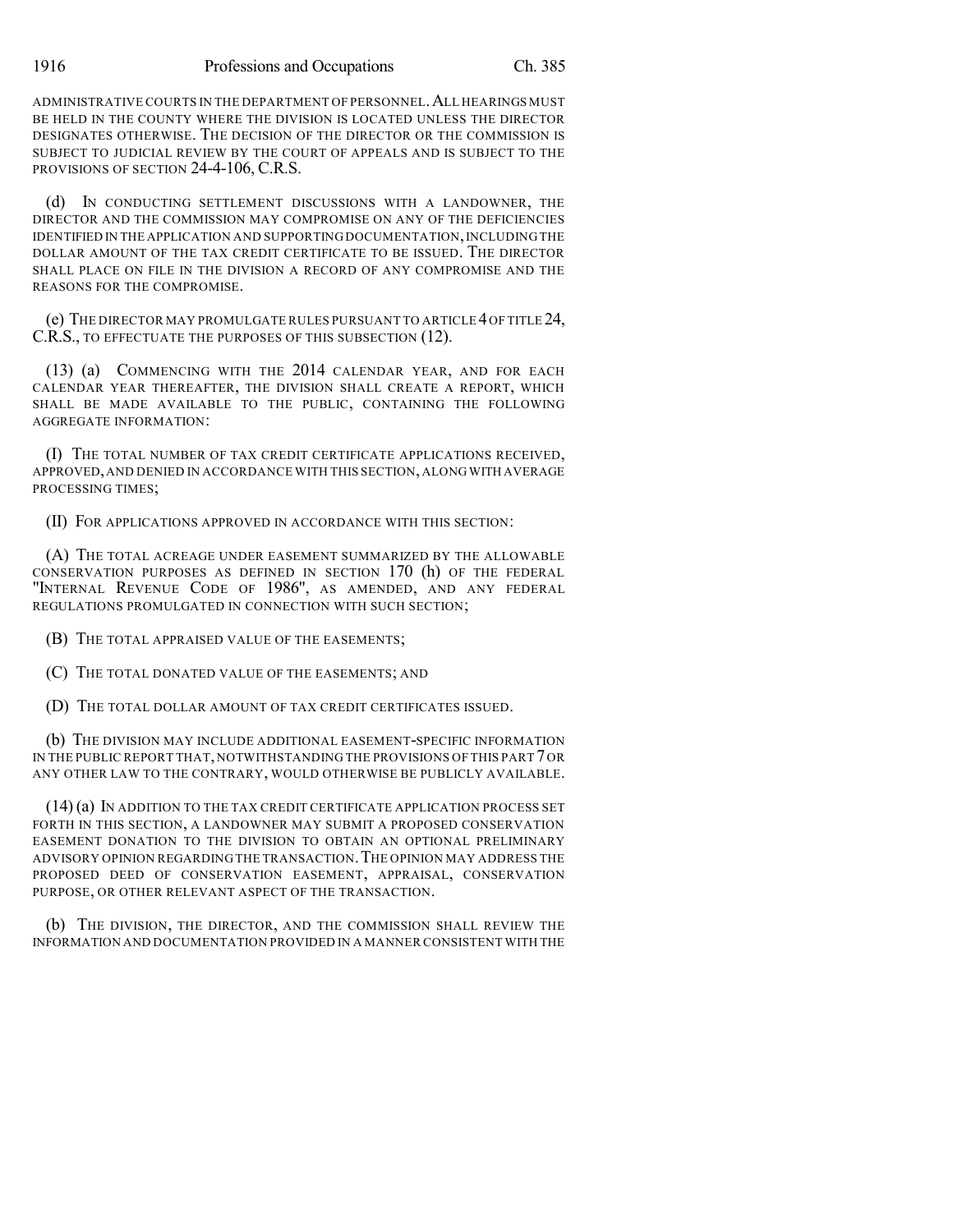ADMINISTRATIVE COURTS IN THE DEPARTMENT OF PERSONNEL. ALL HEARINGS MUST BE HELD IN THE COUNTY WHERE THE DIVISION IS LOCATED UNLESS THE DIRECTOR DESIGNATES OTHERWISE. THE DECISION OF THE DIRECTOR OR THE COMMISSION IS SUBJECT TO JUDICIAL REVIEW BY THE COURT OF APPEALS AND IS SUBJECT TO THE PROVISIONS OF SECTION 24-4-106, C.R.S.

(d) IN CONDUCTING SETTLEMENT DISCUSSIONS WITH A LANDOWNER, THE DIRECTOR AND THE COMMISSION MAY COMPROMISE ON ANY OF THE DEFICIENCIES IDENTIFIED IN THE APPLICATION AND SUPPORTING DOCUMENTATION, INCLUDING THE DOLLAR AMOUNT OF THE TAX CREDIT CERTIFICATE TO BE ISSUED. THE DIRECTOR SHALL PLACE ON FILE IN THE DIVISION A RECORD OF ANY COMPROMISE AND THE REASONS FOR THE COMPROMISE.

(e) THE DIRECTOR MAY PROMULGATE RULES PURSUANT TO ARTICLE 4 OF TITLE 24, C.R.S., TO EFFECTUATE THE PURPOSES OF THIS SUBSECTION (12).

(13) (a) COMMENCING WITH THE 2014 CALENDAR YEAR, AND FOR EACH CALENDAR YEAR THEREAFTER, THE DIVISION SHALL CREATE A REPORT, WHICH SHALL BE MADE AVAILABLE TO THE PUBLIC, CONTAINING THE FOLLOWING AGGREGATE INFORMATION:

(I) THE TOTAL NUMBER OF TAX CREDIT CERTIFICATE APPLICATIONS RECEIVED, APPROVED, AND DENIED IN ACCORDANCE WITH THIS SECTION, ALONG WITH AVERAGE PROCESSING TIMES;

(II) FOR APPLICATIONS APPROVED IN ACCORDANCE WITH THIS SECTION:

(A) THE TOTAL ACREAGE UNDER EASEMENT SUMMARIZED BY THE ALLOWABLE CONSERVATION PURPOSES AS DEFINED IN SECTION 170 (h) OF THE FEDERAL "INTERNAL REVENUE CODE OF 1986", AS AMENDED, AND ANY FEDERAL REGULATIONS PROMULGATED IN CONNECTION WITH SUCH SECTION;

(B) THE TOTAL APPRAISED VALUE OF THE EASEMENTS;

(C) THE TOTAL DONATED VALUE OF THE EASEMENTS; AND

(D) THE TOTAL DOLLAR AMOUNT OF TAX CREDIT CERTIFICATES ISSUED.

(b) THE DIVISION MAY INCLUDE ADDITIONAL EASEMENT-SPECIFIC INFORMATION IN THE PUBLIC REPORT THAT, NOTWITHSTANDING THE PROVISIONS OF THIS PART 7 OR ANY OTHER LAW TO THE CONTRARY, WOULD OTHERWISE BE PUBLICLY AVAILABLE.

(14) (a) IN ADDITION TO THE TAX CREDIT CERTIFICATE APPLICATION PROCESS SET FORTH IN THIS SECTION, A LANDOWNER MAY SUBMIT A PROPOSED CONSERVATION EASEMENT DONATION TO THE DIVISION TO OBTAIN AN OPTIONAL PRELIMINARY ADVISORY OPINION REGARDING THE TRANSACTION. THE OPINION MAY ADDRESS THE PROPOSED DEED OF CONSERVATION EASEMENT, APPRAISAL, CONSERVATION PURPOSE, OR OTHER RELEVANT ASPECT OF THE TRANSACTION.

(b) THE DIVISION, THE DIRECTOR, AND THE COMMISSION SHALL REVIEW THE INFORMATION AND DOCUMENTATION PROVIDED IN A MANNER CONSISTENT WITH THE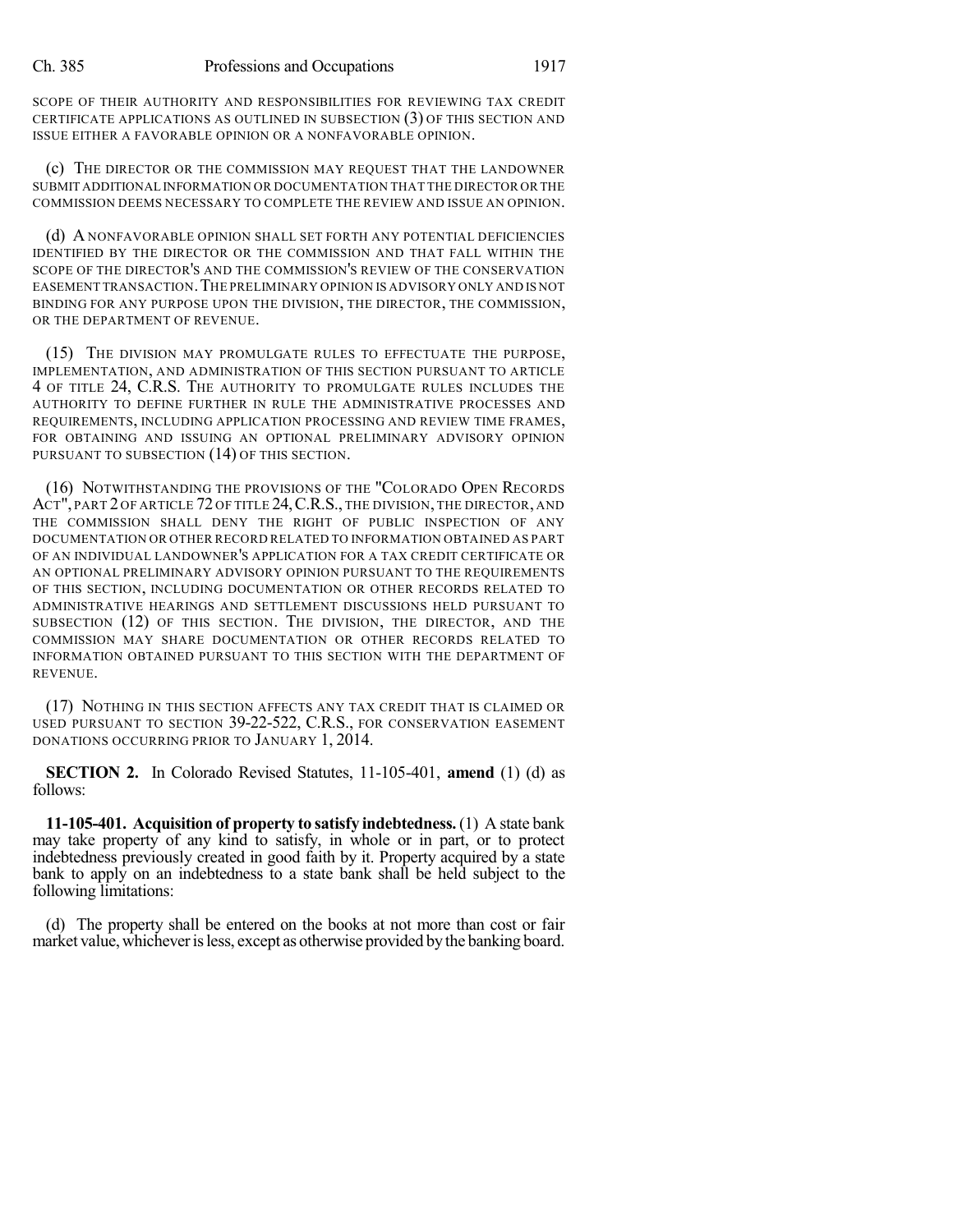SCOPE OF THEIR AUTHORITY AND RESPONSIBILITIES FOR REVIEWING TAX CREDIT CERTIFICATE APPLICATIONS AS OUTLINED IN SUBSECTION (3) OF THIS SECTION AND ISSUE EITHER A FAVORABLE OPINION OR A NONFAVORABLE OPINION.

(c) THE DIRECTOR OR THE COMMISSION MAY REQUEST THAT THE LANDOWNER SUBMIT ADDITIONAL INFORMATION OR DOCUMENTATION THAT THE DIRECTOR OR THE COMMISSION DEEMS NECESSARY TO COMPLETE THE REVIEW AND ISSUE AN OPINION.

(d) A NONFAVORABLE OPINION SHALL SET FORTH ANY POTENTIAL DEFICIENCIES IDENTIFIED BY THE DIRECTOR OR THE COMMISSION AND THAT FALL WITHIN THE SCOPE OF THE DIRECTOR'S AND THE COMMISSION'S REVIEW OF THE CONSERVATION EASEMENT TRANSACTION. THE PRELIMINARY OPINION IS ADVISORY ONLY AND IS NOT BINDING FOR ANY PURPOSE UPON THE DIVISION, THE DIRECTOR, THE COMMISSION, OR THE DEPARTMENT OF REVENUE.

(15) THE DIVISION MAY PROMULGATE RULES TO EFFECTUATE THE PURPOSE, IMPLEMENTATION, AND ADMINISTRATION OF THIS SECTION PURSUANT TO ARTICLE 4 OF TITLE 24, C.R.S. THE AUTHORITY TO PROMULGATE RULES INCLUDES THE AUTHORITY TO DEFINE FURTHER IN RULE THE ADMINISTRATIVE PROCESSES AND REQUIREMENTS, INCLUDING APPLICATION PROCESSING AND REVIEW TIME FRAMES, FOR OBTAINING AND ISSUING AN OPTIONAL PRELIMINARY ADVISORY OPINION PURSUANT TO SUBSECTION (14) OF THIS SECTION.

(16) NOTWITHSTANDING THE PROVISIONS OF THE "COLORADO OPEN RECORDS ACT", PART 2 OF ARTICLE 72 OF TITLE 24, C.R.S., THE DIVISION, THE DIRECTOR, AND THE COMMISSION SHALL DENY THE RIGHT OF PUBLIC INSPECTION OF ANY DOCUMENTATION OR OTHER RECORD RELATED TO INFORMATION OBTAINED AS PART OF AN INDIVIDUAL LANDOWNER'S APPLICATION FOR A TAX CREDIT CERTIFICATE OR AN OPTIONAL PRELIMINARY ADVISORY OPINION PURSUANT TO THE REQUIREMENTS OF THIS SECTION, INCLUDING DOCUMENTATION OR OTHER RECORDS RELATED TO ADMINISTRATIVE HEARINGS AND SETTLEMENT DISCUSSIONS HELD PURSUANT TO SUBSECTION (12) OF THIS SECTION. THE DIVISION, THE DIRECTOR, AND THE COMMISSION MAY SHARE DOCUMENTATION OR OTHER RECORDS RELATED TO INFORMATION OBTAINED PURSUANT TO THIS SECTION WITH THE DEPARTMENT OF REVENUE.

(17) NOTHING IN THIS SECTION AFFECTS ANY TAX CREDIT THAT IS CLAIMED OR USED PURSUANT TO SECTION 39-22-522, C.R.S., FOR CONSERVATION EASEMENT DONATIONS OCCURRING PRIOR TO JANUARY 1, 2014.

**SECTION 2.** In Colorado Revised Statutes, 11-105-401, **amend** (1) (d) as follows:

**11-105-401. Acquisition of property to satisfy indebtedness.** (1) A state bank may take property of any kind to satisfy, in whole or in part, or to protect indebtedness previously created in good faith by it. Property acquired by a state bank to apply on an indebtedness to a state bank shall be held subject to the following limitations:

(d) The property shall be entered on the books at not more than cost or fair market value, whichever is less, except as otherwise provided by the banking board.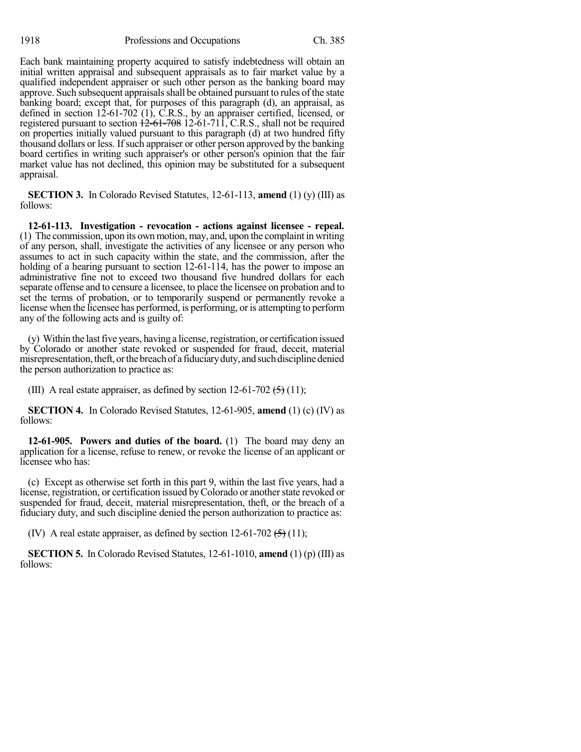Each bank maintaining property acquired to satisfy indebtedness will obtain an initial written appraisal and subsequent appraisals as to fair market value by a qualified independent appraiser or such other person as the banking board may approve. Such subsequent appraisals shall be obtained pursuant to rules of the state banking board; except that, for purposes of this paragraph (d), an appraisal, as defined in section 12-61-702 (1), C.R.S., by an appraiser certified, licensed, or registered pursuant to section ~~12-61-708~~ 12-61-711, C.R.S., shall not be required on properties initially valued pursuant to this paragraph (d) at two hundred fifty thousand dollars or less. If such appraiser or other person approved by the banking board certifies in writing such appraiser's or other person's opinion that the fair market value has not declined, this opinion may be substituted for a subsequent appraisal.

**SECTION 3.** In Colorado Revised Statutes, 12-61-113, **amend** (1) (y) (III) as follows:

**12-61-113. Investigation - revocation - actions against licensee - repeal.** (1) The commission, upon its own motion, may, and, upon the complaint in writing of any person, shall, investigate the activities of any licensee or any person who assumes to act in such capacity within the state, and the commission, after the holding of a hearing pursuant to section 12-61-114, has the power to impose an administrative fine not to exceed two thousand five hundred dollars for each separate offense and to censure a licensee, to place the licensee on probation and to set the terms of probation, or to temporarily suspend or permanently revoke a license when the licensee has performed, is performing, or is attempting to perform any of the following acts and is guilty of:

(y) Within the last five years, having a license, registration, or certification issued by Colorado or another state revoked or suspended for fraud, deceit, material misrepresentation, theft, or the breach of a fiduciary duty, and such discipline denied the person authorization to practice as:

(III) A real estate appraiser, as defined by section 12-61-702 ~~(5)~~ (11);

**SECTION 4.** In Colorado Revised Statutes, 12-61-905, **amend** (1) (c) (IV) as follows:

**12-61-905. Powers and duties of the board.** (1) The board may deny an application for a license, refuse to renew, or revoke the license of an applicant or licensee who has:

(c) Except as otherwise set forth in this part 9, within the last five years, had a license, registration, or certification issued by Colorado or another state revoked or suspended for fraud, deceit, material misrepresentation, theft, or the breach of a fiduciary duty, and such discipline denied the person authorization to practice as:

(IV) A real estate appraiser, as defined by section 12-61-702 ~~(5)~~ (11);

**SECTION 5.** In Colorado Revised Statutes, 12-61-1010, **amend** (1) (p) (III) as follows: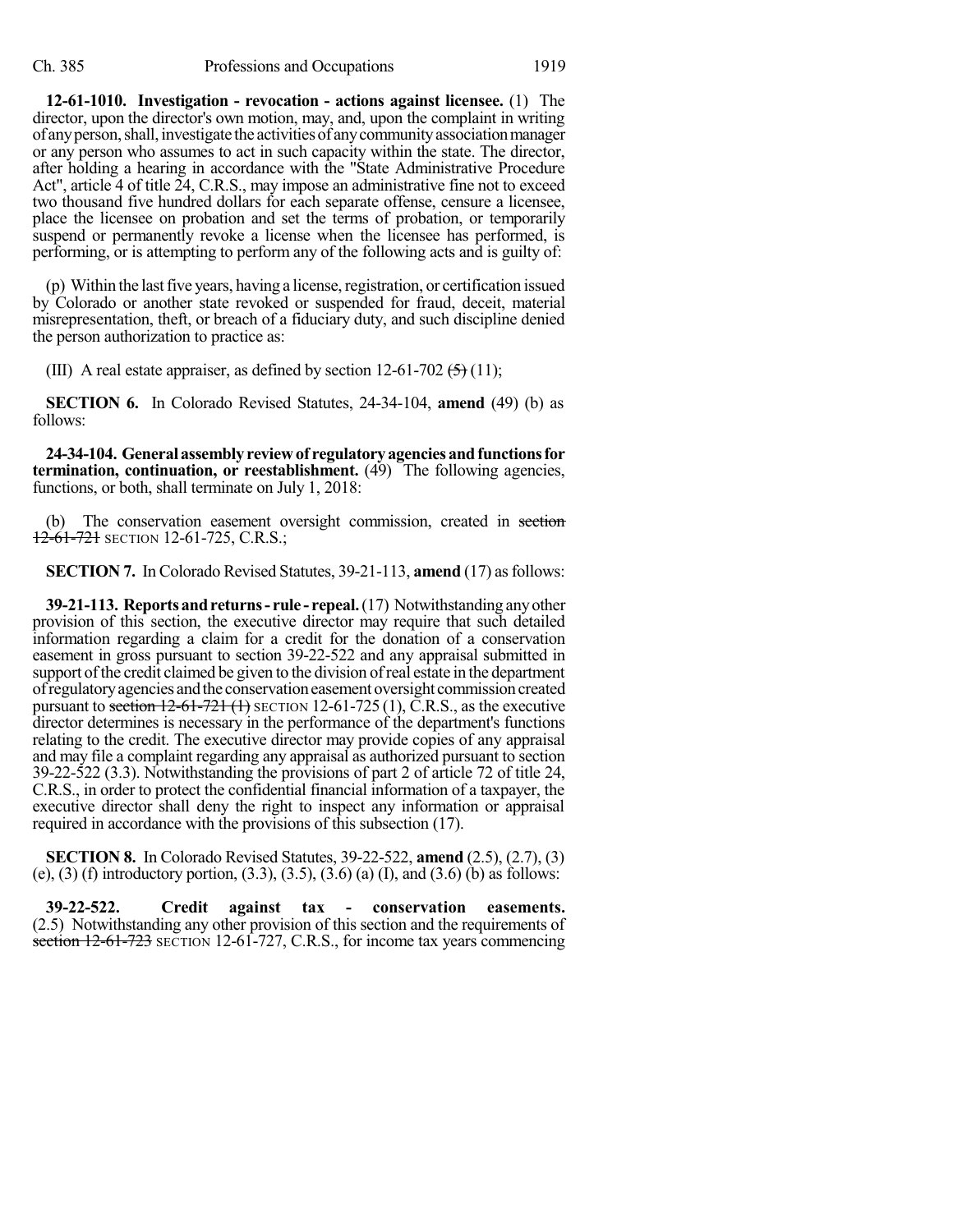**12-61-1010. Investigation - revocation - actions against licensee.** (1) The director, upon the director's own motion, may, and, upon the complaint in writing of any person, shall, investigate the activities of any community association manager or any person who assumes to act in such capacity within the state. The director, after holding a hearing in accordance with the "State Administrative Procedure Act", article 4 of title 24, C.R.S., may impose an administrative fine not to exceed two thousand five hundred dollars for each separate offense, censure a licensee, place the licensee on probation and set the terms of probation, or temporarily suspend or permanently revoke a license when the licensee has performed, is performing, or is attempting to perform any of the following acts and is guilty of:

(p) Within the last five years, having a license, registration, or certification issued by Colorado or another state revoked or suspended for fraud, deceit, material misrepresentation, theft, or breach of a fiduciary duty, and such discipline denied the person authorization to practice as:

(III) A real estate appraiser, as defined by section 12-61-702 ~~(5)~~ (11);

**SECTION 6.** In Colorado Revised Statutes, 24-34-104, **amend** (49) (b) as follows:

**24-34-104. General assembly review of regulatory agencies and functions for termination, continuation, or reestablishment.** (49) The following agencies, functions, or both, shall terminate on July 1, 2018:

(b) The conservation easement oversight commission, created in ~~section 12-61-721~~ SECTION 12-61-725, C.R.S.;

**SECTION 7.** In Colorado Revised Statutes, 39-21-113, **amend** (17) as follows:

**39-21-113. Reports and returns - rule - repeal.** (17) Notwithstanding any other provision of this section, the executive director may require that such detailed information regarding a claim for a credit for the donation of a conservation easement in gross pursuant to section 39-22-522 and any appraisal submitted in support of the credit claimed be given to the division of real estate in the department of regulatory agencies and the conservation easement oversight commission created pursuant to ~~section 12-61-721 (1)~~ SECTION 12-61-725 (1), C.R.S., as the executive director determines is necessary in the performance of the department's functions relating to the credit. The executive director may provide copies of any appraisal and may file a complaint regarding any appraisal as authorized pursuant to section 39-22-522 (3.3). Notwithstanding the provisions of part 2 of article 72 of title 24, C.R.S., in order to protect the confidential financial information of a taxpayer, the executive director shall deny the right to inspect any information or appraisal required in accordance with the provisions of this subsection (17).

**SECTION 8.** In Colorado Revised Statutes, 39-22-522, **amend** (2.5), (2.7), (3) (e), (3) (f) introductory portion, (3.3), (3.5), (3.6) (a) (I), and (3.6) (b) as follows:

**39-22-522. Credit against tax - conservation easements.** (2.5) Notwithstanding any other provision of this section and the requirements of ~~section 12-61-723~~ SECTION 12-61-727, C.R.S., for income tax years commencing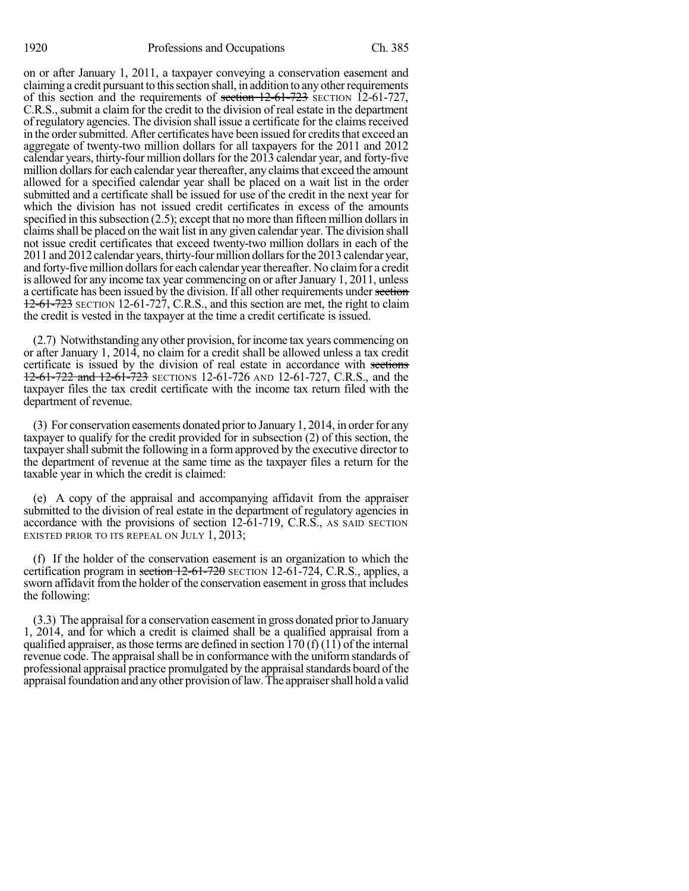on or after January 1, 2011, a taxpayer conveying a conservation easement and claiming a credit pursuant to this section shall, in addition to any other requirements of this section and the requirements of ~~section 12-61-723~~ SECTION 12-61-727, C.R.S., submit a claim for the credit to the division of real estate in the department of regulatory agencies. The division shall issue a certificate for the claims received in the order submitted. After certificates have been issued for credits that exceed an aggregate of twenty-two million dollars for all taxpayers for the 2011 and 2012 calendar years, thirty-four million dollars for the 2013 calendar year, and forty-five million dollars for each calendar year thereafter, any claims that exceed the amount allowed for a specified calendar year shall be placed on a wait list in the order submitted and a certificate shall be issued for use of the credit in the next year for which the division has not issued credit certificates in excess of the amounts specified in this subsection (2.5); except that no more than fifteen million dollars in claims shall be placed on the wait list in any given calendar year. The division shall not issue credit certificates that exceed twenty-two million dollars in each of the 2011 and 2012 calendar years, thirty-four million dollars for the 2013 calendar year, and forty-five million dollars for each calendar year thereafter. No claim for a credit is allowed for any income tax year commencing on or after January 1, 2011, unless a certificate has been issued by the division. If all other requirements under ~~section 12-61-723~~ SECTION 12-61-727, C.R.S., and this section are met, the right to claim the credit is vested in the taxpayer at the time a credit certificate is issued.

(2.7) Notwithstanding any other provision, for income tax years commencing on or after January 1, 2014, no claim for a credit shall be allowed unless a tax credit certificate is issued by the division of real estate in accordance with ~~sections 12-61-722 and 12-61-723~~ SECTIONS 12-61-726 AND 12-61-727, C.R.S., and the taxpayer files the tax credit certificate with the income tax return filed with the department of revenue.

(3) For conservation easements donated prior to January 1, 2014, in order for any taxpayer to qualify for the credit provided for in subsection (2) of this section, the taxpayer shall submit the following in a form approved by the executive director to the department of revenue at the same time as the taxpayer files a return for the taxable year in which the credit is claimed:

(e) A copy of the appraisal and accompanying affidavit from the appraiser submitted to the division of real estate in the department of regulatory agencies in accordance with the provisions of section 12-61-719, C.R.S., AS SAID SECTION EXISTED PRIOR TO ITS REPEAL ON JULY 1, 2013;

(f) If the holder of the conservation easement is an organization to which the certification program in ~~section 12-61-720~~ SECTION 12-61-724, C.R.S., applies, a sworn affidavit from the holder of the conservation easement in gross that includes the following:

(3.3) The appraisal for a conservation easement in gross donated prior to January 1, 2014, and for which a credit is claimed shall be a qualified appraisal from a qualified appraiser, as those terms are defined in section 170 (f) (11) of the internal revenue code. The appraisal shall be in conformance with the uniform standards of professional appraisal practice promulgated by the appraisal standards board of the appraisal foundation and any other provision of law. The appraiser shall hold a valid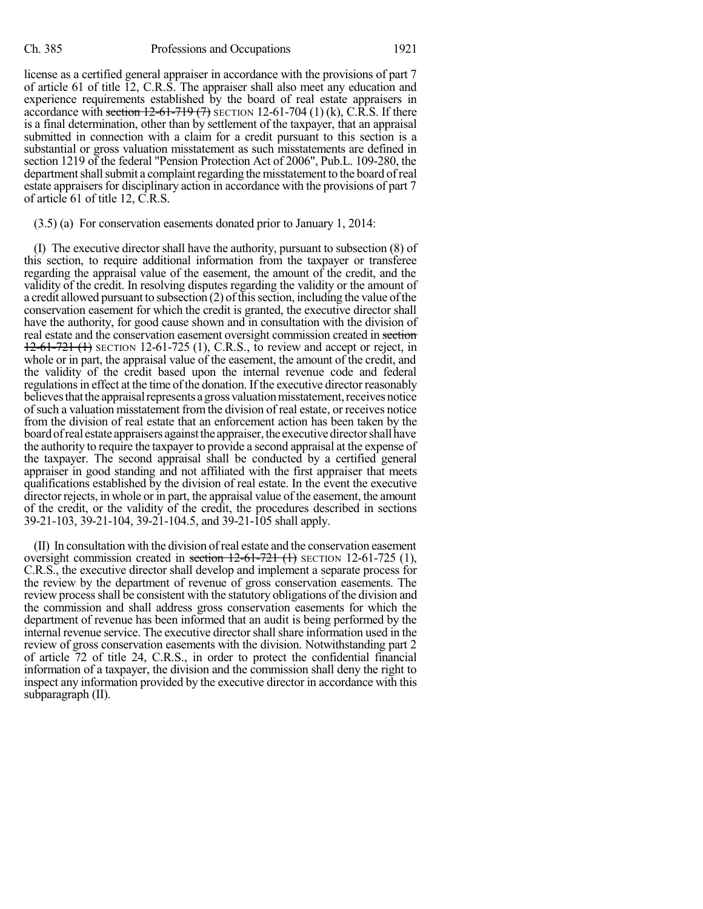license as a certified general appraiser in accordance with the provisions of part 7 of article 61 of title 12, C.R.S. The appraiser shall also meet any education and experience requirements established by the board of real estate appraisers in accordance with ~~section 12-61-719 (7)~~ SECTION 12-61-704 (1) (k), C.R.S. If there is a final determination, other than by settlement of the taxpayer, that an appraisal submitted in connection with a claim for a credit pursuant to this section is a substantial or gross valuation misstatement as such misstatements are defined in section 1219 of the federal "Pension Protection Act of 2006", Pub.L. 109-280, the department shall submit a complaint regarding the misstatement to the board of real estate appraisers for disciplinary action in accordance with the provisions of part 7 of article 61 of title 12, C.R.S.

(3.5) (a) For conservation easements donated prior to January 1, 2014:

(I) The executive director shall have the authority, pursuant to subsection (8) of this section, to require additional information from the taxpayer or transferee regarding the appraisal value of the easement, the amount of the credit, and the validity of the credit. In resolving disputes regarding the validity or the amount of a credit allowed pursuant to subsection (2) of this section, including the value of the conservation easement for which the credit is granted, the executive director shall have the authority, for good cause shown and in consultation with the division of real estate and the conservation easement oversight commission created in ~~section 12-61-721 (1)~~ SECTION 12-61-725 (1), C.R.S., to review and accept or reject, in whole or in part, the appraisal value of the easement, the amount of the credit, and the validity of the credit based upon the internal revenue code and federal regulations in effect at the time of the donation. If the executive director reasonably believes that the appraisal represents a gross valuation misstatement, receives notice of such a valuation misstatement from the division of real estate, or receives notice from the division of real estate that an enforcement action has been taken by the board of real estate appraisers against the appraiser, the executive director shall have the authority to require the taxpayer to provide a second appraisal at the expense of the taxpayer. The second appraisal shall be conducted by a certified general appraiser in good standing and not affiliated with the first appraiser that meets qualifications established by the division of real estate. In the event the executive director rejects, in whole or in part, the appraisal value of the easement, the amount of the credit, or the validity of the credit, the procedures described in sections 39-21-103, 39-21-104, 39-21-104.5, and 39-21-105 shall apply.

(II) In consultation with the division of real estate and the conservation easement oversight commission created in ~~section 12-61-721 (1)~~ SECTION 12-61-725 (1), C.R.S., the executive director shall develop and implement a separate process for the review by the department of revenue of gross conservation easements. The review process shall be consistent with the statutory obligations of the division and the commission and shall address gross conservation easements for which the department of revenue has been informed that an audit is being performed by the internal revenue service. The executive director shall share information used in the review of gross conservation easements with the division. Notwithstanding part 2 of article 72 of title 24, C.R.S., in order to protect the confidential financial information of a taxpayer, the division and the commission shall deny the right to inspect any information provided by the executive director in accordance with this subparagraph (II).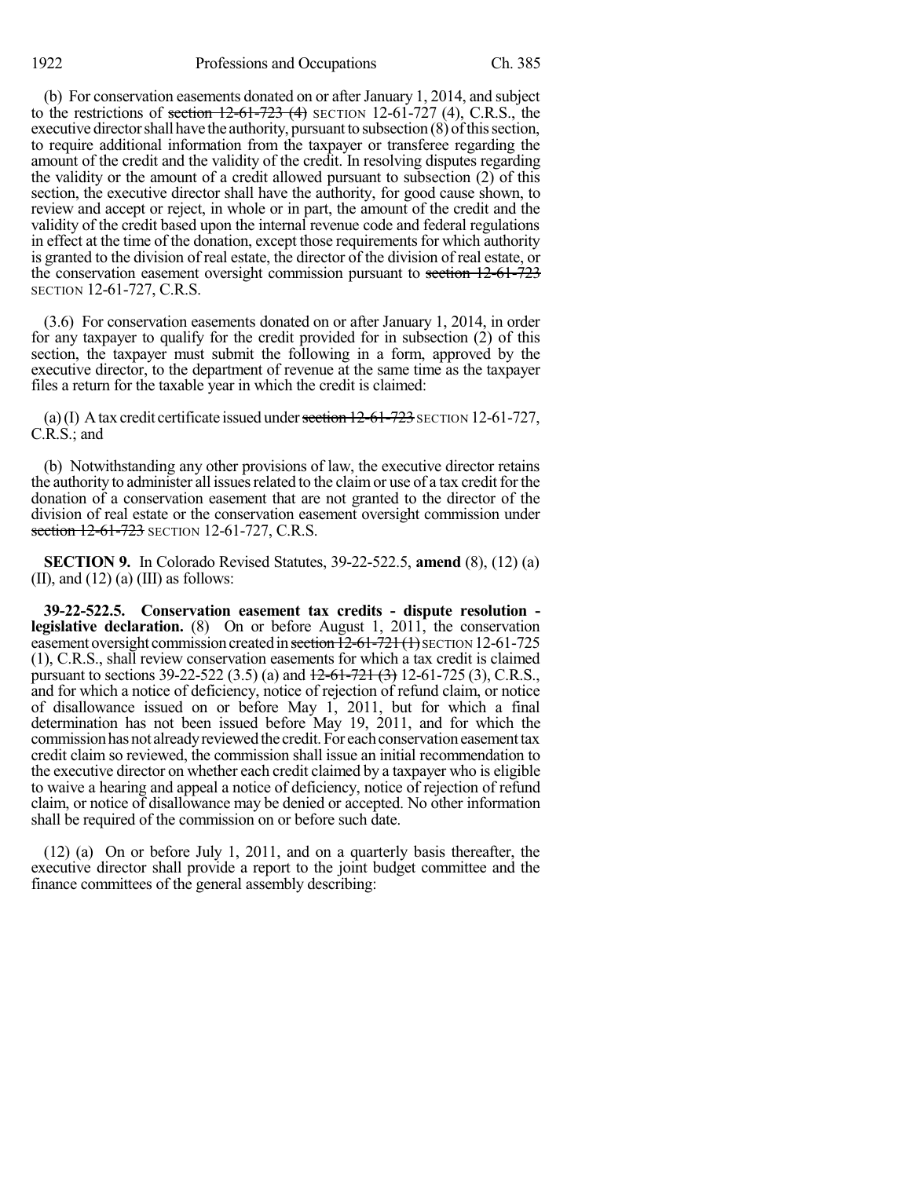(b) For conservation easements donated on or after January 1, 2014, and subject to the restrictions of section 12-61-723 (4) SECTION 12-61-727 (4), C.R.S., the executive director shall have the authority, pursuant to subsection (8) of this section, to require additional information from the taxpayer or transferee regarding the amount of the credit and the validity of the credit. In resolving disputes regarding the validity or the amount of a credit allowed pursuant to subsection (2) of this section, the executive director shall have the authority, for good cause shown, to review and accept or reject, in whole or in part, the amount of the credit and the validity of the credit based upon the internal revenue code and federal regulations in effect at the time of the donation, except those requirements for which authority is granted to the division of real estate, the director of the division of real estate, or the conservation easement oversight commission pursuant to section 12-61-723 SECTION 12-61-727, C.R.S.

(3.6) For conservation easements donated on or after January 1, 2014, in order for any taxpayer to qualify for the credit provided for in subsection (2) of this section, the taxpayer must submit the following in a form, approved by the executive director, to the department of revenue at the same time as the taxpayer files a return for the taxable year in which the credit is claimed:

(a) (I) A tax credit certificate issued under section 12-61-723 SECTION 12-61-727, C.R.S.; and

(b) Notwithstanding any other provisions of law, the executive director retains the authority to administer all issues related to the claim or use of a tax credit for the donation of a conservation easement that are not granted to the director of the division of real estate or the conservation easement oversight commission under section 12-61-723 SECTION 12-61-727, C.R.S.

**SECTION 9.** In Colorado Revised Statutes, 39-22-522.5, **amend** (8), (12) (a) (II), and (12) (a) (III) as follows:

**39-22-522.5. Conservation easement tax credits - dispute resolution - legislative declaration.** (8) On or before August 1, 2011, the conservation easement oversight commission created in section 12-61-721 (1) SECTION 12-61-725 (1), C.R.S., shall review conservation easements for which a tax credit is claimed pursuant to sections 39-22-522 (3.5) (a) and 12-61-721 (3) 12-61-725 (3), C.R.S., and for which a notice of deficiency, notice of rejection of refund claim, or notice of disallowance issued on or before May 1, 2011, but for which a final determination has not been issued before May 19, 2011, and for which the commission has not already reviewed the credit. For each conservation easement tax credit claim so reviewed, the commission shall issue an initial recommendation to the executive director on whether each credit claimed by a taxpayer who is eligible to waive a hearing and appeal a notice of deficiency, notice of rejection of refund claim, or notice of disallowance may be denied or accepted. No other information shall be required of the commission on or before such date.

(12) (a) On or before July 1, 2011, and on a quarterly basis thereafter, the executive director shall provide a report to the joint budget committee and the finance committees of the general assembly describing: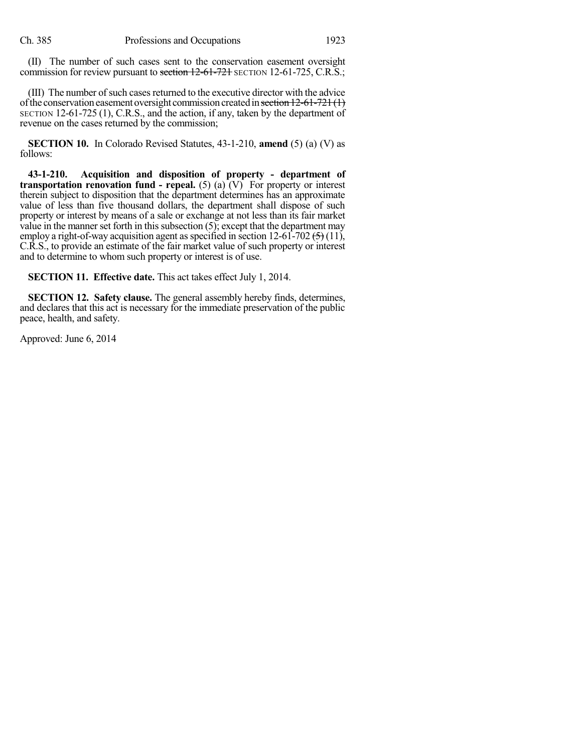(II) The number of such cases sent to the conservation easement oversight commission for review pursuant to ~~section 12-61-721~~ SECTION 12-61-725, C.R.S.;

(III) The number of such cases returned to the executive director with the advice of the conservation easement oversight commission created in ~~section 12-61-721 (1)~~ SECTION 12-61-725 (1), C.R.S., and the action, if any, taken by the department of revenue on the cases returned by the commission;

**SECTION 10.** In Colorado Revised Statutes, 43-1-210, **amend** (5) (a) (V) as follows:

**43-1-210. Acquisition and disposition of property - department of transportation renovation fund - repeal.** (5) (a) (V) For property or interest therein subject to disposition that the department determines has an approximate value of less than five thousand dollars, the department shall dispose of such property or interest by means of a sale or exchange at not less than its fair market value in the manner set forth in this subsection (5); except that the department may employ a right-of-way acquisition agent as specified in section 12-61-702 ~~(5)~~ (11), C.R.S., to provide an estimate of the fair market value of such property or interest and to determine to whom such property or interest is of use.

**SECTION 11. Effective date.** This act takes effect July 1, 2014.

**SECTION 12. Safety clause.** The general assembly hereby finds, determines, and declares that this act is necessary for the immediate preservation of the public peace, health, and safety.

Approved: June 6, 2014